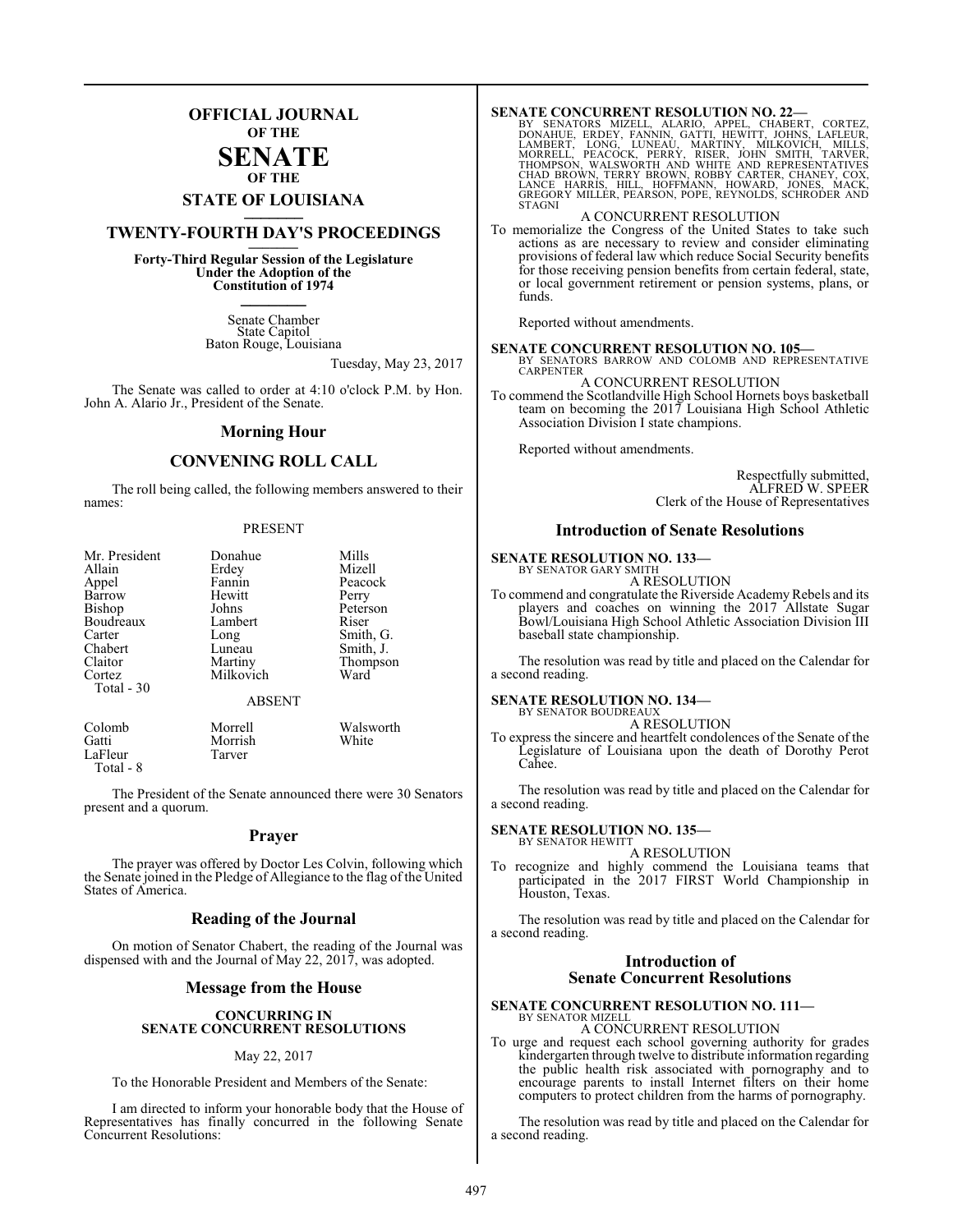# OFFICIAL JOURNAL OF THE SENATE OF THE STATE OF LOUISIANA

## TWENTY-FOURTH DAY'S PROCEEDINGS

**Forty-Third Regular Session of the Legislature Under the Adoption of the Constitution of 1974**

Senate Chamber
State Capitol
Baton Rouge, Louisiana

Tuesday, May 23, 2017

The Senate was called to order at 4:10 o'clock P.M. by Hon. John A. Alario Jr., President of the Senate.

## Morning Hour

## CONVENING ROLL CALL

The roll being called, the following members answered to their names:

PRESENT

| | | |
|---|---|---|
| Mr. President | Donahue | Mills |
| Allain | Erdey | Mizell |
| Appel | Fannin | Peacock |
| Barrow | Hewitt | Perry |
| Bishop | Johns | Peterson |
| Boudreaux | Lambert | Riser |
| Carter | Long | Smith, G. |
| Chabert | Luneau | Smith, J. |
| Claitor | Martiny | Thompson |
| Cortez | Milkovich | Ward |
| Total - 30 | | |

ABSENT

| | | |
|---|---|---|
| Colomb | Morrell | Walsworth |
| Gatti | Morrish | White |
| LaFleur | Tarver | |
| Total - 8 | | |

The President of the Senate announced there were 30 Senators present and a quorum.

## Prayer

The prayer was offered by Doctor Les Colvin, following which the Senate joined in the Pledge of Allegiance to the flag of the United States of America.

## Reading of the Journal

On motion of Senator Chabert, the reading of the Journal was dispensed with and the Journal of May 22, 2017, was adopted.

## Message from the House

**CONCURRING IN SENATE CONCURRENT RESOLUTIONS**

May 22, 2017

To the Honorable President and Members of the Senate:

I am directed to inform your honorable body that the House of Representatives has finally concurred in the following Senate Concurrent Resolutions:

**SENATE CONCURRENT RESOLUTION NO. 22—**
BY SENATORS MIZELL, ALARIO, APPEL, CHABERT, CORTEZ, DONAHUE, ERDEY, FANNIN, GATTI, HEWITT, JOHNS, LAFLEUR, LAMBERT, LONG, LUNEAU, MARTINY, MILKOVICH, MILLS, MORRELL, PEACOCK, PERRY, RISER, JOHN SMITH, TARVER, THOMPSON, WALSWORTH AND WHITE AND REPRESENTATIVES CHAD BROWN, TERRY BROWN, ROBBY CARTER, CHANEY, COX, LANCE HARRIS, HILL, HOFFMANN, HOWARD, JONES, MACK, GREGORY MILLER, PEARSON, POPE, REYNOLDS, SCHRODER AND STAGNI

A CONCURRENT RESOLUTION

To memorialize the Congress of the United States to take such actions as are necessary to review and consider eliminating provisions of federal law which reduce Social Security benefits for those receiving pension benefits from certain federal, state, or local government retirement or pension systems, plans, or funds.

Reported without amendments.

**SENATE CONCURRENT RESOLUTION NO. 105—**
BY SENATORS BARROW AND COLOMB AND REPRESENTATIVE CARPENTER

A CONCURRENT RESOLUTION

To commend the Scotlandville High School Hornets boys basketball team on becoming the 2017 Louisiana High School Athletic Association Division I state champions.

Reported without amendments.

Respectfully submitted,
ALFRED W. SPEER
Clerk of the House of Representatives

## Introduction of Senate Resolutions

**SENATE RESOLUTION NO. 133—**
BY SENATOR GARY SMITH

A RESOLUTION

To commend and congratulate the Riverside Academy Rebels and its players and coaches on winning the 2017 Allstate Sugar Bowl/Louisiana High School Athletic Association Division III baseball state championship.

The resolution was read by title and placed on the Calendar for a second reading.

**SENATE RESOLUTION NO. 134—**
BY SENATOR BOUDREAUX

A RESOLUTION

To express the sincere and heartfelt condolences of the Senate of the Legislature of Louisiana upon the death of Dorothy Perot Cahee.

The resolution was read by title and placed on the Calendar for a second reading.

**SENATE RESOLUTION NO. 135—**
BY SENATOR HEWITT

A RESOLUTION

To recognize and highly commend the Louisiana teams that participated in the 2017 FIRST World Championship in Houston, Texas.

The resolution was read by title and placed on the Calendar for a second reading.

## Introduction of Senate Concurrent Resolutions

**SENATE CONCURRENT RESOLUTION NO. 111—**
BY SENATOR MIZELL

A CONCURRENT RESOLUTION

To urge and request each school governing authority for grades kindergarten through twelve to distribute information regarding the public health risk associated with pornography and to encourage parents to install Internet filters on their home computers to protect children from the harms of pornography.

The resolution was read by title and placed on the Calendar for a second reading.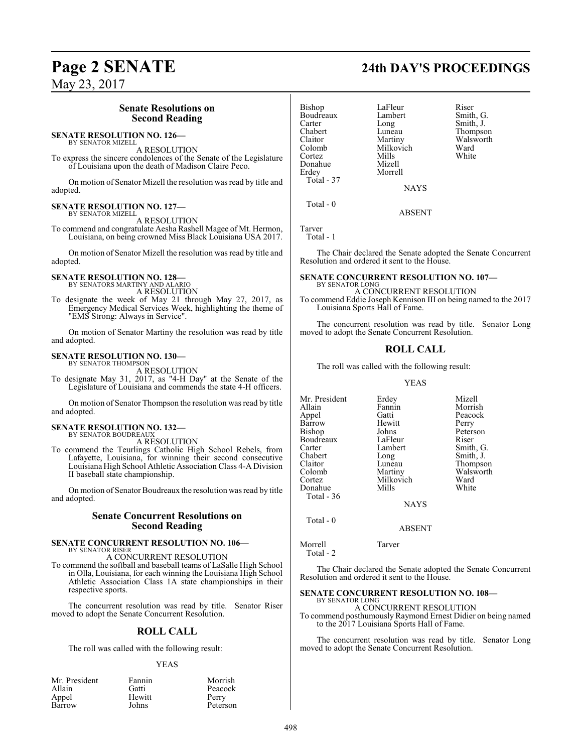## Senate Resolutions on Second Reading

**SENATE RESOLUTION NO. 126—**
BY SENATOR MIZELL

A RESOLUTION

To express the sincere condolences of the Senate of the Legislature of Louisiana upon the death of Madison Claire Peco.

On motion of Senator Mizell the resolution was read by title and adopted.

**SENATE RESOLUTION NO. 127—**
BY SENATOR MIZELL

A RESOLUTION

To commend and congratulate Aesha Rashell Magee of Mt. Hermon, Louisiana, on being crowned Miss Black Louisiana USA 2017.

On motion of Senator Mizell the resolution was read by title and adopted.

**SENATE RESOLUTION NO. 128—**
BY SENATORS MARTINY AND ALARIO

A RESOLUTION

To designate the week of May 21 through May 27, 2017, as Emergency Medical Services Week, highlighting the theme of "EMS Strong: Always in Service".

On motion of Senator Martiny the resolution was read by title and adopted.

**SENATE RESOLUTION NO. 130—**
BY SENATOR THOMPSON

A RESOLUTION

To designate May 31, 2017, as "4-H Day" at the Senate of the Legislature of Louisiana and commends the state 4-H officers.

On motion of Senator Thompson the resolution was read by title and adopted.

**SENATE RESOLUTION NO. 132—**
BY SENATOR BOUDREAUX

A RESOLUTION

To commend the Teurlings Catholic High School Rebels, from Lafayette, Louisiana, for winning their second consecutive Louisiana High School Athletic Association Class 4-A Division II baseball state championship.

On motion of Senator Boudreaux the resolution was read by title and adopted.

## Senate Concurrent Resolutions on Second Reading

**SENATE CONCURRENT RESOLUTION NO. 106—**
BY SENATOR RISER

A CONCURRENT RESOLUTION

To commend the softball and baseball teams of LaSalle High School in Olla, Louisiana, for each winning the Louisiana High School Athletic Association Class 1A state championships in their respective sports.

The concurrent resolution was read by title. Senator Riser moved to adopt the Senate Concurrent Resolution.

## ROLL CALL

The roll was called with the following result:

YEAS

| | | |
|---|---|---|
| Mr. President | Fannin | Morrish |
| Allain | Gatti | Peacock |
| Appel | Hewitt | Perry |
| Barrow | Johns | Peterson |
| Bishop | LaFleur | Riser |
| Boudreaux | Lambert | Smith, G. |
| Carter | Long | Smith, J. |
| Chabert | Luneau | Thompson |
| Claitor | Martiny | Walsworth |
| Colomb | Milkovich | Ward |
| Cortez | Mills | White |
| Donahue | Mizell | |
| Erdey | Morrell | |

Total - 37

NAYS

Total - 0

ABSENT

Tarver

Total - 1

The Chair declared the Senate adopted the Senate Concurrent Resolution and ordered it sent to the House.

**SENATE CONCURRENT RESOLUTION NO. 107—**
BY SENATOR LONG

A CONCURRENT RESOLUTION

To commend Eddie Joseph Kennison III on being named to the 2017 Louisiana Sports Hall of Fame.

The concurrent resolution was read by title. Senator Long moved to adopt the Senate Concurrent Resolution.

## ROLL CALL

The roll was called with the following result:

YEAS

| | | |
|---|---|---|
| Mr. President | Erdey | Mizell |
| Allain | Fannin | Morrish |
| Appel | Gatti | Peacock |
| Barrow | Hewitt | Perry |
| Bishop | Johns | Peterson |
| Boudreaux | LaFleur | Riser |
| Carter | Lambert | Smith, G. |
| Chabert | Long | Smith, J. |
| Claitor | Luneau | Thompson |
| Colomb | Martiny | Walsworth |
| Cortez | Milkovich | Ward |
| Donahue | Mills | White |

Total - 36

NAYS

Total - 0

ABSENT

Morrell Tarver

Total - 2

The Chair declared the Senate adopted the Senate Concurrent Resolution and ordered it sent to the House.

**SENATE CONCURRENT RESOLUTION NO. 108—**
BY SENATOR LONG

A CONCURRENT RESOLUTION

To commend posthumously Raymond Ernest Didier on being named to the 2017 Louisiana Sports Hall of Fame.

The concurrent resolution was read by title. Senator Long moved to adopt the Senate Concurrent Resolution.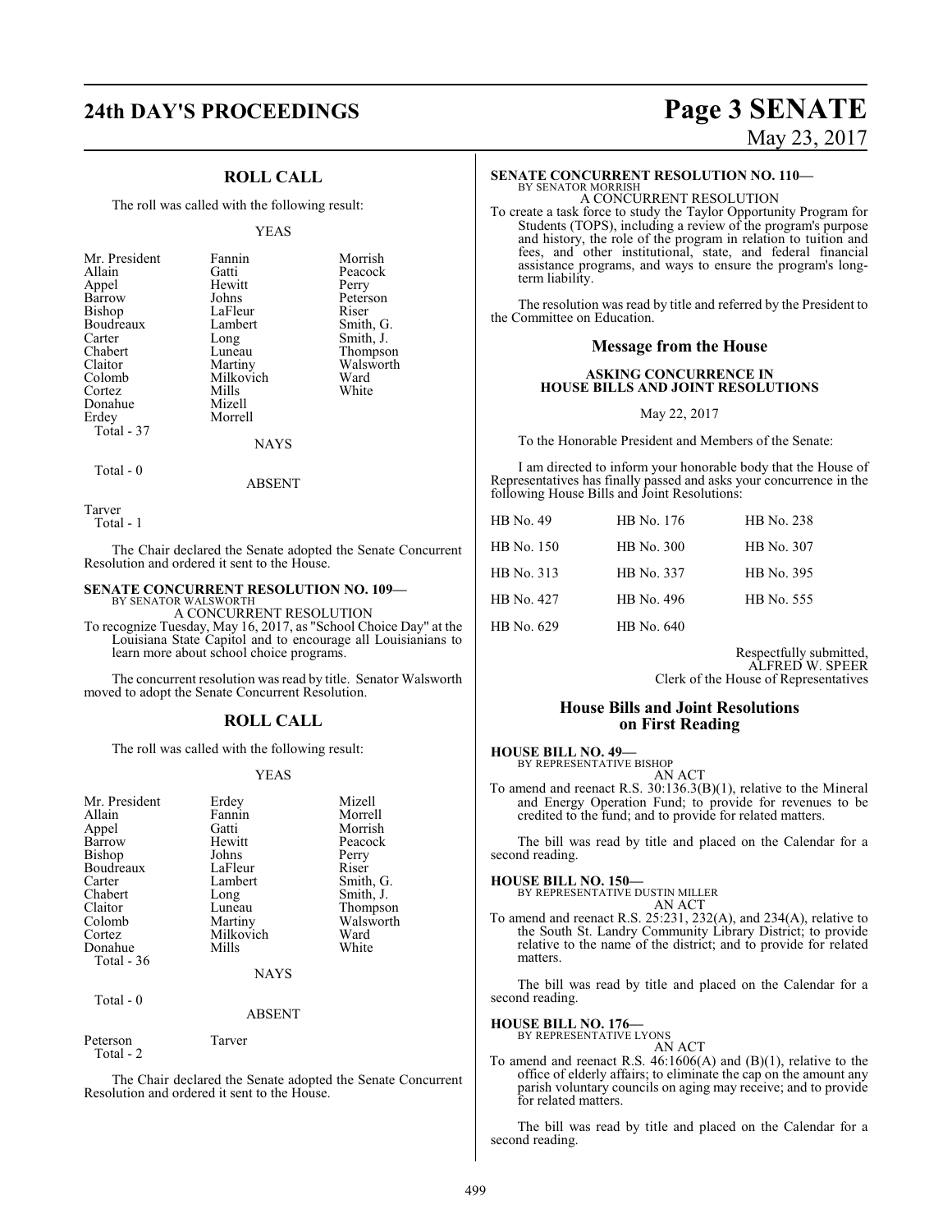## ROLL CALL

The roll was called with the following result:

YEAS

| | | |
|---|---|---|
| Mr. President | Fannin | Morrish |
| Allain | Gatti | Peacock |
| Appel | Hewitt | Perry |
| Barrow | Johns | Peterson |
| Bishop | LaFleur | Riser |
| Boudreaux | Lambert | Smith, G. |
| Carter | Long | Smith, J. |
| Chabert | Luneau | Thompson |
| Claitor | Martiny | Walsworth |
| Colomb | Milkovich | Ward |
| Cortez | Mills | White |
| Donahue | Mizell | |
| Erdey | Morrell | |
| Total - 37 | | |

NAYS

Total - 0

ABSENT

Tarver
Total - 1

The Chair declared the Senate adopted the Senate Concurrent Resolution and ordered it sent to the House.

**SENATE CONCURRENT RESOLUTION NO. 109—**
BY SENATOR WALSWORTH
A CONCURRENT RESOLUTION
To recognize Tuesday, May 16, 2017, as "School Choice Day" at the Louisiana State Capitol and to encourage all Louisianians to learn more about school choice programs.

The concurrent resolution was read by title. Senator Walsworth moved to adopt the Senate Concurrent Resolution.

## ROLL CALL

The roll was called with the following result:

YEAS

| | | |
|---|---|---|
| Mr. President | Erdey | Mizell |
| Allain | Fannin | Morrell |
| Appel | Gatti | Morrish |
| Barrow | Hewitt | Peacock |
| Bishop | Johns | Perry |
| Boudreaux | LaFleur | Riser |
| Carter | Lambert | Smith, G. |
| Chabert | Long | Smith, J. |
| Claitor | Luneau | Thompson |
| Colomb | Martiny | Walsworth |
| Cortez | Milkovich | Ward |
| Donahue | Mills | White |
| Total - 36 | | |

NAYS

Total - 0

ABSENT

Peterson Tarver
Total - 2

The Chair declared the Senate adopted the Senate Concurrent Resolution and ordered it sent to the House.

**SENATE CONCURRENT RESOLUTION NO. 110—**
BY SENATOR MORRISH
A CONCURRENT RESOLUTION
To create a task force to study the Taylor Opportunity Program for Students (TOPS), including a review of the program's purpose and history, the role of the program in relation to tuition and fees, and other institutional, state, and federal financial assistance programs, and ways to ensure the program's long-term liability.

The resolution was read by title and referred by the President to the Committee on Education.

## Message from the House

### ASKING CONCURRENCE IN HOUSE BILLS AND JOINT RESOLUTIONS

May 22, 2017

To the Honorable President and Members of the Senate:

I am directed to inform your honorable body that the House of Representatives has finally passed and asks your concurrence in the following House Bills and Joint Resolutions:

| | | |
|---|---|---|
| HB No. 49 | HB No. 176 | HB No. 238 |
| HB No. 150 | HB No. 300 | HB No. 307 |
| HB No. 313 | HB No. 337 | HB No. 395 |
| HB No. 427 | HB No. 496 | HB No. 555 |
| HB No. 629 | HB No. 640 | |

Respectfully submitted,
ALFRED W. SPEER
Clerk of the House of Representatives

## House Bills and Joint Resolutions on First Reading

**HOUSE BILL NO. 49—**
BY REPRESENTATIVE BISHOP
AN ACT
To amend and reenact R.S. 30:136.3(B)(1), relative to the Mineral and Energy Operation Fund; to provide for revenues to be credited to the fund; and to provide for related matters.

The bill was read by title and placed on the Calendar for a second reading.

**HOUSE BILL NO. 150—**
BY REPRESENTATIVE DUSTIN MILLER
AN ACT
To amend and reenact R.S. 25:231, 232(A), and 234(A), relative to the South St. Landry Community Library District; to provide relative to the name of the district; and to provide for related matters.

The bill was read by title and placed on the Calendar for a second reading.

**HOUSE BILL NO. 176—**
BY REPRESENTATIVE LYONS
AN ACT
To amend and reenact R.S. 46:1606(A) and (B)(1), relative to the office of elderly affairs; to eliminate the cap on the amount any parish voluntary councils on aging may receive; and to provide for related matters.

The bill was read by title and placed on the Calendar for a second reading.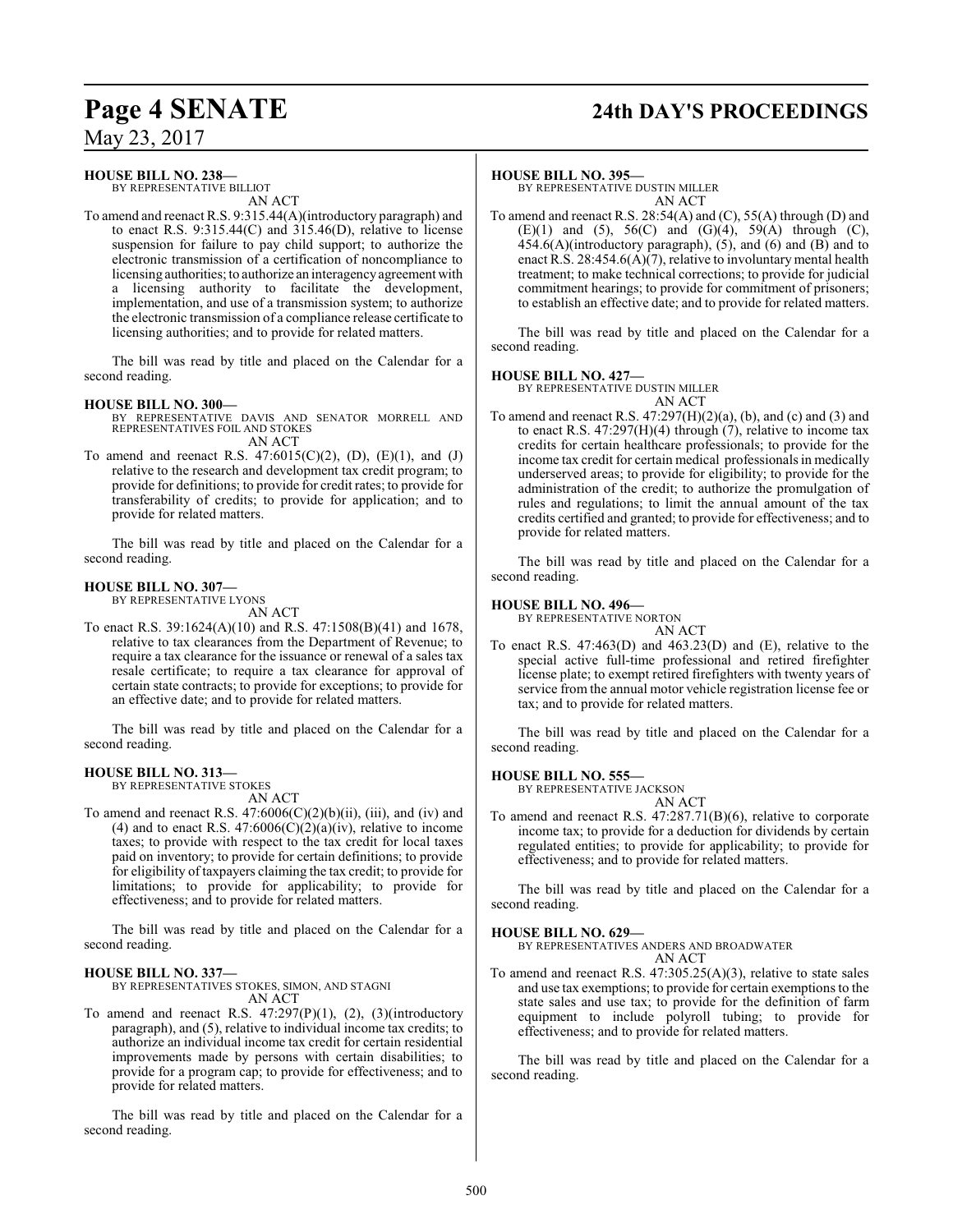**HOUSE BILL NO. 238—**
BY REPRESENTATIVE BILLIOT

AN ACT

To amend and reenact R.S. 9:315.44(A)(introductory paragraph) and to enact R.S. 9:315.44(C) and 315.46(D), relative to license suspension for failure to pay child support; to authorize the electronic transmission of a certification of noncompliance to licensing authorities; to authorize an interagency agreement with a licensing authority to facilitate the development, implementation, and use of a transmission system; to authorize the electronic transmission of a compliance release certificate to licensing authorities; and to provide for related matters.

The bill was read by title and placed on the Calendar for a second reading.

**HOUSE BILL NO. 300—**
BY REPRESENTATIVE DAVIS AND SENATOR MORRELL AND REPRESENTATIVES FOIL AND STOKES

AN ACT

To amend and reenact R.S. 47:6015(C)(2), (D), (E)(1), and (J) relative to the research and development tax credit program; to provide for definitions; to provide for credit rates; to provide for transferability of credits; to provide for application; and to provide for related matters.

The bill was read by title and placed on the Calendar for a second reading.

**HOUSE BILL NO. 307—**
BY REPRESENTATIVE LYONS

AN ACT

To enact R.S. 39:1624(A)(10) and R.S. 47:1508(B)(41) and 1678, relative to tax clearances from the Department of Revenue; to require a tax clearance for the issuance or renewal of a sales tax resale certificate; to require a tax clearance for approval of certain state contracts; to provide for exceptions; to provide for an effective date; and to provide for related matters.

The bill was read by title and placed on the Calendar for a second reading.

**HOUSE BILL NO. 313—**
BY REPRESENTATIVE STOKES

AN ACT

To amend and reenact R.S. 47:6006(C)(2)(b)(ii), (iii), and (iv) and (4) and to enact R.S. 47:6006(C)(2)(a)(iv), relative to income taxes; to provide with respect to the tax credit for local taxes paid on inventory; to provide for certain definitions; to provide for eligibility of taxpayers claiming the tax credit; to provide for limitations; to provide for applicability; to provide for effectiveness; and to provide for related matters.

The bill was read by title and placed on the Calendar for a second reading.

**HOUSE BILL NO. 337—**
BY REPRESENTATIVES STOKES, SIMON, AND STAGNI

AN ACT

To amend and reenact R.S. 47:297(P)(1), (2), (3)(introductory paragraph), and (5), relative to individual income tax credits; to authorize an individual income tax credit for certain residential improvements made by persons with certain disabilities; to provide for a program cap; to provide for effectiveness; and to provide for related matters.

The bill was read by title and placed on the Calendar for a second reading.

**HOUSE BILL NO. 395—**
BY REPRESENTATIVE DUSTIN MILLER

AN ACT

To amend and reenact R.S. 28:54(A) and (C), 55(A) through (D) and (E)(1) and (5), 56(C) and (G)(4), 59(A) through (C), 454.6(A)(introductory paragraph), (5), and (6) and (B) and to enact R.S. 28:454.6(A)(7), relative to involuntary mental health treatment; to make technical corrections; to provide for judicial commitment hearings; to provide for commitment of prisoners; to establish an effective date; and to provide for related matters.

The bill was read by title and placed on the Calendar for a second reading.

**HOUSE BILL NO. 427—**
BY REPRESENTATIVE DUSTIN MILLER

AN ACT

To amend and reenact R.S. 47:297(H)(2)(a), (b), and (c) and (3) and to enact R.S. 47:297(H)(4) through (7), relative to income tax credits for certain healthcare professionals; to provide for the income tax credit for certain medical professionals in medically underserved areas; to provide for eligibility; to provide for the administration of the credit; to authorize the promulgation of rules and regulations; to limit the annual amount of the tax credits certified and granted; to provide for effectiveness; and to provide for related matters.

The bill was read by title and placed on the Calendar for a second reading.

**HOUSE BILL NO. 496—**
BY REPRESENTATIVE NORTON

AN ACT

To enact R.S. 47:463(D) and 463.23(D) and (E), relative to the special active full-time professional and retired firefighter license plate; to exempt retired firefighters with twenty years of service from the annual motor vehicle registration license fee or tax; and to provide for related matters.

The bill was read by title and placed on the Calendar for a second reading.

**HOUSE BILL NO. 555—**
BY REPRESENTATIVE JACKSON

AN ACT

To amend and reenact R.S. 47:287.71(B)(6), relative to corporate income tax; to provide for a deduction for dividends by certain regulated entities; to provide for applicability; to provide for effectiveness; and to provide for related matters.

The bill was read by title and placed on the Calendar for a second reading.

**HOUSE BILL NO. 629—**
BY REPRESENTATIVES ANDERS AND BROADWATER

AN ACT

To amend and reenact R.S. 47:305.25(A)(3), relative to state sales and use tax exemptions; to provide for certain exemptions to the state sales and use tax; to provide for the definition of farm equipment to include polyroll tubing; to provide for effectiveness; and to provide for related matters.

The bill was read by title and placed on the Calendar for a second reading.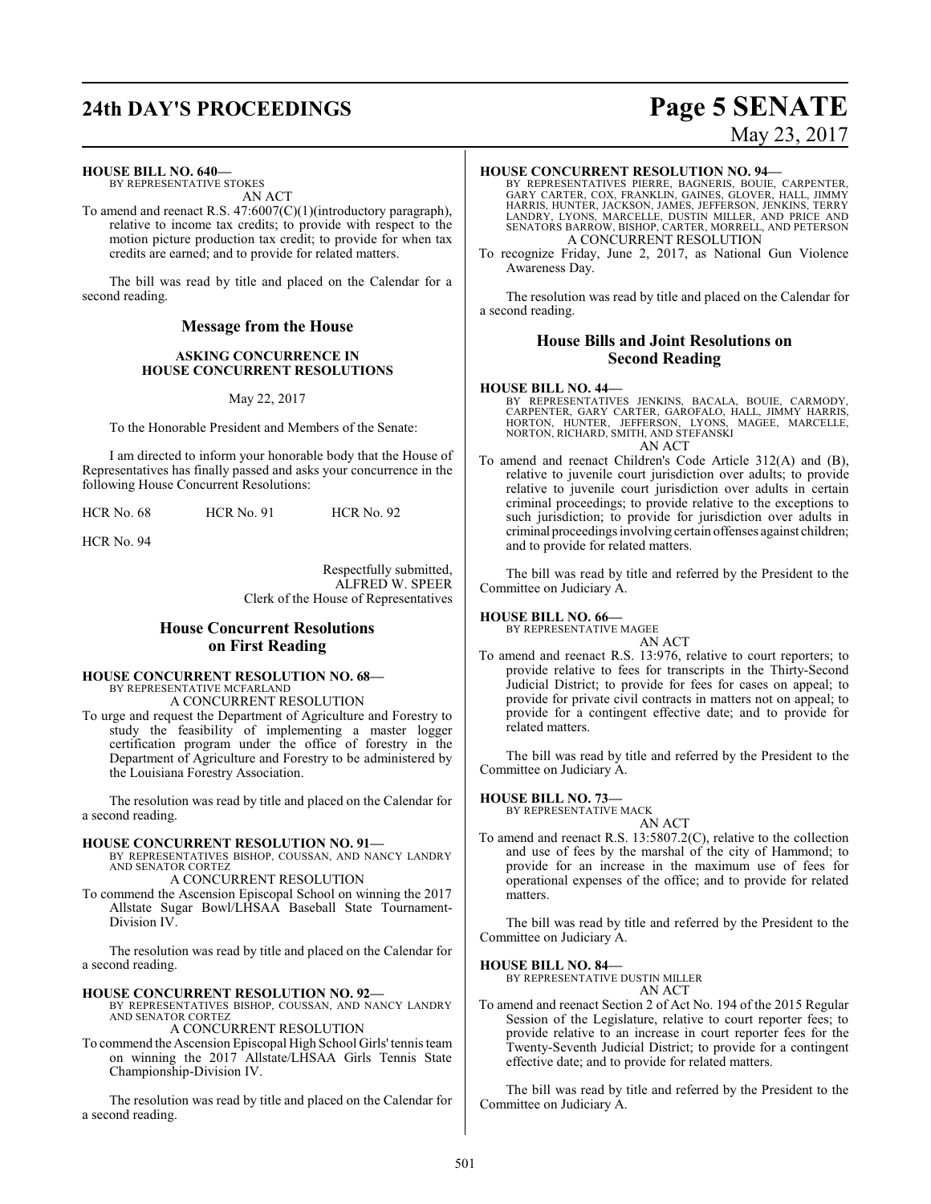**HOUSE BILL NO. 640—**
BY REPRESENTATIVE STOKES
AN ACT

To amend and reenact R.S. 47:6007(C)(1)(introductory paragraph), relative to income tax credits; to provide with respect to the motion picture production tax credit; to provide for when tax credits are earned; and to provide for related matters.

The bill was read by title and placed on the Calendar for a second reading.

## Message from the House

### ASKING CONCURRENCE IN HOUSE CONCURRENT RESOLUTIONS

May 22, 2017

To the Honorable President and Members of the Senate:

I am directed to inform your honorable body that the House of Representatives has finally passed and asks your concurrence in the following House Concurrent Resolutions:

HCR No. 68 HCR No. 91 HCR No. 92

HCR No. 94

Respectfully submitted,
ALFRED W. SPEER
Clerk of the House of Representatives

## House Concurrent Resolutions on First Reading

**HOUSE CONCURRENT RESOLUTION NO. 68—**
BY REPRESENTATIVE MCFARLAND
A CONCURRENT RESOLUTION

To urge and request the Department of Agriculture and Forestry to study the feasibility of implementing a master logger certification program under the office of forestry in the Department of Agriculture and Forestry to be administered by the Louisiana Forestry Association.

The resolution was read by title and placed on the Calendar for a second reading.

**HOUSE CONCURRENT RESOLUTION NO. 91—**
BY REPRESENTATIVES BISHOP, COUSSAN, AND NANCY LANDRY AND SENATOR CORTEZ
A CONCURRENT RESOLUTION

To commend the Ascension Episcopal School on winning the 2017 Allstate Sugar Bowl/LHSAA Baseball State Tournament-Division IV.

The resolution was read by title and placed on the Calendar for a second reading.

**HOUSE CONCURRENT RESOLUTION NO. 92—**
BY REPRESENTATIVES BISHOP, COUSSAN, AND NANCY LANDRY AND SENATOR CORTEZ
A CONCURRENT RESOLUTION

To commend the Ascension Episcopal High School Girls' tennis team on winning the 2017 Allstate/LHSAA Girls Tennis State Championship-Division IV.

The resolution was read by title and placed on the Calendar for a second reading.

**HOUSE CONCURRENT RESOLUTION NO. 94—**
BY REPRESENTATIVES PIERRE, BAGNERIS, BOUIE, CARPENTER, GARY CARTER, COX, FRANKLIN, GAINES, GLOVER, HALL, JIMMY HARRIS, HUNTER, JACKSON, JAMES, JEFFERSON, JENKINS, TERRY LANDRY, LYONS, MARCELLE, DUSTIN MILLER, AND PRICE AND SENATORS BARROW, BISHOP, CARTER, MORRELL, AND PETERSON
A CONCURRENT RESOLUTION

To recognize Friday, June 2, 2017, as National Gun Violence Awareness Day.

The resolution was read by title and placed on the Calendar for a second reading.

## House Bills and Joint Resolutions on Second Reading

**HOUSE BILL NO. 44—**
BY REPRESENTATIVES JENKINS, BACALA, BOUIE, CARMODY, CARPENTER, GARY CARTER, GAROFALO, HALL, JIMMY HARRIS, HORTON, HUNTER, JEFFERSON, LYONS, MAGEE, MARCELLE, NORTON, RICHARD, SMITH, AND STEFANSKI
AN ACT

To amend and reenact Children's Code Article 312(A) and (B), relative to juvenile court jurisdiction over adults; to provide relative to juvenile court jurisdiction over adults in certain criminal proceedings; to provide relative to the exceptions to such jurisdiction; to provide for jurisdiction over adults in criminal proceedings involving certain offenses against children; and to provide for related matters.

The bill was read by title and referred by the President to the Committee on Judiciary A.

**HOUSE BILL NO. 66—**
BY REPRESENTATIVE MAGEE
AN ACT

To amend and reenact R.S. 13:976, relative to court reporters; to provide relative to fees for transcripts in the Thirty-Second Judicial District; to provide for fees for cases on appeal; to provide for private civil contracts in matters not on appeal; to provide for a contingent effective date; and to provide for related matters.

The bill was read by title and referred by the President to the Committee on Judiciary A.

**HOUSE BILL NO. 73—**
BY REPRESENTATIVE MACK
AN ACT

To amend and reenact R.S. 13:5807.2(C), relative to the collection and use of fees by the marshal of the city of Hammond; to provide for an increase in the maximum use of fees for operational expenses of the office; and to provide for related matters.

The bill was read by title and referred by the President to the Committee on Judiciary A.

**HOUSE BILL NO. 84—**
BY REPRESENTATIVE DUSTIN MILLER
AN ACT

To amend and reenact Section 2 of Act No. 194 of the 2015 Regular Session of the Legislature, relative to court reporter fees; to provide relative to an increase in court reporter fees for the Twenty-Seventh Judicial District; to provide for a contingent effective date; and to provide for related matters.

The bill was read by title and referred by the President to the Committee on Judiciary A.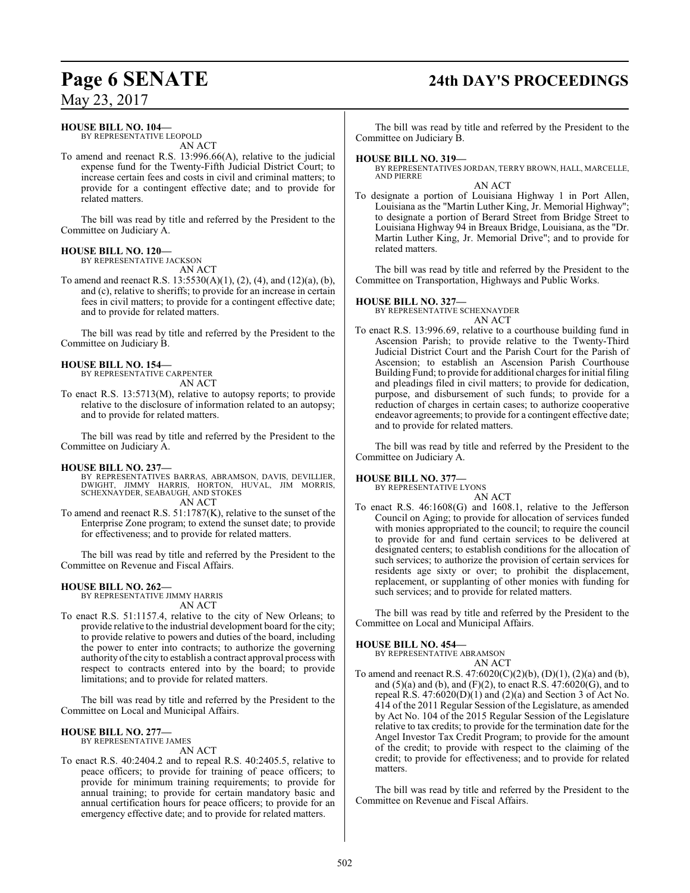**HOUSE BILL NO. 104—**

BY REPRESENTATIVE LEOPOLD

AN ACT

To amend and reenact R.S. 13:996.66(A), relative to the judicial expense fund for the Twenty-Fifth Judicial District Court; to increase certain fees and costs in civil and criminal matters; to provide for a contingent effective date; and to provide for related matters.

The bill was read by title and referred by the President to the Committee on Judiciary A.

**HOUSE BILL NO. 120—**

BY REPRESENTATIVE JACKSON

AN ACT

To amend and reenact R.S. 13:5530(A)(1), (2), (4), and (12)(a), (b), and (c), relative to sheriffs; to provide for an increase in certain fees in civil matters; to provide for a contingent effective date; and to provide for related matters.

The bill was read by title and referred by the President to the Committee on Judiciary B.

**HOUSE BILL NO. 154—**

BY REPRESENTATIVE CARPENTER

AN ACT

To enact R.S. 13:5713(M), relative to autopsy reports; to provide relative to the disclosure of information related to an autopsy; and to provide for related matters.

The bill was read by title and referred by the President to the Committee on Judiciary A.

**HOUSE BILL NO. 237—**

BY REPRESENTATIVES BARRAS, ABRAMSON, DAVIS, DEVILLIER, DWIGHT, JIMMY HARRIS, HORTON, HUVAL, JIM MORRIS, SCHEXNAYDER, SEABAUGH, AND STOKES

AN ACT

To amend and reenact R.S. 51:1787(K), relative to the sunset of the Enterprise Zone program; to extend the sunset date; to provide for effectiveness; and to provide for related matters.

The bill was read by title and referred by the President to the Committee on Revenue and Fiscal Affairs.

**HOUSE BILL NO. 262—**

BY REPRESENTATIVE JIMMY HARRIS

AN ACT

To enact R.S. 51:1157.4, relative to the city of New Orleans; to provide relative to the industrial development board for the city; to provide relative to powers and duties of the board, including the power to enter into contracts; to authorize the governing authority of the city to establish a contract approval process with respect to contracts entered into by the board; to provide limitations; and to provide for related matters.

The bill was read by title and referred by the President to the Committee on Local and Municipal Affairs.

**HOUSE BILL NO. 277—**

BY REPRESENTATIVE JAMES

AN ACT

To enact R.S. 40:2404.2 and to repeal R.S. 40:2405.5, relative to peace officers; to provide for training of peace officers; to provide for minimum training requirements; to provide for annual training; to provide for certain mandatory basic and annual certification hours for peace officers; to provide for an emergency effective date; and to provide for related matters.

The bill was read by title and referred by the President to the Committee on Judiciary B.

**HOUSE BILL NO. 319—**

BY REPRESENTATIVES JORDAN, TERRY BROWN, HALL, MARCELLE, AND PIERRE

AN ACT

To designate a portion of Louisiana Highway 1 in Port Allen, Louisiana as the "Martin Luther King, Jr. Memorial Highway"; to designate a portion of Berard Street from Bridge Street to Louisiana Highway 94 in Breaux Bridge, Louisiana, as the "Dr. Martin Luther King, Jr. Memorial Drive"; and to provide for related matters.

The bill was read by title and referred by the President to the Committee on Transportation, Highways and Public Works.

**HOUSE BILL NO. 327—**

BY REPRESENTATIVE SCHEXNAYDER

AN ACT

To enact R.S. 13:996.69, relative to a courthouse building fund in Ascension Parish; to provide relative to the Twenty-Third Judicial District Court and the Parish Court for the Parish of Ascension; to establish an Ascension Parish Courthouse Building Fund; to provide for additional charges for initial filing and pleadings filed in civil matters; to provide for dedication, purpose, and disbursement of such funds; to provide for a reduction of charges in certain cases; to authorize cooperative endeavor agreements; to provide for a contingent effective date; and to provide for related matters.

The bill was read by title and referred by the President to the Committee on Judiciary A.

**HOUSE BILL NO. 377—**

BY REPRESENTATIVE LYONS

AN ACT

To enact R.S. 46:1608(G) and 1608.1, relative to the Jefferson Council on Aging; to provide for allocation of services funded with monies appropriated to the council; to require the council to provide for and fund certain services to be delivered at designated centers; to establish conditions for the allocation of such services; to authorize the provision of certain services for residents age sixty or over; to prohibit the displacement, replacement, or supplanting of other monies with funding for such services; and to provide for related matters.

The bill was read by title and referred by the President to the Committee on Local and Municipal Affairs.

**HOUSE BILL NO. 454—**

BY REPRESENTATIVE ABRAMSON

AN ACT

To amend and reenact R.S. 47:6020(C)(2)(b), (D)(1), (2)(a) and (b), and (5)(a) and (b), and (F)(2), to enact R.S. 47:6020(G), and to repeal R.S. 47:6020(D)(1) and (2)(a) and Section 3 of Act No. 414 of the 2011 Regular Session of the Legislature, as amended by Act No. 104 of the 2015 Regular Session of the Legislature relative to tax credits; to provide for the termination date for the Angel Investor Tax Credit Program; to provide for the amount of the credit; to provide with respect to the claiming of the credit; to provide for effectiveness; and to provide for related matters.

The bill was read by title and referred by the President to the Committee on Revenue and Fiscal Affairs.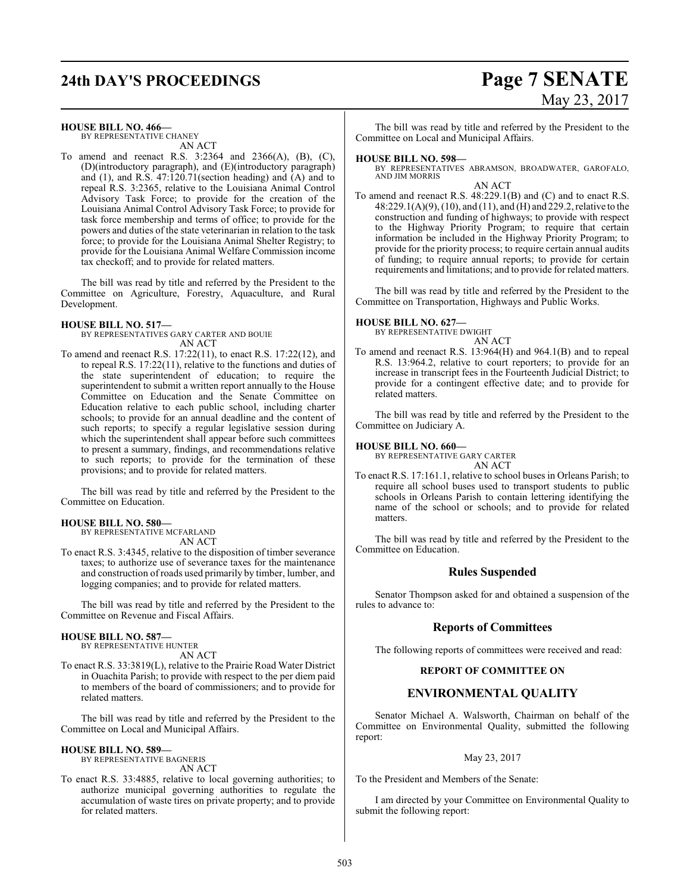**HOUSE BILL NO. 466—**
BY REPRESENTATIVE CHANEY
AN ACT

To amend and reenact R.S. 3:2364 and 2366(A), (B), (C), (D)(introductory paragraph), and (E)(introductory paragraph) and (1), and R.S. 47:120.71(section heading) and (A) and to repeal R.S. 3:2365, relative to the Louisiana Animal Control Advisory Task Force; to provide for the creation of the Louisiana Animal Control Advisory Task Force; to provide for task force membership and terms of office; to provide for the powers and duties of the state veterinarian in relation to the task force; to provide for the Louisiana Animal Shelter Registry; to provide for the Louisiana Animal Welfare Commission income tax checkoff; and to provide for related matters.

The bill was read by title and referred by the President to the Committee on Agriculture, Forestry, Aquaculture, and Rural Development.

**HOUSE BILL NO. 517—**
BY REPRESENTATIVES GARY CARTER AND BOUIE
AN ACT

To amend and reenact R.S. 17:22(11), to enact R.S. 17:22(12), and to repeal R.S. 17:22(11), relative to the functions and duties of the state superintendent of education; to require the superintendent to submit a written report annually to the House Committee on Education and the Senate Committee on Education relative to each public school, including charter schools; to provide for an annual deadline and the content of such reports; to specify a regular legislative session during which the superintendent shall appear before such committees to present a summary, findings, and recommendations relative to such reports; to provide for the termination of these provisions; and to provide for related matters.

The bill was read by title and referred by the President to the Committee on Education.

**HOUSE BILL NO. 580—**
BY REPRESENTATIVE MCFARLAND
AN ACT

To enact R.S. 3:4345, relative to the disposition of timber severance taxes; to authorize use of severance taxes for the maintenance and construction of roads used primarily by timber, lumber, and logging companies; and to provide for related matters.

The bill was read by title and referred by the President to the Committee on Revenue and Fiscal Affairs.

**HOUSE BILL NO. 587—**
BY REPRESENTATIVE HUNTER
AN ACT

To enact R.S. 33:3819(L), relative to the Prairie Road Water District in Ouachita Parish; to provide with respect to the per diem paid to members of the board of commissioners; and to provide for related matters.

The bill was read by title and referred by the President to the Committee on Local and Municipal Affairs.

**HOUSE BILL NO. 589—**
BY REPRESENTATIVE BAGNERIS
AN ACT

To enact R.S. 33:4885, relative to local governing authorities; to authorize municipal governing authorities to regulate the accumulation of waste tires on private property; and to provide for related matters.

The bill was read by title and referred by the President to the Committee on Local and Municipal Affairs.

**HOUSE BILL NO. 598—**
BY REPRESENTATIVES ABRAMSON, BROADWATER, GAROFALO, AND JIM MORRIS
AN ACT

To amend and reenact R.S. 48:229.1(B) and (C) and to enact R.S. 48:229.1(A)(9), (10), and (11), and (H) and 229.2, relative to the construction and funding of highways; to provide with respect to the Highway Priority Program; to require that certain information be included in the Highway Priority Program; to provide for the priority process; to require certain annual audits of funding; to require annual reports; to provide for certain requirements and limitations; and to provide for related matters.

The bill was read by title and referred by the President to the Committee on Transportation, Highways and Public Works.

**HOUSE BILL NO. 627—**
BY REPRESENTATIVE DWIGHT
AN ACT

To amend and reenact R.S. 13:964(H) and 964.1(B) and to repeal R.S. 13:964.2, relative to court reporters; to provide for an increase in transcript fees in the Fourteenth Judicial District; to provide for a contingent effective date; and to provide for related matters.

The bill was read by title and referred by the President to the Committee on Judiciary A.

**HOUSE BILL NO. 660—**
BY REPRESENTATIVE GARY CARTER
AN ACT

To enact R.S. 17:161.1, relative to school buses in Orleans Parish; to require all school buses used to transport students to public schools in Orleans Parish to contain lettering identifying the name of the school or schools; and to provide for related matters.

The bill was read by title and referred by the President to the Committee on Education.

## Rules Suspended

Senator Thompson asked for and obtained a suspension of the rules to advance to:

## Reports of Committees

The following reports of committees were received and read:

### REPORT OF COMMITTEE ON

## ENVIRONMENTAL QUALITY

Senator Michael A. Walsworth, Chairman on behalf of the Committee on Environmental Quality, submitted the following report:

May 23, 2017

To the President and Members of the Senate:

I am directed by your Committee on Environmental Quality to submit the following report: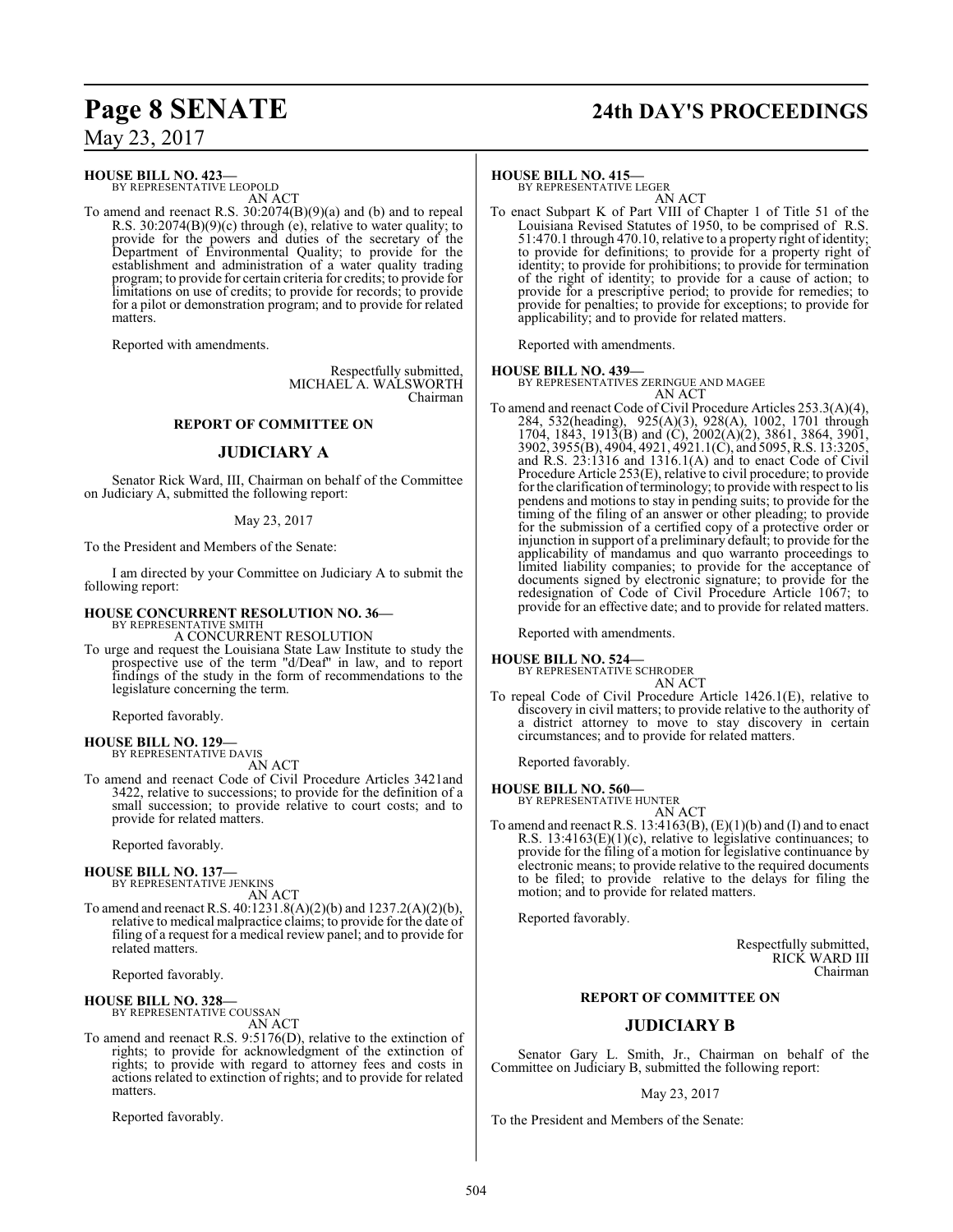**HOUSE BILL NO. 423—**
BY REPRESENTATIVE LEOPOLD

AN ACT

To amend and reenact R.S. 30:2074(B)(9)(a) and (b) and to repeal R.S. 30:2074(B)(9)(c) through (e), relative to water quality; to provide for the powers and duties of the secretary of the Department of Environmental Quality; to provide for the establishment and administration of a water quality trading program; to provide for certain criteria for credits; to provide for limitations on use of credits; to provide for records; to provide for a pilot or demonstration program; and to provide for related matters.

Reported with amendments.

Respectfully submitted,
MICHAEL A. WALSWORTH
Chairman

## REPORT OF COMMITTEE ON

## JUDICIARY A

Senator Rick Ward, III, Chairman on behalf of the Committee on Judiciary A, submitted the following report:

May 23, 2017

To the President and Members of the Senate:

I am directed by your Committee on Judiciary A to submit the following report:

**HOUSE CONCURRENT RESOLUTION NO. 36—**
BY REPRESENTATIVE SMITH

A CONCURRENT RESOLUTION

To urge and request the Louisiana State Law Institute to study the prospective use of the term "d/Deaf" in law, and to report findings of the study in the form of recommendations to the legislature concerning the term.

Reported favorably.

**HOUSE BILL NO. 129—**
BY REPRESENTATIVE DAVIS

AN ACT

To amend and reenact Code of Civil Procedure Articles 3421and 3422, relative to successions; to provide for the definition of a small succession; to provide relative to court costs; and to provide for related matters.

Reported favorably.

**HOUSE BILL NO. 137—**
BY REPRESENTATIVE JENKINS

AN ACT

To amend and reenact R.S. 40:1231.8(A)(2)(b) and 1237.2(A)(2)(b), relative to medical malpractice claims; to provide for the date of filing of a request for a medical review panel; and to provide for related matters.

Reported favorably.

**HOUSE BILL NO. 328—**
BY REPRESENTATIVE COUSSAN

AN ACT

To amend and reenact R.S. 9:5176(D), relative to the extinction of rights; to provide for acknowledgment of the extinction of rights; to provide with regard to attorney fees and costs in actions related to extinction of rights; and to provide for related matters.

Reported favorably.

**HOUSE BILL NO. 415—**
BY REPRESENTATIVE LEGER

AN ACT

To enact Subpart K of Part VIII of Chapter 1 of Title 51 of the Louisiana Revised Statutes of 1950, to be comprised of R.S. 51:470.1 through 470.10, relative to a property right of identity; to provide for definitions; to provide for a property right of identity; to provide for prohibitions; to provide for termination of the right of identity; to provide for a cause of action; to provide for a prescriptive period; to provide for remedies; to provide for penalties; to provide for exceptions; to provide for applicability; and to provide for related matters.

Reported with amendments.

**HOUSE BILL NO. 439—**
BY REPRESENTATIVES ZERINGUE AND MAGEE

AN ACT

To amend and reenact Code of Civil Procedure Articles 253.3(A)(4), 284, 532(heading), 925(A)(3), 928(A), 1002, 1701 through 1704, 1843, 1913(B) and (C), 2002(A)(2), 3861, 3864, 3901, 3902, 3955(B), 4904, 4921, 4921.1(C), and 5095, R.S. 13:3205, and R.S. 23:1316 and 1316.1(A) and to enact Code of Civil Procedure Article 253(E), relative to civil procedure; to provide for the clarification of terminology; to provide with respect to lis pendens and motions to stay in pending suits; to provide for the timing of the filing of an answer or other pleading; to provide for the submission of a certified copy of a protective order or injunction in support of a preliminary default; to provide for the applicability of mandamus and quo warranto proceedings to limited liability companies; to provide for the acceptance of documents signed by electronic signature; to provide for the redesignation of Code of Civil Procedure Article 1067; to provide for an effective date; and to provide for related matters.

Reported with amendments.

**HOUSE BILL NO. 524—**
BY REPRESENTATIVE SCHRODER

AN ACT

To repeal Code of Civil Procedure Article 1426.1(E), relative to discovery in civil matters; to provide relative to the authority of a district attorney to move to stay discovery in certain circumstances; and to provide for related matters.

Reported favorably.

**HOUSE BILL NO. 560—**
BY REPRESENTATIVE HUNTER

AN ACT

To amend and reenact R.S. 13:4163(B), (E)(1)(b) and (I) and to enact R.S. 13:4163(E)(1)(c), relative to legislative continuances; to provide for the filing of a motion for legislative continuance by electronic means; to provide relative to the required documents to be filed; to provide relative to the delays for filing the motion; and to provide for related matters.

Reported favorably.

Respectfully submitted,
RICK WARD III
Chairman

## REPORT OF COMMITTEE ON

## JUDICIARY B

Senator Gary L. Smith, Jr., Chairman on behalf of the Committee on Judiciary B, submitted the following report:

May 23, 2017

To the President and Members of the Senate: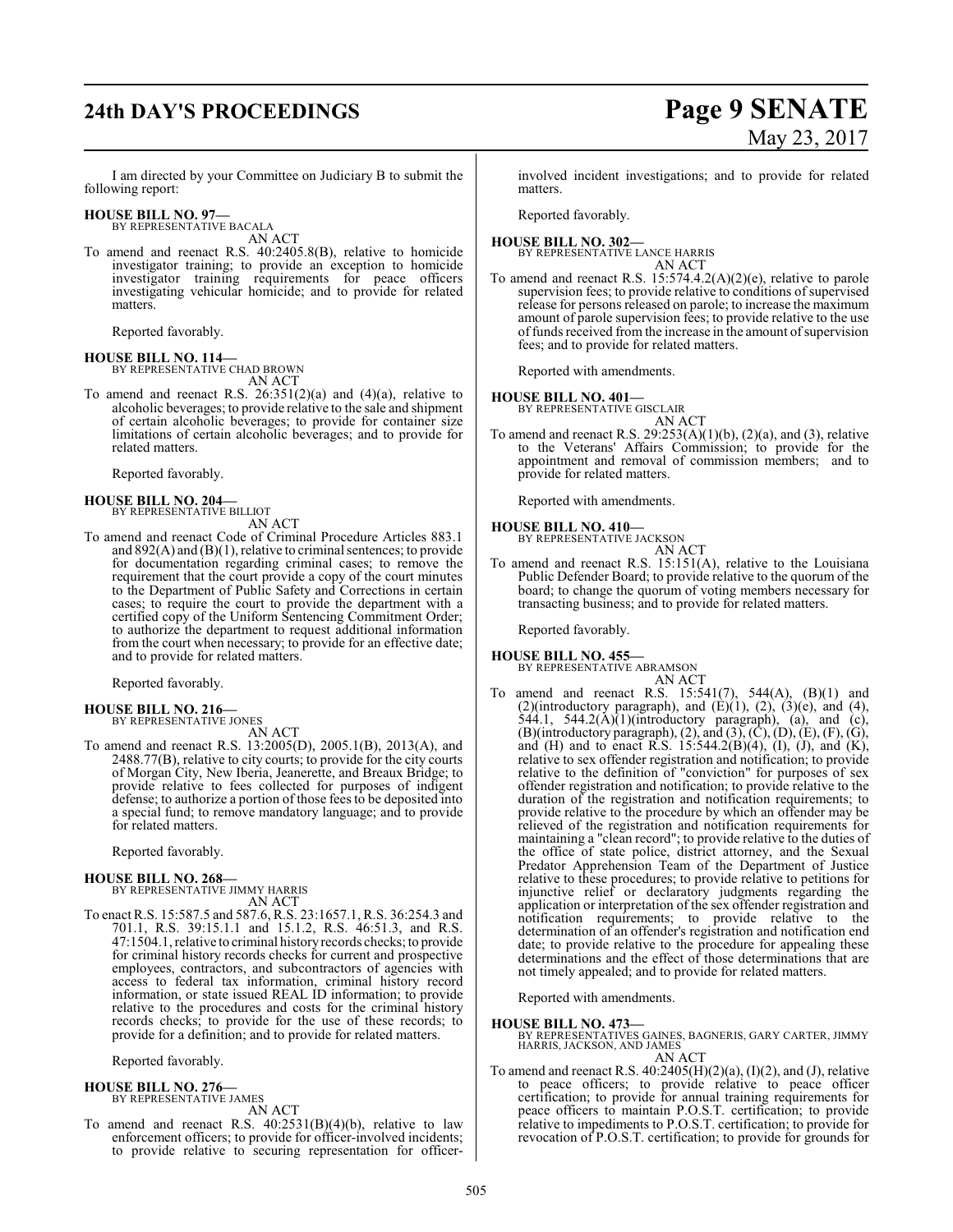I am directed by your Committee on Judiciary B to submit the following report:

**HOUSE BILL NO. 97—**
BY REPRESENTATIVE BACALA
AN ACT
To amend and reenact R.S. 40:2405.8(B), relative to homicide investigator training; to provide an exception to homicide investigator training requirements for peace officers investigating vehicular homicide; and to provide for related matters.

Reported favorably.

**HOUSE BILL NO. 114—**
BY REPRESENTATIVE CHAD BROWN
AN ACT
To amend and reenact R.S. 26:351(2)(a) and (4)(a), relative to alcoholic beverages; to provide relative to the sale and shipment of certain alcoholic beverages; to provide for container size limitations of certain alcoholic beverages; and to provide for related matters.

Reported favorably.

**HOUSE BILL NO. 204—**
BY REPRESENTATIVE BILLIOT
AN ACT
To amend and reenact Code of Criminal Procedure Articles 883.1 and 892(A) and (B)(1), relative to criminal sentences; to provide for documentation regarding criminal cases; to remove the requirement that the court provide a copy of the court minutes to the Department of Public Safety and Corrections in certain cases; to require the court to provide the department with a certified copy of the Uniform Sentencing Commitment Order; to authorize the department to request additional information from the court when necessary; to provide for an effective date; and to provide for related matters.

Reported favorably.

**HOUSE BILL NO. 216—**
BY REPRESENTATIVE JONES
AN ACT
To amend and reenact R.S. 13:2005(D), 2005.1(B), 2013(A), and 2488.77(B), relative to city courts; to provide for the city courts of Morgan City, New Iberia, Jeanerette, and Breaux Bridge; to provide relative to fees collected for purposes of indigent defense; to authorize a portion of those fees to be deposited into a special fund; to remove mandatory language; and to provide for related matters.

Reported favorably.

**HOUSE BILL NO. 268—**
BY REPRESENTATIVE JIMMY HARRIS
AN ACT
To enact R.S. 15:587.5 and 587.6, R.S. 23:1657.1, R.S. 36:254.3 and 701.1, R.S. 39:15.1.1 and 15.1.2, R.S. 46:51.3, and R.S. 47:1504.1, relative to criminal history records checks; to provide for criminal history records checks for current and prospective employees, contractors, and subcontractors of agencies with access to federal tax information, criminal history record information, or state issued REAL ID information; to provide relative to the procedures and costs for the criminal history records checks; to provide for the use of these records; to provide for a definition; and to provide for related matters.

Reported favorably.

**HOUSE BILL NO. 276—**
BY REPRESENTATIVE JAMES
AN ACT
To amend and reenact R.S. 40:2531(B)(4)(b), relative to law enforcement officers; to provide for officer-involved incidents; to provide relative to securing representation for officer-involved incident investigations; and to provide for related matters.

Reported favorably.

**HOUSE BILL NO. 302—**
BY REPRESENTATIVE LANCE HARRIS
AN ACT
To amend and reenact R.S. 15:574.4.2(A)(2)(e), relative to parole supervision fees; to provide relative to conditions of supervised release for persons released on parole; to increase the maximum amount of parole supervision fees; to provide relative to the use of funds received from the increase in the amount of supervision fees; and to provide for related matters.

Reported with amendments.

**HOUSE BILL NO. 401—**
BY REPRESENTATIVE GISCLAIR
AN ACT
To amend and reenact R.S. 29:253(A)(1)(b), (2)(a), and (3), relative to the Veterans' Affairs Commission; to provide for the appointment and removal of commission members; and to provide for related matters.

Reported with amendments.

**HOUSE BILL NO. 410—**
BY REPRESENTATIVE JACKSON
AN ACT
To amend and reenact R.S. 15:151(A), relative to the Louisiana Public Defender Board; to provide relative to the quorum of the board; to change the quorum of voting members necessary for transacting business; and to provide for related matters.

Reported favorably.

**HOUSE BILL NO. 455—**
BY REPRESENTATIVE ABRAMSON
AN ACT
To amend and reenact R.S. 15:541(7), 544(A), (B)(1) and (2)(introductory paragraph), and (E)(1), (2), (3)(e), and (4), 544.1, 544.2(A)(1)(introductory paragraph), (a), and (c), (B)(introductory paragraph), (2), and (3), (C), (D), (E), (F), (G), and (H) and to enact R.S. 15:544.2(B)(4), (I), (J), and (K), relative to sex offender registration and notification; to provide relative to the definition of "conviction" for purposes of sex offender registration and notification; to provide relative to the duration of the registration and notification requirements; to provide relative to the procedure by which an offender may be relieved of the registration and notification requirements for maintaining a "clean record"; to provide relative to the duties of the office of state police, district attorney, and the Sexual Predator Apprehension Team of the Department of Justice relative to these procedures; to provide relative to petitions for injunctive relief or declaratory judgments regarding the application or interpretation of the sex offender registration and notification requirements; to provide relative to the determination of an offender's registration and notification end date; to provide relative to the procedure for appealing these determinations and the effect of those determinations that are not timely appealed; and to provide for related matters.

Reported with amendments.

**HOUSE BILL NO. 473—**
BY REPRESENTATIVES GAINES, BAGNERIS, GARY CARTER, JIMMY HARRIS, JACKSON, AND JAMES
AN ACT
To amend and reenact R.S. 40:2405(H)(2)(a), (I)(2), and (J), relative to peace officers; to provide relative to peace officer certification; to provide for annual training requirements for peace officers to maintain P.O.S.T. certification; to provide relative to impediments to P.O.S.T. certification; to provide for revocation of P.O.S.T. certification; to provide for grounds for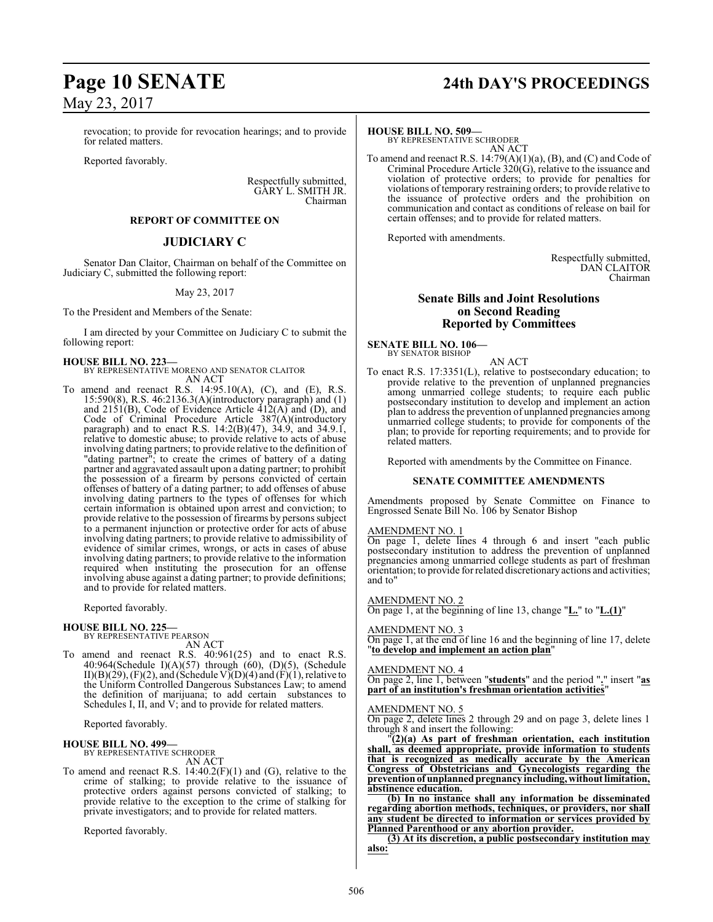revocation; to provide for revocation hearings; and to provide for related matters.

Reported favorably.

Respectfully submitted,
GARY L. SMITH JR.
Chairman

### REPORT OF COMMITTEE ON

## JUDICIARY C

Senator Dan Claitor, Chairman on behalf of the Committee on Judiciary C, submitted the following report:

May 23, 2017

To the President and Members of the Senate:

I am directed by your Committee on Judiciary C to submit the following report:

**HOUSE BILL NO. 223—**
BY REPRESENTATIVE MORENO AND SENATOR CLAITOR
AN ACT

To amend and reenact R.S. 14:95.10(A), (C), and (E), R.S. 15:590(8), R.S. 46:2136.3(A)(introductory paragraph) and (1) and 2151(B), Code of Evidence Article 412(A) and (D), and Code of Criminal Procedure Article 387(A)(introductory paragraph) and to enact R.S. 14:2(B)(47), 34.9, and 34.9.1, relative to domestic abuse; to provide relative to acts of abuse involving dating partners; to provide relative to the definition of "dating partner"; to create the crimes of battery of a dating partner and aggravated assault upon a dating partner; to prohibit the possession of a firearm by persons convicted of certain offenses of battery of a dating partner; to add offenses of abuse involving dating partners to the types of offenses for which certain information is obtained upon arrest and conviction; to provide relative to the possession of firearms by persons subject to a permanent injunction or protective order for acts of abuse involving dating partners; to provide relative to admissibility of evidence of similar crimes, wrongs, or acts in cases of abuse involving dating partners; to provide relative to the information required when instituting the prosecution for an offense involving abuse against a dating partner; to provide definitions; and to provide for related matters.

Reported favorably.

**HOUSE BILL NO. 225—**
BY REPRESENTATIVE PEARSON
AN ACT

To amend and reenact R.S. 40:961(25) and to enact R.S. 40:964(Schedule I)(A)(57) through (60), (D)(5), (Schedule II)(B)(29), (F)(2), and (Schedule V)(D)(4) and (F)(1), relative to the Uniform Controlled Dangerous Substances Law; to amend the definition of marijuana; to add certain substances to Schedules I, II, and V; and to provide for related matters.

Reported favorably.

**HOUSE BILL NO. 499—**
BY REPRESENTATIVE SCHRODER
AN ACT

To amend and reenact R.S. 14:40.2(F)(1) and (G), relative to the crime of stalking; to provide relative to the issuance of protective orders against persons convicted of stalking; to provide relative to the exception to the crime of stalking for private investigators; and to provide for related matters.

Reported favorably.

**HOUSE BILL NO. 509—**
BY REPRESENTATIVE SCHRODER
AN ACT

To amend and reenact R.S. 14:79(A)(1)(a), (B), and (C) and Code of Criminal Procedure Article 320(G), relative to the issuance and violation of protective orders; to provide for penalties for violations of temporary restraining orders; to provide relative to the issuance of protective orders and the prohibition on communication and contact as conditions of release on bail for certain offenses; and to provide for related matters.

Reported with amendments.

Respectfully submitted,
DAN CLAITOR
Chairman

## Senate Bills and Joint Resolutions on Second Reading Reported by Committees

**SENATE BILL NO. 106—**
BY SENATOR BISHOP
AN ACT

To enact R.S. 17:3351(L), relative to postsecondary education; to provide relative to the prevention of unplanned pregnancies among unmarried college students; to require each public postsecondary institution to develop and implement an action plan to address the prevention of unplanned pregnancies among unmarried college students; to provide for components of the plan; to provide for reporting requirements; and to provide for related matters.

Reported with amendments by the Committee on Finance.

### SENATE COMMITTEE AMENDMENTS

Amendments proposed by Senate Committee on Finance to Engrossed Senate Bill No. 106 by Senator Bishop

AMENDMENT NO. 1
On page 1, delete lines 4 through 6 and insert "each public postsecondary institution to address the prevention of unplanned pregnancies among unmarried college students as part of freshman orientation; to provide for related discretionary actions and activities; and to"

AMENDMENT NO. 2
On page 1, at the beginning of line 13, change "**L.**" to "**L.(1)**"

AMENDMENT NO. 3
On page 1, at the end of line 16 and the beginning of line 17, delete "**to develop and implement an action plan**"

AMENDMENT NO. 4
On page 2, line 1, between "**students**" and the period "**.**" insert "**as part of an institution's freshman orientation activities**"

AMENDMENT NO. 5
On page 2, delete lines 2 through 29 and on page 3, delete lines 1 through 8 and insert the following:

"**(2)(a) As part of freshman orientation, each institution shall, as deemed appropriate, provide information to students that is recognized as medically accurate by the American Congress of Obstetricians and Gynecologists regarding the prevention of unplanned pregnancy including, without limitation, abstinence education.**

**(b) In no instance shall any information be disseminated regarding abortion methods, techniques, or providers, nor shall any student be directed to information or services provided by Planned Parenthood or any abortion provider.**

**(3) At its discretion, a public postsecondary institution may also:**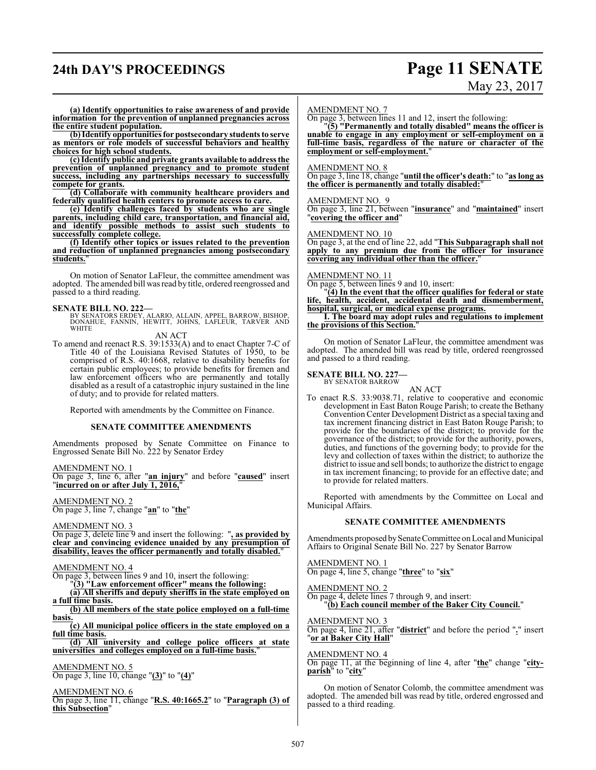**(a) Identify opportunities to raise awareness of and provide information for the prevention of unplanned pregnancies across the entire student population.**

**(b) Identify opportunities for postsecondary students to serve as mentors or role models of successful behaviors and healthy choices for high school students.**

**(c) Identify public and private grants available to address the prevention of unplanned pregnancy and to promote student success, including any partnerships necessary to successfully compete for grants.**

**(d) Collaborate with community healthcare providers and federally qualified health centers to promote access to care.**

**(e) Identify challenges faced by students who are single parents, including child care, transportation, and financial aid, and identify possible methods to assist such students to successfully complete college.**

**(f) Identify other topics or issues related to the prevention and reduction of unplanned pregnancies among postsecondary students.**"

On motion of Senator LaFleur, the committee amendment was adopted. The amended bill was read by title, ordered reengrossed and passed to a third reading.

**SENATE BILL NO. 222—**
BY SENATORS ERDEY, ALARIO, ALLAIN, APPEL, BARROW, BISHOP, DONAHUE, FANNIN, HEWITT, JOHNS, LAFLEUR, TARVER AND WHITE

AN ACT

To amend and reenact R.S. 39:1533(A) and to enact Chapter 7-C of Title 40 of the Louisiana Revised Statutes of 1950, to be comprised of R.S. 40:1668, relative to disability benefits for certain public employees; to provide benefits for firemen and law enforcement officers who are permanently and totally disabled as a result of a catastrophic injury sustained in the line of duty; and to provide for related matters.

Reported with amendments by the Committee on Finance.

### SENATE COMMITTEE AMENDMENTS

Amendments proposed by Senate Committee on Finance to Engrossed Senate Bill No. 222 by Senator Erdey

AMENDMENT NO. 1
On page 3, line 6, after "**an injury**" and before "**caused**" insert "**incurred on or after July 1, 2016,**"

AMENDMENT NO. 2
On page 3, line 7, change "**an**" to "**the**"

AMENDMENT NO. 3
On page 3, delete line 9 and insert the following: "**, as provided by clear and convincing evidence unaided by any presumption of disability, leaves the officer permanently and totally disabled.**"

AMENDMENT NO. 4
On page 3, between lines 9 and 10, insert the following:

"**(3) "Law enforcement officer" means the following:**

**(a) All sheriffs and deputy sheriffs in the state employed on a full time basis.**

**(b) All members of the state police employed on a full-time basis.**

**(c) All municipal police officers in the state employed on a full time basis.**

**(d) All university and college police officers at state universities and colleges employed on a full-time basis.**"

AMENDMENT NO. 5
On page 3, line 10, change "**(3)**" to "**(4)**"

AMENDMENT NO. 6
On page 3, line 11, change "**R.S. 40:1665.2**" to "**Paragraph (3) of this Subsection**"

AMENDMENT NO. 7
On page 3, between lines 11 and 12, insert the following:

"**(5) "Permanently and totally disabled" means the officer is unable to engage in any employment or self-employment on a full-time basis, regardless of the nature or character of the employment or self-employment.**"

AMENDMENT NO. 8
On page 3, line 18, change "**until the officer's death:**" to "**as long as the officer is permanently and totally disabled:**"

AMENDMENT NO. 9
On page 3, line 21, between "**insurance**" and "**maintained**" insert "**covering the officer and**"

AMENDMENT NO. 10
On page 3, at the end of line 22, add "**This Subparagraph shall not apply to any premium due from the officer for insurance covering any individual other than the officer.**"

AMENDMENT NO. 11
On page 5, between lines 9 and 10, insert:

"**(4) In the event that the officer qualifies for federal or state life, health, accident, accidental death and dismemberment, hospital, surgical, or medical expense programs.**

**I. The board may adopt rules and regulations to implement the provisions of this Section.**"

On motion of Senator LaFleur, the committee amendment was adopted. The amended bill was read by title, ordered reengrossed and passed to a third reading.

**SENATE BILL NO. 227—**
BY SENATOR BARROW

AN ACT

To enact R.S. 33:9038.71, relative to cooperative and economic development in East Baton Rouge Parish; to create the Bethany Convention Center Development District as a special taxing and tax increment financing district in East Baton Rouge Parish; to provide for the boundaries of the district; to provide for the governance of the district; to provide for the authority, powers, duties, and functions of the governing body; to provide for the levy and collection of taxes within the district; to authorize the district to issue and sell bonds; to authorize the district to engage in tax increment financing; to provide for an effective date; and to provide for related matters.

Reported with amendments by the Committee on Local and Municipal Affairs.

### SENATE COMMITTEE AMENDMENTS

Amendments proposed by Senate Committee on Local and Municipal Affairs to Original Senate Bill No. 227 by Senator Barrow

AMENDMENT NO. 1
On page 4, line 5, change "**three**" to "**six**"

AMENDMENT NO. 2
On page 4, delete lines 7 through 9, and insert:

"**(b) Each council member of the Baker City Council.**"

AMENDMENT NO. 3
On page 4, line 21, after "**district**" and before the period "**.**" insert "**or at Baker City Hall**"

AMENDMENT NO. 4
On page 11, at the beginning of line 4, after "**the**" change "**city-parish**" to "**city**"

On motion of Senator Colomb, the committee amendment was adopted. The amended bill was read by title, ordered engrossed and passed to a third reading.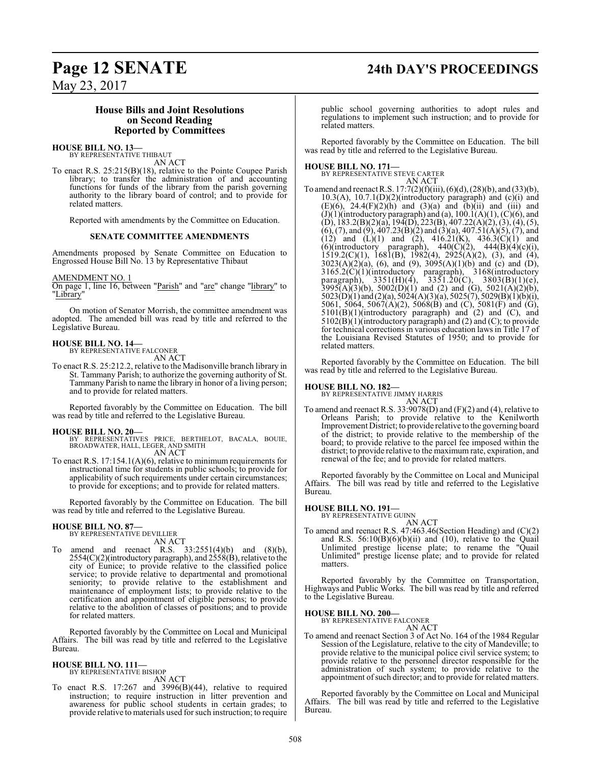## House Bills and Joint Resolutions on Second Reading Reported by Committees

**HOUSE BILL NO. 13—**
BY REPRESENTATIVE THIBAUT
AN ACT

To enact R.S. 25:215(B)(18), relative to the Pointe Coupee Parish library; to transfer the administration of and accounting functions for funds of the library from the parish governing authority to the library board of control; and to provide for related matters.

Reported with amendments by the Committee on Education.

**SENATE COMMITTEE AMENDMENTS**

Amendments proposed by Senate Committee on Education to Engrossed House Bill No. 13 by Representative Thibaut

AMENDMENT NO. 1
On page 1, line 16, between "Parish" and "are" change "library" to "Library"

On motion of Senator Morrish, the committee amendment was adopted. The amended bill was read by title and referred to the Legislative Bureau.

**HOUSE BILL NO. 14—**
BY REPRESENTATIVE FALCONER
AN ACT

To enact R.S. 25:212.2, relative to the Madisonville branch library in St. Tammany Parish; to authorize the governing authority of St. Tammany Parish to name the library in honor of a living person; and to provide for related matters.

Reported favorably by the Committee on Education. The bill was read by title and referred to the Legislative Bureau.

**HOUSE BILL NO. 20—**
BY REPRESENTATIVES PRICE, BERTHELOT, BACALA, BOUIE, BROADWATER, HALL, LEGER, AND SMITH
AN ACT

To enact R.S. 17:154.1(A)(6), relative to minimum requirements for instructional time for students in public schools; to provide for applicability of such requirements under certain circumstances; to provide for exceptions; and to provide for related matters.

Reported favorably by the Committee on Education. The bill was read by title and referred to the Legislative Bureau.

**HOUSE BILL NO. 87—**
BY REPRESENTATIVE DEVILLIER
AN ACT

To amend and reenact R.S. 33:2551(4)(b) and (8)(b), 2554(C)(2)(introductory paragraph), and 2558(B), relative to the city of Eunice; to provide relative to the classified police service; to provide relative to departmental and promotional seniority; to provide relative to the establishment and maintenance of employment lists; to provide relative to the certification and appointment of eligible persons; to provide relative to the abolition of classes of positions; and to provide for related matters.

Reported favorably by the Committee on Local and Municipal Affairs. The bill was read by title and referred to the Legislative Bureau.

**HOUSE BILL NO. 111—**
BY REPRESENTATIVE BISHOP
AN ACT

To enact R.S. 17:267 and 3996(B)(44), relative to required instruction; to require instruction in litter prevention and awareness for public school students in certain grades; to provide relative to materials used for such instruction; to require public school governing authorities to adopt rules and regulations to implement such instruction; and to provide for related matters.

Reported favorably by the Committee on Education. The bill was read by title and referred to the Legislative Bureau.

**HOUSE BILL NO. 171—**
BY REPRESENTATIVE STEVE CARTER
AN ACT

To amend and reenact R.S. 17:7(2)(f)(iii), (6)(d), (28)(b), and (33)(b), 10.3(A), 10.7.1(D)(2)(introductory paragraph) and (c)(i) and (E)(6), 24.4(F)(2)(h) and (3)(a) and (b)(ii) and (iii) and (J)(1)(introductory paragraph) and (a), 100.1(A)(1), (C)(6), and (D), 183.2(B)(2)(a), 194(D), 223(B), 407.22(A)(2), (3), (4), (5), (6), (7), and (9), 407.23(B)(2) and (3)(a), 407.51(A)(5), (7), and (12) and (L)(1) and (2), 416.21(K), 436.3(C)(1) and (6)(introductory paragraph), 440(C)(2), 444(B)(4)(c)(i), 1519.2(C)(1), 1681(B), 1982(4), 2925(A)(2), (3), and (4), 3023(A)(2)(a), (6), and (9), 3095(A)(1)(b) and (c) and (D), 3165.2(C)(1)(introductory paragraph), 3168(introductory paragraph), 3351(H)(4), 3351.20(C), 3803(B)(1)(e), 3995(A)(3)(b), 5002(D)(1) and (2) and (G), 5021(A)(2)(b), 5023(D)(1) and (2)(a), 5024(A)(3)(a), 5025(7), 5029(B)(1)(b)(i), 5061, 5064, 5067(A)(2), 5068(B) and (C), 5081(F) and (G), 5101(B)(1)(introductory paragraph) and (2) and (C), and 5102(B)(1)(introductory paragraph) and (2) and (C); to provide for technical corrections in various education laws in Title 17 of the Louisiana Revised Statutes of 1950; and to provide for related matters.

Reported favorably by the Committee on Education. The bill was read by title and referred to the Legislative Bureau.

**HOUSE BILL NO. 182—**
BY REPRESENTATIVE JIMMY HARRIS
AN ACT

To amend and reenact R.S. 33:9078(D) and (F)(2) and (4), relative to Orleans Parish; to provide relative to the Kenilworth Improvement District; to provide relative to the governing board of the district; to provide relative to the membership of the board; to provide relative to the parcel fee imposed within the district; to provide relative to the maximum rate, expiration, and renewal of the fee; and to provide for related matters.

Reported favorably by the Committee on Local and Municipal Affairs. The bill was read by title and referred to the Legislative Bureau.

**HOUSE BILL NO. 191—**
BY REPRESENTATIVE GUINN
AN ACT

To amend and reenact R.S. 47:463.46(Section Heading) and (C)(2) and R.S. 56:10(B)(6)(b)(ii) and (10), relative to the Quail Unlimited prestige license plate; to rename the "Quail Unlimited" prestige license plate; and to provide for related matters.

Reported favorably by the Committee on Transportation, Highways and Public Works. The bill was read by title and referred to the Legislative Bureau.

**HOUSE BILL NO. 200—**
BY REPRESENTATIVE FALCONER
AN ACT

To amend and reenact Section 3 of Act No. 164 of the 1984 Regular Session of the Legislature, relative to the city of Mandeville; to provide relative to the municipal police civil service system; to provide relative to the personnel director responsible for the administration of such system; to provide relative to the appointment of such director; and to provide for related matters.

Reported favorably by the Committee on Local and Municipal Affairs. The bill was read by title and referred to the Legislative Bureau.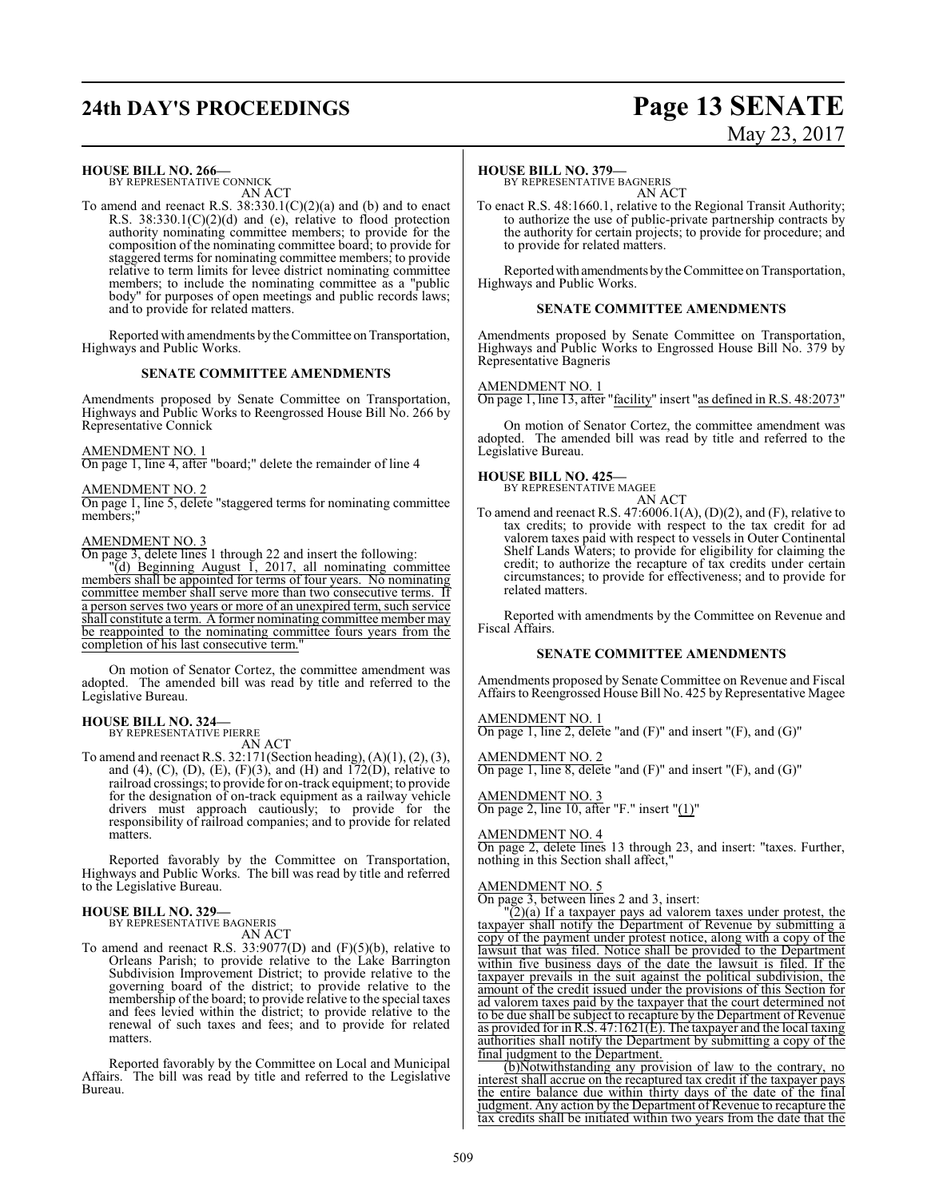**HOUSE BILL NO. 266—**
BY REPRESENTATIVE CONNICK

AN ACT

To amend and reenact R.S. 38:330.1(C)(2)(a) and (b) and to enact R.S. 38:330.1(C)(2)(d) and (e), relative to flood protection authority nominating committee members; to provide for the composition of the nominating committee board; to provide for staggered terms for nominating committee members; to provide relative to term limits for levee district nominating committee members; to include the nominating committee as a "public body" for purposes of open meetings and public records laws; and to provide for related matters.

Reported with amendments by the Committee on Transportation, Highways and Public Works.

### SENATE COMMITTEE AMENDMENTS

Amendments proposed by Senate Committee on Transportation, Highways and Public Works to Reengrossed House Bill No. 266 by Representative Connick

AMENDMENT NO. 1
On page 1, line 4, after "board;" delete the remainder of line 4

AMENDMENT NO. 2
On page 1, line 5, delete "staggered terms for nominating committee members;"

AMENDMENT NO. 3
On page 3, delete lines 1 through 22 and insert the following:
"(d) Beginning August 1, 2017, all nominating committee members shall be appointed for terms of four years. No nominating committee member shall serve more than two consecutive terms. If a person serves two years or more of an unexpired term, such service shall constitute a term. A former nominating committee member may be reappointed to the nominating committee fours years from the completion of his last consecutive term."

On motion of Senator Cortez, the committee amendment was adopted. The amended bill was read by title and referred to the Legislative Bureau.

**HOUSE BILL NO. 324—**
BY REPRESENTATIVE PIERRE

AN ACT

To amend and reenact R.S. 32:171(Section heading), (A)(1), (2), (3), and (4), (C), (D), (E), (F)(3), and (H) and 172(D), relative to railroad crossings; to provide for on-track equipment; to provide for the designation of on-track equipment as a railway vehicle drivers must approach cautiously; to provide for the responsibility of railroad companies; and to provide for related matters.

Reported favorably by the Committee on Transportation, Highways and Public Works. The bill was read by title and referred to the Legislative Bureau.

**HOUSE BILL NO. 329—**
BY REPRESENTATIVE BAGNERIS

AN ACT

To amend and reenact R.S. 33:9077(D) and (F)(5)(b), relative to Orleans Parish; to provide relative to the Lake Barrington Subdivision Improvement District; to provide relative to the governing board of the district; to provide relative to the membership of the board; to provide relative to the special taxes and fees levied within the district; to provide relative to the renewal of such taxes and fees; and to provide for related matters.

Reported favorably by the Committee on Local and Municipal Affairs. The bill was read by title and referred to the Legislative Bureau.

**HOUSE BILL NO. 379—**
BY REPRESENTATIVE BAGNERIS

AN ACT

To enact R.S. 48:1660.1, relative to the Regional Transit Authority; to authorize the use of public-private partnership contracts by the authority for certain projects; to provide for procedure; and to provide for related matters.

Reported with amendments by the Committee on Transportation, Highways and Public Works.

### SENATE COMMITTEE AMENDMENTS

Amendments proposed by Senate Committee on Transportation, Highways and Public Works to Engrossed House Bill No. 379 by Representative Bagneris

AMENDMENT NO. 1
On page 1, line 13, after "facility" insert "as defined in R.S. 48:2073"

On motion of Senator Cortez, the committee amendment was adopted. The amended bill was read by title and referred to the Legislative Bureau.

**HOUSE BILL NO. 425—**
BY REPRESENTATIVE MAGEE

AN ACT

To amend and reenact R.S. 47:6006.1(A), (D)(2), and (F), relative to tax credits; to provide with respect to the tax credit for ad valorem taxes paid with respect to vessels in Outer Continental Shelf Lands Waters; to provide for eligibility for claiming the credit; to authorize the recapture of tax credits under certain circumstances; to provide for effectiveness; and to provide for related matters.

Reported with amendments by the Committee on Revenue and Fiscal Affairs.

### SENATE COMMITTEE AMENDMENTS

Amendments proposed by Senate Committee on Revenue and Fiscal Affairs to Reengrossed House Bill No. 425 by Representative Magee

AMENDMENT NO. 1
On page 1, line 2, delete "and (F)" and insert "(F), and (G)"

AMENDMENT NO. 2
On page 1, line 8, delete "and (F)" and insert "(F), and (G)"

AMENDMENT NO. 3
On page 2, line 10, after "F." insert "(1)"

AMENDMENT NO. 4
On page 2, delete lines 13 through 23, and insert: "taxes. Further, nothing in this Section shall affect,"

AMENDMENT NO. 5
On page 3, between lines 2 and 3, insert:
"(2)(a) If a taxpayer pays ad valorem taxes under protest, the taxpayer shall notify the Department of Revenue by submitting a copy of the payment under protest notice, along with a copy of the lawsuit that was filed. Notice shall be provided to the Department within five business days of the date the lawsuit is filed. If the taxpayer prevails in the suit against the political subdivision, the amount of the credit issued under the provisions of this Section for ad valorem taxes paid by the taxpayer that the court determined not to be due shall be subject to recapture by the Department of Revenue as provided for in R.S. 47:1621(E). The taxpayer and the local taxing authorities shall notify the Department by submitting a copy of the final judgment to the Department.
(b)Notwithstanding any provision of law to the contrary, no interest shall accrue on the recaptured tax credit if the taxpayer pays the entire balance due within thirty days of the date of the final judgment. Any action by the Department of Revenue to recapture the tax credits shall be initiated within two years from the date that the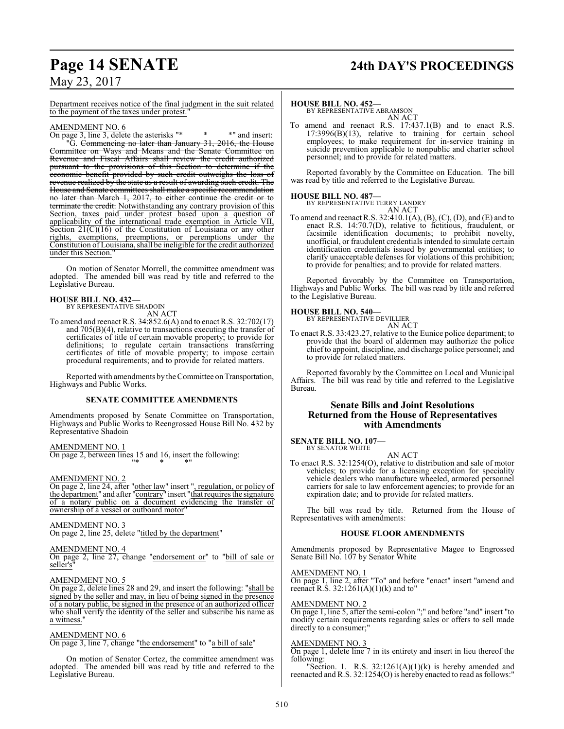Department receives notice of the final judgment in the suit related to the payment of the taxes under protest."

AMENDMENT NO. 6

On page 3, line 3, delete the asterisks "* * *" and insert:

"G. ~~Commencing no later than January 31, 2016, the House Committee on Ways and Means and the Senate Committee on Revenue and Fiscal Affairs shall review the credit authorized pursuant to the provisions of this Section to determine if the economic benefit provided by such credit outweighs the loss of revenue realized by the state as a result of awarding such credit. The House and Senate committees shall make a specific recommendation no later than March 1, 2017, to either continue the credit or to terminate the credit.~~ Notwithstanding any contrary provision of this Section, taxes paid under protest based upon a question of applicability of the international trade exemption in Article VII, Section 21(C)(16) of the Constitution of Louisiana or any other rights, exemptions, preemptions, or peremptions under the Constitution of Louisiana, shall be ineligible for the credit authorized under this Section."

On motion of Senator Morrell, the committee amendment was adopted. The amended bill was read by title and referred to the Legislative Bureau.

**HOUSE BILL NO. 432—**
BY REPRESENTATIVE SHADOIN

AN ACT

To amend and reenact R.S. 34:852.6(A) and to enact R.S. 32:702(17) and 705(B)(4), relative to transactions executing the transfer of certificates of title of certain movable property; to provide for definitions; to regulate certain transactions transferring certificates of title of movable property; to impose certain procedural requirements; and to provide for related matters.

Reported with amendments by the Committee on Transportation, Highways and Public Works.

**SENATE COMMITTEE AMENDMENTS**

Amendments proposed by Senate Committee on Transportation, Highways and Public Works to Reengrossed House Bill No. 432 by Representative Shadoin

AMENDMENT NO. 1

On page 2, between lines 15 and 16, insert the following:

"* * *"

AMENDMENT NO. 2

On page 2, line 24, after "other law" insert ", regulation, or policy of the department" and after "contrary" insert "that requires the signature of a notary public on a document evidencing the transfer of ownership of a vessel or outboard motor"

AMENDMENT NO. 3

On page 2, line 25, delete "titled by the department"

AMENDMENT NO. 4

On page 2, line 27, change "endorsement or" to "bill of sale or seller's"

AMENDMENT NO. 5

On page 2, delete lines 28 and 29, and insert the following: "shall be signed by the seller and may, in lieu of being signed in the presence of a notary public, be signed in the presence of an authorized officer who shall verify the identity of the seller and subscribe his name as a witness."

AMENDMENT NO. 6

On page 3, line 7, change "the endorsement" to "a bill of sale"

On motion of Senator Cortez, the committee amendment was adopted. The amended bill was read by title and referred to the Legislative Bureau.

**HOUSE BILL NO. 452—**
BY REPRESENTATIVE ABRAMSON

AN ACT

To amend and reenact R.S. 17:437.1(B) and to enact R.S. 17:3996(B)(13), relative to training for certain school employees; to make requirement for in-service training in suicide prevention applicable to nonpublic and charter school personnel; and to provide for related matters.

Reported favorably by the Committee on Education. The bill was read by title and referred to the Legislative Bureau.

**HOUSE BILL NO. 487—**
BY REPRESENTATIVE TERRY LANDRY

AN ACT

To amend and reenact R.S. 32:410.1(A), (B), (C), (D), and (E) and to enact R.S. 14:70.7(D), relative to fictitious, fraudulent, or facsimile identification documents; to prohibit novelty, unofficial, or fraudulent credentials intended to simulate certain identification credentials issued by governmental entities; to clarify unacceptable defenses for violations of this prohibition; to provide for penalties; and to provide for related matters.

Reported favorably by the Committee on Transportation, Highways and Public Works. The bill was read by title and referred to the Legislative Bureau.

**HOUSE BILL NO. 540—**
BY REPRESENTATIVE DEVILLIER

AN ACT

To enact R.S. 33:423.27, relative to the Eunice police department; to provide that the board of aldermen may authorize the police chief to appoint, discipline, and discharge police personnel; and to provide for related matters.

Reported favorably by the Committee on Local and Municipal Affairs. The bill was read by title and referred to the Legislative Bureau.

## Senate Bills and Joint Resolutions Returned from the House of Representatives with Amendments

**SENATE BILL NO. 107—**
BY SENATOR WHITE

AN ACT

To enact R.S. 32:1254(O), relative to distribution and sale of motor vehicles; to provide for a licensing exception for speciality vehicle dealers who manufacture wheeled, armored personnel carriers for sale to law enforcement agencies; to provide for an expiration date; and to provide for related matters.

The bill was read by title. Returned from the House of Representatives with amendments:

**HOUSE FLOOR AMENDMENTS**

Amendments proposed by Representative Magee to Engrossed Senate Bill No. 107 by Senator White

AMENDMENT NO. 1

On page 1, line 2, after "To" and before "enact" insert "amend and reenact R.S. 32:1261(A)(1)(k) and to"

AMENDMENT NO. 2

On page 1, line 5, after the semi-colon ";" and before "and" insert "to modify certain requirements regarding sales or offers to sell made directly to a consumer;"

AMENDMENT NO. 3

On page 1, delete line 7 in its entirety and insert in lieu thereof the following:

"Section. 1. R.S. 32:1261(A)(1)(k) is hereby amended and reenacted and R.S. 32:1254(O) is hereby enacted to read as follows:"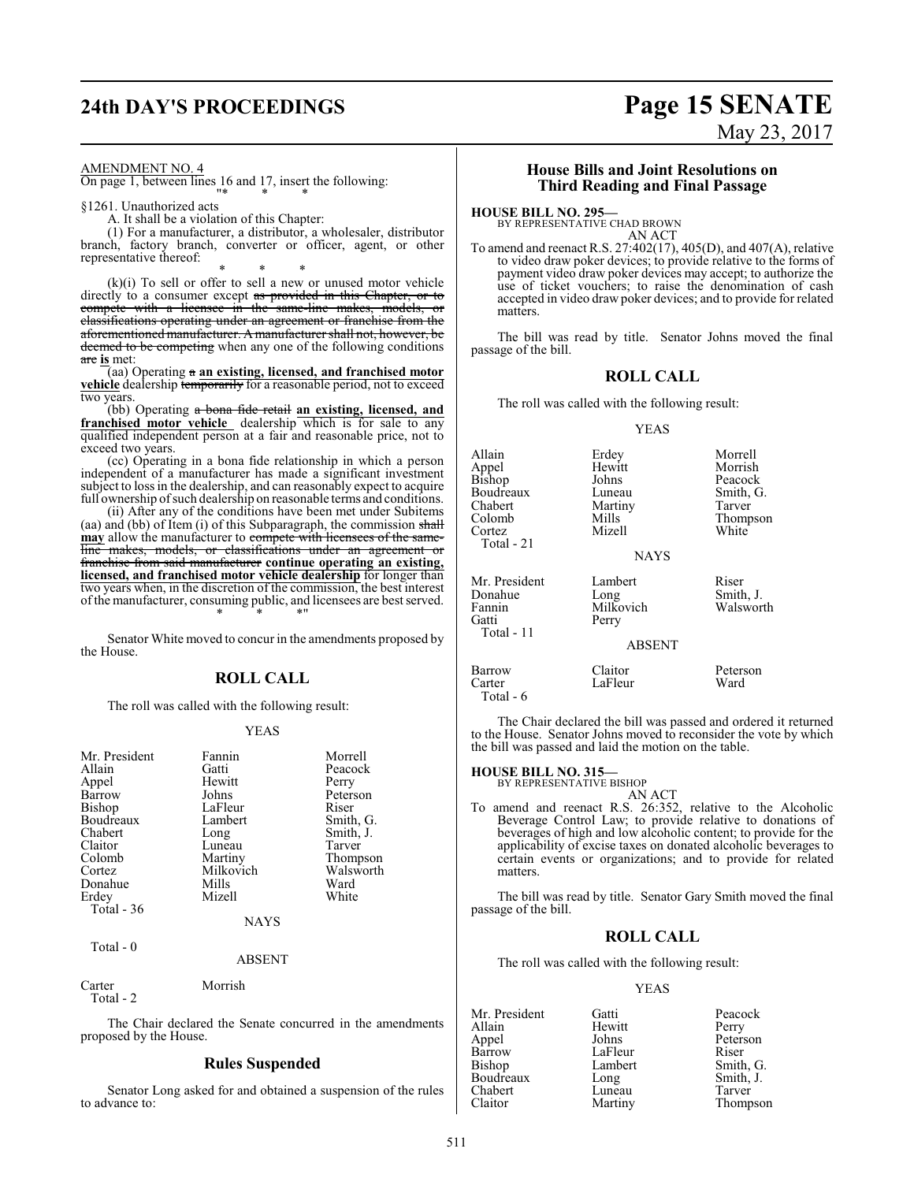AMENDMENT NO. 4

On page 1, between lines 16 and 17, insert the following:

"* * *

§1261. Unauthorized acts

A. It shall be a violation of this Chapter:

(1) For a manufacturer, a distributor, a wholesaler, distributor branch, factory branch, converter or officer, agent, or other representative thereof:

\* \* \*

(k)(i) To sell or offer to sell a new or unused motor vehicle directly to a consumer except ~~as provided in this Chapter, or to compete with a licensee in the same-line makes, models, or classifications operating under an agreement or franchise from the aforementioned manufacturer. A manufacturer shall not, however, be deemed to be competing~~ when any one of the following conditions ~~are~~ **is** met:

(aa) Operating ~~a~~ **an existing, licensed, and franchised motor vehicle** dealership ~~temporarily~~ for a reasonable period, not to exceed two years.

(bb) Operating ~~a bona fide retail~~ **an existing, licensed, and franchised motor vehicle** dealership which is for sale to any qualified independent person at a fair and reasonable price, not to exceed two years.

(cc) Operating in a bona fide relationship in which a person independent of a manufacturer has made a significant investment subject to loss in the dealership, and can reasonably expect to acquire full ownership of such dealership on reasonable terms and conditions.

(ii) After any of the conditions have been met under Subitems (aa) and (bb) of Item (i) of this Subparagraph, the commission ~~shall~~ **may** allow the manufacturer to ~~compete with licensees of the same-line makes, models, or classifications under an agreement or franchise from said manufacturer~~ **continue operating an existing, licensed, and franchised motor vehicle dealership** for longer than two years when, in the discretion of the commission, the best interest of the manufacturer, consuming public, and licensees are best served.

\* \* \*"

Senator White moved to concur in the amendments proposed by the House.

## ROLL CALL

The roll was called with the following result:

YEAS

| | | |
|---|---|---|
| Mr. President | Fannin | Morrell |
| Allain | Gatti | Peacock |
| Appel | Hewitt | Perry |
| Barrow | Johns | Peterson |
| Bishop | LaFleur | Riser |
| Boudreaux | Lambert | Smith, G. |
| Chabert | Long | Smith, J. |
| Claitor | Luneau | Tarver |
| Colomb | Martiny | Thompson |
| Cortez | Milkovich | Walsworth |
| Donahue | Mills | Ward |
| Erdey | Mizell | White |

Total - 36

NAYS

Total - 0

ABSENT

| | |
|---|---|
| Carter | Morrish |

Total - 2

The Chair declared the Senate concurred in the amendments proposed by the House.

## Rules Suspended

Senator Long asked for and obtained a suspension of the rules to advance to:

## House Bills and Joint Resolutions on Third Reading and Final Passage

**HOUSE BILL NO. 295—**
BY REPRESENTATIVE CHAD BROWN
AN ACT

To amend and reenact R.S. 27:402(17), 405(D), and 407(A), relative to video draw poker devices; to provide relative to the forms of payment video draw poker devices may accept; to authorize the use of ticket vouchers; to raise the denomination of cash accepted in video draw poker devices; and to provide for related matters.

The bill was read by title. Senator Johns moved the final passage of the bill.

## ROLL CALL

The roll was called with the following result:

YEAS

| | | |
|---|---|---|
| Allain | Erdey | Morrell |
| Appel | Hewitt | Morrish |
| Bishop | Johns | Peacock |
| Boudreaux | Luneau | Smith, G. |
| Chabert | Martiny | Tarver |
| Colomb | Mills | Thompson |
| Cortez | Mizell | White |

Total - 21

NAYS

| | | |
|---|---|---|
| Mr. President | Lambert | Riser |
| Donahue | Long | Smith, J. |
| Fannin | Milkovich | Walsworth |
| Gatti | Perry | |

Total - 11

ABSENT

| | | |
|---|---|---|
| Barrow | Claitor | Peterson |
| Carter | LaFleur | Ward |

Total - 6

The Chair declared the bill was passed and ordered it returned to the House. Senator Johns moved to reconsider the vote by which the bill was passed and laid the motion on the table.

**HOUSE BILL NO. 315—**
BY REPRESENTATIVE BISHOP
AN ACT

To amend and reenact R.S. 26:352, relative to the Alcoholic Beverage Control Law; to provide relative to donations of beverages of high and low alcoholic content; to provide for the applicability of excise taxes on donated alcoholic beverages to certain events or organizations; and to provide for related matters.

The bill was read by title. Senator Gary Smith moved the final passage of the bill.

## ROLL CALL

The roll was called with the following result:

YEAS

| | | |
|---|---|---|
| Mr. President | Gatti | Peacock |
| Allain | Hewitt | Perry |
| Appel | Johns | Peterson |
| Barrow | LaFleur | Riser |
| Bishop | Lambert | Smith, G. |
| Boudreaux | Long | Smith, J. |
| Chabert | Luneau | Tarver |
| Claitor | Martiny | Thompson |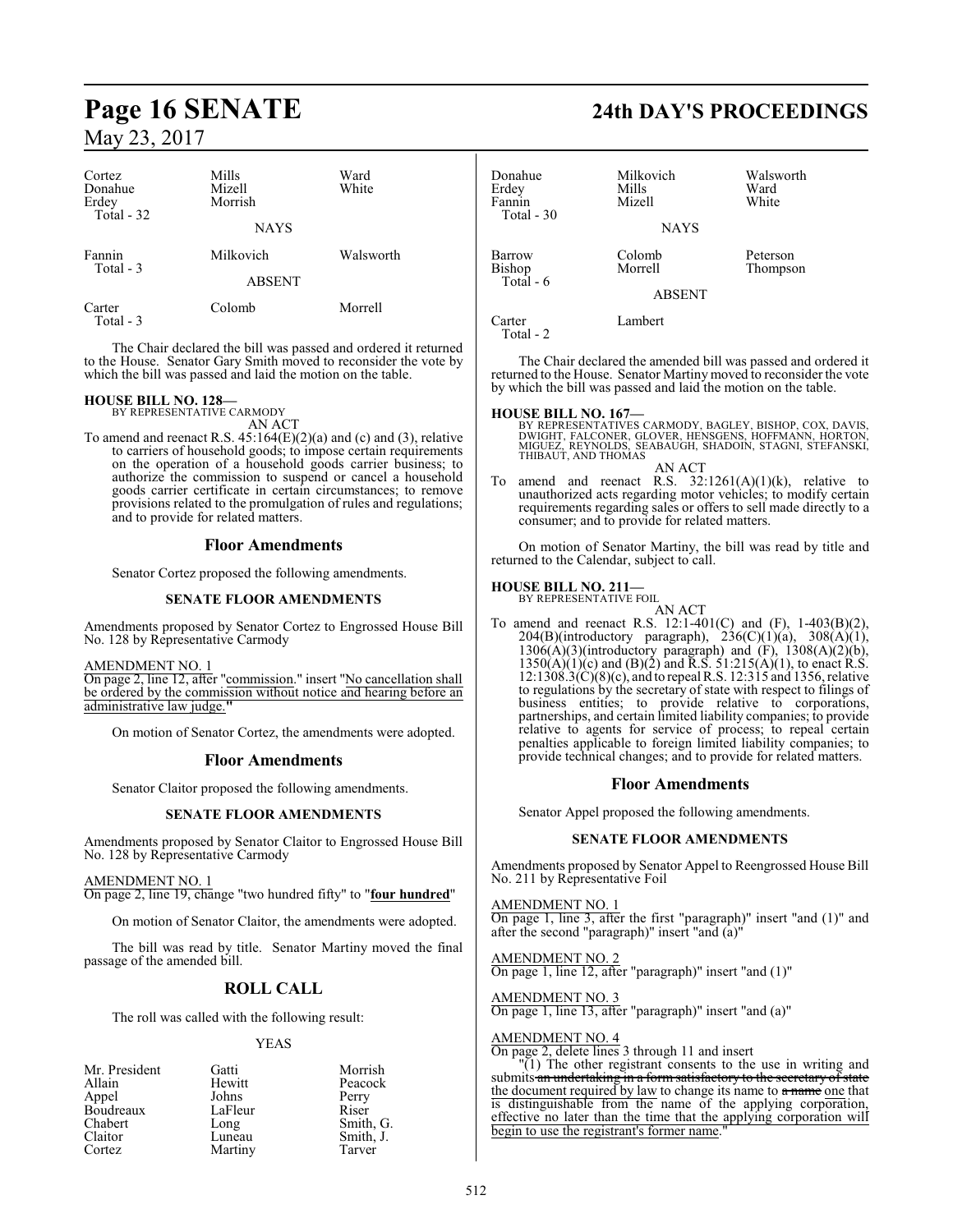| Cortez | Mills | Ward |
|---|---|---|
| Donahue | Mizell | White |
| Erdey | Morrish | |
| Total - 32 | | |

NAYS

| Fannin | Milkovich | Walsworth |
|---|---|---|
| Total - 3 | | |

ABSENT

| Carter | Colomb | Morrell |
|---|---|---|
| Total - 3 | | |

The Chair declared the bill was passed and ordered it returned to the House. Senator Gary Smith moved to reconsider the vote by which the bill was passed and laid the motion on the table.

**HOUSE BILL NO. 128—**
BY REPRESENTATIVE CARMODY
AN ACT

To amend and reenact R.S. 45:164(E)(2)(a) and (c) and (3), relative to carriers of household goods; to impose certain requirements on the operation of a household goods carrier business; to authorize the commission to suspend or cancel a household goods carrier certificate in certain circumstances; to remove provisions related to the promulgation of rules and regulations; and to provide for related matters.

## Floor Amendments

Senator Cortez proposed the following amendments.

### SENATE FLOOR AMENDMENTS

Amendments proposed by Senator Cortez to Engrossed House Bill No. 128 by Representative Carmody

AMENDMENT NO. 1
On page 2, line 12, after "commission." insert "No cancellation shall be ordered by the commission without notice and hearing before an administrative law judge."

On motion of Senator Cortez, the amendments were adopted.

## Floor Amendments

Senator Claitor proposed the following amendments.

### SENATE FLOOR AMENDMENTS

Amendments proposed by Senator Claitor to Engrossed House Bill No. 128 by Representative Carmody

AMENDMENT NO. 1
On page 2, line 19, change "two hundred fifty" to "**four hundred**"

On motion of Senator Claitor, the amendments were adopted.

The bill was read by title. Senator Martiny moved the final passage of the amended bill.

## ROLL CALL

The roll was called with the following result:

YEAS

| Mr. President | Gatti | Morrish |
|---|---|---|
| Allain | Hewitt | Peacock |
| Appel | Johns | Perry |
| Boudreaux | LaFleur | Riser |
| Chabert | Long | Smith, G. |
| Claitor | Luneau | Smith, J. |
| Cortez | Martiny | Tarver |
| Donahue | Milkovich | Walsworth |
| Erdey | Mills | Ward |
| Fannin | Mizell | White |
| Total - 30 | | |

NAYS

| Barrow | Colomb | Peterson |
|---|---|---|
| Bishop | Morrell | Thompson |
| Total - 6 | | |

ABSENT

| Carter | Lambert |
|---|---|
| Total - 2 | |

The Chair declared the amended bill was passed and ordered it returned to the House. Senator Martiny moved to reconsider the vote by which the bill was passed and laid the motion on the table.

**HOUSE BILL NO. 167—**
BY REPRESENTATIVES CARMODY, BAGLEY, BISHOP, COX, DAVIS, DWIGHT, FALCONER, GLOVER, HENSGENS, HOFFMANN, HORTON, MIGUEZ, REYNOLDS, SEABAUGH, SHADOIN, STAGNI, STEFANSKI, THIBAUT, AND THOMAS
AN ACT

To amend and reenact R.S. 32:1261(A)(1)(k), relative to unauthorized acts regarding motor vehicles; to modify certain requirements regarding sales or offers to sell made directly to a consumer; and to provide for related matters.

On motion of Senator Martiny, the bill was read by title and returned to the Calendar, subject to call.

**HOUSE BILL NO. 211—**
BY REPRESENTATIVE FOIL
AN ACT

To amend and reenact R.S. 12:1-401(C) and (F), 1-403(B)(2), 204(B)(introductory paragraph), 236(C)(1)(a), 308(A)(1), 1306(A)(3)(introductory paragraph) and (F), 1308(A)(2)(b), 1350(A)(1)(c) and (B)(2) and R.S. 51:215(A)(1), to enact R.S. 12:1308.3(C)(8)(c), and to repeal R.S. 12:315 and 1356, relative to regulations by the secretary of state with respect to filings of business entities; to provide relative to corporations, partnerships, and certain limited liability companies; to provide relative to agents for service of process; to repeal certain penalties applicable to foreign limited liability companies; to provide technical changes; and to provide for related matters.

## Floor Amendments

Senator Appel proposed the following amendments.

### SENATE FLOOR AMENDMENTS

Amendments proposed by Senator Appel to Reengrossed House Bill No. 211 by Representative Foil

AMENDMENT NO. 1
On page 1, line 3, after the first "paragraph)" insert "and (1)" and after the second "paragraph)" insert "and (a)"

AMENDMENT NO. 2
On page 1, line 12, after "paragraph)" insert "and (1)"

AMENDMENT NO. 3
On page 1, line 13, after "paragraph)" insert "and (a)"

AMENDMENT NO. 4
On page 2, delete lines 3 through 11 and insert

"(1) The other registrant consents to the use in writing and submits ~~an undertaking in a form satisfactory to the secretary of state~~ the document required by law to change its name to ~~a name~~ one that is distinguishable from the name of the applying corporation, effective no later than the time that the applying corporation will begin to use the registrant's former name."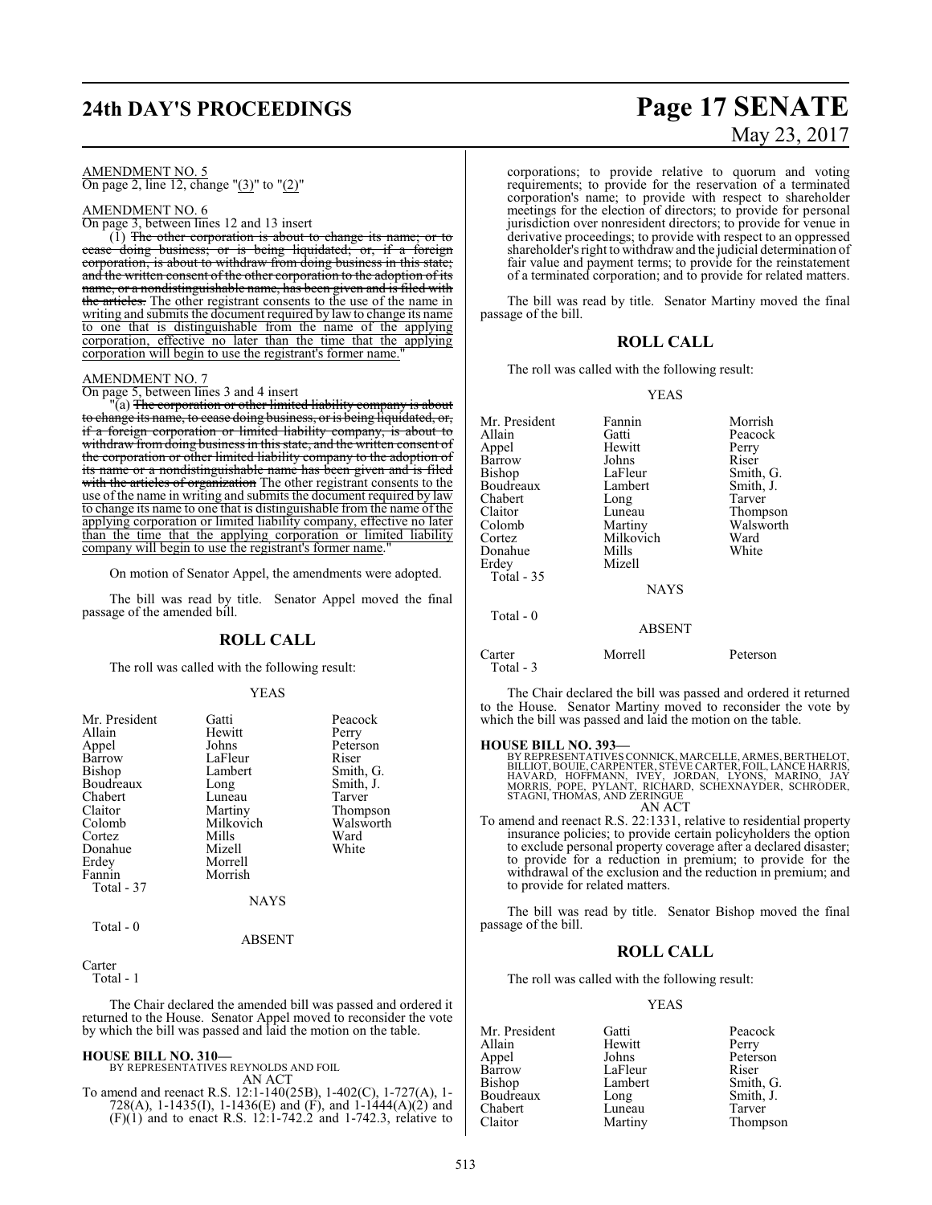AMENDMENT NO. 5
On page 2, line 12, change "(3)" to "(2)"

AMENDMENT NO. 6
On page 3, between lines 12 and 13 insert

"(1) ~~The other corporation is about to change its name; or to cease doing business; or is being liquidated; or, if a foreign corporation, is about to withdraw from doing business in this state; and the written consent of the other corporation to the adoption of its name, or a nondistinguishable name, has been given and is filed with the articles.~~ The other registrant consents to the use of the name in writing and submits the document required by law to change its name to one that is distinguishable from the name of the applying corporation, effective no later than the time that the applying corporation will begin to use the registrant's former name."

AMENDMENT NO. 7
On page 5, between lines 3 and 4 insert

"(a) ~~The corporation or other limited liability company is about to change its name, to cease doing business, or is being liquidated, or, if a foreign corporation or limited liability company, is about to withdraw from doing business in this state, and the written consent of the corporation or other limited liability company to the adoption of its name or a nondistinguishable name has been given and is filed with the articles of organization~~ The other registrant consents to the use of the name in writing and submits the document required by law to change its name to one that is distinguishable from the name of the applying corporation or limited liability company, effective no later than the time that the applying corporation or limited liability company will begin to use the registrant's former name."

On motion of Senator Appel, the amendments were adopted.

The bill was read by title. Senator Appel moved the final passage of the amended bill.

## ROLL CALL

The roll was called with the following result:

YEAS

| | | |
|---|---|---|
| Mr. President | Gatti | Peacock |
| Allain | Hewitt | Perry |
| Appel | Johns | Peterson |
| Barrow | LaFleur | Riser |
| Bishop | Lambert | Smith, G. |
| Boudreaux | Long | Smith, J. |
| Chabert | Luneau | Tarver |
| Claitor | Martiny | Thompson |
| Colomb | Milkovich | Walsworth |
| Cortez | Mills | Ward |
| Donahue | Mizell | White |
| Erdey | Morrell | |
| Fannin | Morrish | |

Total - 37

NAYS

Total - 0

ABSENT

Carter

Total - 1

The Chair declared the amended bill was passed and ordered it returned to the House. Senator Appel moved to reconsider the vote by which the bill was passed and laid the motion on the table.

**HOUSE BILL NO. 310—**
BY REPRESENTATIVES REYNOLDS AND FOIL
AN ACT

To amend and reenact R.S. 12:1-140(25B), 1-402(C), 1-727(A), 1-728(A), 1-1435(I), 1-1436(E) and (F), and 1-1444(A)(2) and (F)(1) and to enact R.S. 12:1-742.2 and 1-742.3, relative to corporations; to provide relative to quorum and voting requirements; to provide for the reservation of a terminated corporation's name; to provide with respect to shareholder meetings for the election of directors; to provide for personal jurisdiction over nonresident directors; to provide for venue in derivative proceedings; to provide with respect to an oppressed shareholder's right to withdraw and the judicial determination of fair value and payment terms; to provide for the reinstatement of a terminated corporation; and to provide for related matters.

The bill was read by title. Senator Martiny moved the final passage of the bill.

## ROLL CALL

The roll was called with the following result:

YEAS

| | | |
|---|---|---|
| Mr. President | Fannin | Morrish |
| Allain | Gatti | Peacock |
| Appel | Hewitt | Perry |
| Barrow | Johns | Riser |
| Bishop | LaFleur | Smith, G. |
| Boudreaux | Lambert | Smith, J. |
| Chabert | Long | Tarver |
| Claitor | Luneau | Thompson |
| Colomb | Martiny | Walsworth |
| Cortez | Milkovich | Ward |
| Donahue | Mills | White |
| Erdey | Mizell | |

Total - 35

NAYS

Total - 0

ABSENT

| | | |
|---|---|---|
| Carter | Morrell | Peterson |

Total - 3

The Chair declared the bill was passed and ordered it returned to the House. Senator Martiny moved to reconsider the vote by which the bill was passed and laid the motion on the table.

**HOUSE BILL NO. 393—**
BY REPRESENTATIVES CONNICK, MARCELLE, ARMES, BERTHELOT, BILLIOT, BOUIE, CARPENTER, STEVE CARTER, FOIL, LANCE HARRIS, HAVARD, HOFFMANN, IVEY, JORDAN, LYONS, MARINO, JAY MORRIS, POPE, PYLANT, RICHARD, SCHEXNAYDER, SCHRODER, STAGNI, THOMAS, AND ZERINGUE
AN ACT

To amend and reenact R.S. 22:1331, relative to residential property insurance policies; to provide certain policyholders the option to exclude personal property coverage after a declared disaster; to provide for a reduction in premium; to provide for the withdrawal of the exclusion and the reduction in premium; and to provide for related matters.

The bill was read by title. Senator Bishop moved the final passage of the bill.

## ROLL CALL

The roll was called with the following result:

YEAS

| | | |
|---|---|---|
| Mr. President | Gatti | Peacock |
| Allain | Hewitt | Perry |
| Appel | Johns | Peterson |
| Barrow | LaFleur | Riser |
| Bishop | Lambert | Smith, G. |
| Boudreaux | Long | Smith, J. |
| Chabert | Luneau | Tarver |
| Claitor | Martiny | Thompson |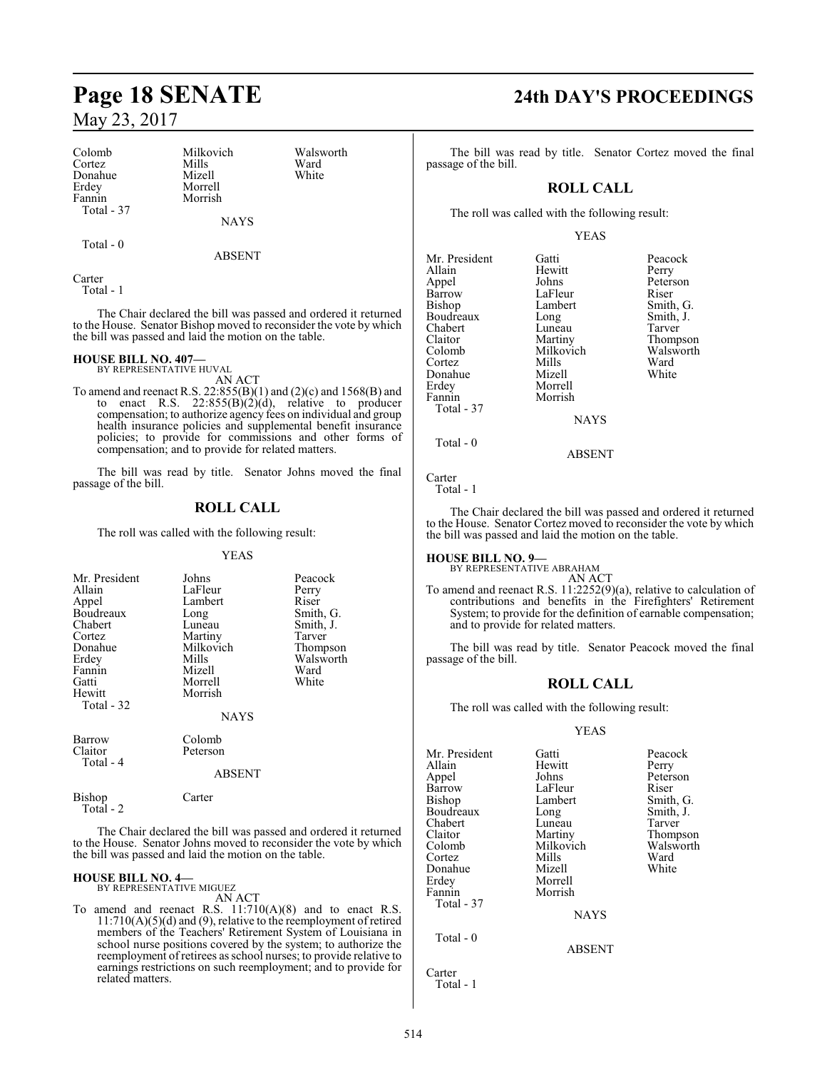| | | |
|---|---|---|
| Colomb | Milkovich | Walsworth |
| Cortez | Mills | Ward |
| Donahue | Mizell | White |
| Erdey | Morrell | |
| Fannin | Morrish | |
| Total - 37 | | |

NAYS

Total - 0

ABSENT

Carter
Total - 1

The Chair declared the bill was passed and ordered it returned to the House. Senator Bishop moved to reconsider the vote by which the bill was passed and laid the motion on the table.

**HOUSE BILL NO. 407—**
BY REPRESENTATIVE HUVAL
AN ACT

To amend and reenact R.S. 22:855(B)(1) and (2)(c) and 1568(B) and to enact R.S. 22:855(B)(2)(d), relative to producer compensation; to authorize agency fees on individual and group health insurance policies and supplemental benefit insurance policies; to provide for commissions and other forms of compensation; and to provide for related matters.

The bill was read by title. Senator Johns moved the final passage of the bill.

## ROLL CALL

The roll was called with the following result:

YEAS

| | | |
|---|---|---|
| Mr. President | Johns | Peacock |
| Allain | LaFleur | Perry |
| Appel | Lambert | Riser |
| Boudreaux | Long | Smith, G. |
| Chabert | Luneau | Smith, J. |
| Cortez | Martiny | Tarver |
| Donahue | Milkovich | Thompson |
| Erdey | Mills | Walsworth |
| Fannin | Mizell | Ward |
| Gatti | Morrell | White |
| Hewitt | Morrish | |
| Total - 32 | | |

NAYS

| | |
|---|---|
| Barrow | Colomb |
| Claitor | Peterson |
| Total - 4 | |

ABSENT

| | |
|---|---|
| Bishop | Carter |
| Total - 2 | |

The Chair declared the bill was passed and ordered it returned to the House. Senator Johns moved to reconsider the vote by which the bill was passed and laid the motion on the table.

**HOUSE BILL NO. 4—**
BY REPRESENTATIVE MIGUEZ
AN ACT

To amend and reenact R.S. 11:710(A)(8) and to enact R.S. 11:710(A)(5)(d) and (9), relative to the reemployment of retired members of the Teachers' Retirement System of Louisiana in school nurse positions covered by the system; to authorize the reemployment of retirees as school nurses; to provide relative to earnings restrictions on such reemployment; and to provide for related matters.

The bill was read by title. Senator Cortez moved the final passage of the bill.

## ROLL CALL

The roll was called with the following result:

YEAS

| | | |
|---|---|---|
| Mr. President | Gatti | Peacock |
| Allain | Hewitt | Perry |
| Appel | Johns | Peterson |
| Barrow | LaFleur | Riser |
| Bishop | Lambert | Smith, G. |
| Boudreaux | Long | Smith, J. |
| Chabert | Luneau | Tarver |
| Claitor | Martiny | Thompson |
| Colomb | Milkovich | Walsworth |
| Cortez | Mills | Ward |
| Donahue | Mizell | White |
| Erdey | Morrell | |
| Fannin | Morrish | |
| Total - 37 | | |

NAYS

Total - 0

ABSENT

Carter
Total - 1

The Chair declared the bill was passed and ordered it returned to the House. Senator Cortez moved to reconsider the vote by which the bill was passed and laid the motion on the table.

**HOUSE BILL NO. 9—**
BY REPRESENTATIVE ABRAHAM
AN ACT

To amend and reenact R.S. 11:2252(9)(a), relative to calculation of contributions and benefits in the Firefighters' Retirement System; to provide for the definition of earnable compensation; and to provide for related matters.

The bill was read by title. Senator Peacock moved the final passage of the bill.

## ROLL CALL

The roll was called with the following result:

YEAS

| | | |
|---|---|---|
| Mr. President | Gatti | Peacock |
| Allain | Hewitt | Perry |
| Appel | Johns | Peterson |
| Barrow | LaFleur | Riser |
| Bishop | Lambert | Smith, G. |
| Boudreaux | Long | Smith, J. |
| Chabert | Luneau | Tarver |
| Claitor | Martiny | Thompson |
| Colomb | Milkovich | Walsworth |
| Cortez | Mills | Ward |
| Donahue | Mizell | White |
| Erdey | Morrell | |
| Fannin | Morrish | |
| Total - 37 | | |

NAYS

Total - 0

ABSENT

Carter
Total - 1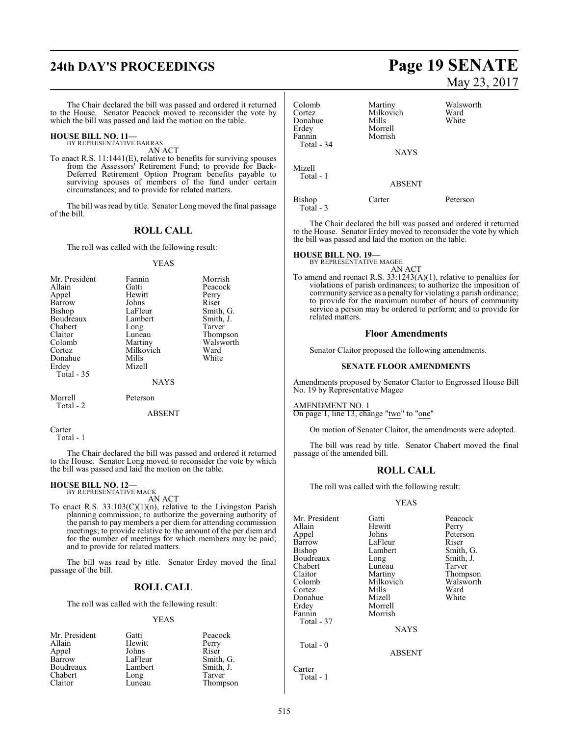The Chair declared the bill was passed and ordered it returned to the House. Senator Peacock moved to reconsider the vote by which the bill was passed and laid the motion on the table.

**HOUSE BILL NO. 11—**
BY REPRESENTATIVE BARRAS

AN ACT

To enact R.S. 11:1441(E), relative to benefits for surviving spouses from the Assessors' Retirement Fund; to provide for Back-Deferred Retirement Option Program benefits payable to surviving spouses of members of the fund under certain circumstances; and to provide for related matters.

The bill was read by title. Senator Long moved the final passage of the bill.

## ROLL CALL

The roll was called with the following result:

YEAS

| | | |
|---|---|---|
| Mr. President | Fannin | Morrish |
| Allain | Gatti | Peacock |
| Appel | Hewitt | Perry |
| Barrow | Johns | Riser |
| Bishop | LaFleur | Smith, G. |
| Boudreaux | Lambert | Smith, J. |
| Chabert | Long | Tarver |
| Claitor | Luneau | Thompson |
| Colomb | Martiny | Walsworth |
| Cortez | Milkovich | Ward |
| Donahue | Mills | White |
| Erdey | Mizell | |

Total - 35

NAYS

| | |
|---|---|
| Morrell | Peterson |

Total - 2

ABSENT

Carter

Total - 1

The Chair declared the bill was passed and ordered it returned to the House. Senator Long moved to reconsider the vote by which the bill was passed and laid the motion on the table.

**HOUSE BILL NO. 12—**
BY REPRESENTATIVE MACK

AN ACT

To enact R.S. 33:103(C)(1)(n), relative to the Livingston Parish planning commission; to authorize the governing authority of the parish to pay members a per diem for attending commission meetings; to provide relative to the amount of the per diem and for the number of meetings for which members may be paid; and to provide for related matters.

The bill was read by title. Senator Erdey moved the final passage of the bill.

## ROLL CALL

The roll was called with the following result:

YEAS

| | | |
|---|---|---|
| Mr. President | Gatti | Peacock |
| Allain | Hewitt | Perry |
| Appel | Johns | Riser |
| Barrow | LaFleur | Smith, G. |
| Boudreaux | Lambert | Smith, J. |
| Chabert | Long | Tarver |
| Claitor | Luneau | Thompson |
| Colomb | Martiny | Walsworth |
| Cortez | Milkovich | Ward |
| Donahue | Mills | White |
| Erdey | Morrell | |
| Fannin | Morrish | |

Total - 34

NAYS

Mizell

Total - 1

ABSENT

| | | |
|---|---|---|
| Bishop | Carter | Peterson |

Total - 3

The Chair declared the bill was passed and ordered it returned to the House. Senator Erdey moved to reconsider the vote by which the bill was passed and laid the motion on the table.

**HOUSE BILL NO. 19—**
BY REPRESENTATIVE MAGEE

AN ACT

To amend and reenact R.S. 33:1243(A)(1), relative to penalties for violations of parish ordinances; to authorize the imposition of community service as a penalty for violating a parish ordinance; to provide for the maximum number of hours of community service a person may be ordered to perform; and to provide for related matters.

## Floor Amendments

Senator Claitor proposed the following amendments.

### SENATE FLOOR AMENDMENTS

Amendments proposed by Senator Claitor to Engrossed House Bill No. 19 by Representative Magee

AMENDMENT NO. 1
On page 1, line 13, change "two" to "one"

On motion of Senator Claitor, the amendments were adopted.

The bill was read by title. Senator Chabert moved the final passage of the amended bill.

## ROLL CALL

The roll was called with the following result:

YEAS

| | | |
|---|---|---|
| Mr. President | Gatti | Peacock |
| Allain | Hewitt | Perry |
| Appel | Johns | Peterson |
| Barrow | LaFleur | Riser |
| Bishop | Lambert | Smith, G. |
| Boudreaux | Long | Smith, J. |
| Chabert | Luneau | Tarver |
| Claitor | Martiny | Thompson |
| Colomb | Milkovich | Walsworth |
| Cortez | Mills | Ward |
| Donahue | Mizell | White |
| Erdey | Morrell | |
| Fannin | Morrish | |

Total - 37

NAYS

Total - 0

ABSENT

Carter

Total - 1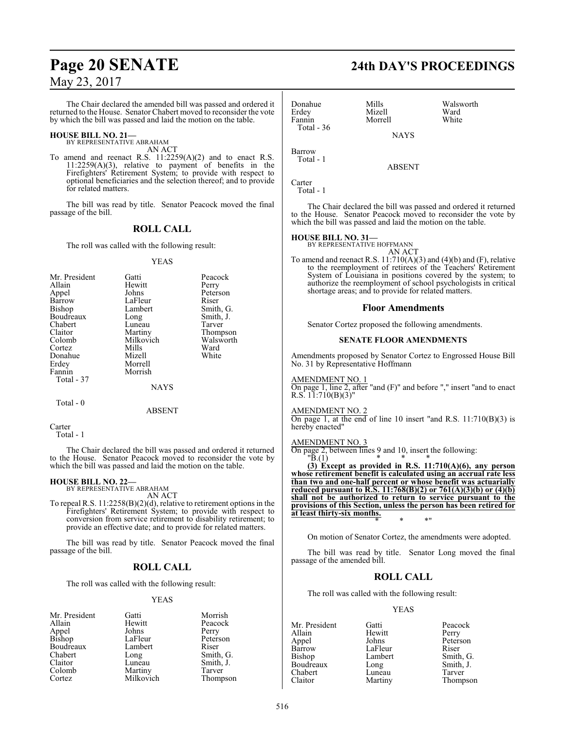The Chair declared the amended bill was passed and ordered it returned to the House. Senator Chabert moved to reconsider the vote by which the bill was passed and laid the motion on the table.

**HOUSE BILL NO. 21—**
BY REPRESENTATIVE ABRAHAM
AN ACT

To amend and reenact R.S. 11:2259(A)(2) and to enact R.S. 11:2259(A)(3), relative to payment of benefits in the Firefighters' Retirement System; to provide with respect to optional beneficiaries and the selection thereof; and to provide for related matters.

The bill was read by title. Senator Peacock moved the final passage of the bill.

## ROLL CALL

The roll was called with the following result:

YEAS

| | | |
|---|---|---|
| Mr. President | Gatti | Peacock |
| Allain | Hewitt | Perry |
| Appel | Johns | Peterson |
| Barrow | LaFleur | Riser |
| Bishop | Lambert | Smith, G. |
| Boudreaux | Long | Smith, J. |
| Chabert | Luneau | Tarver |
| Claitor | Martiny | Thompson |
| Colomb | Milkovich | Walsworth |
| Cortez | Mills | Ward |
| Donahue | Mizell | White |
| Erdey | Morrell | |
| Fannin | Morrish | |

Total - 37

NAYS

Total - 0

ABSENT

Carter
Total - 1

The Chair declared the bill was passed and ordered it returned to the House. Senator Peacock moved to reconsider the vote by which the bill was passed and laid the motion on the table.

**HOUSE BILL NO. 22—**
BY REPRESENTATIVE ABRAHAM
AN ACT

To repeal R.S. 11:2258(B)(2)(d), relative to retirement options in the Firefighters' Retirement System; to provide with respect to conversion from service retirement to disability retirement; to provide an effective date; and to provide for related matters.

The bill was read by title. Senator Peacock moved the final passage of the bill.

## ROLL CALL

The roll was called with the following result:

YEAS

| | | |
|---|---|---|
| Mr. President | Gatti | Morrish |
| Allain | Hewitt | Peacock |
| Appel | Johns | Perry |
| Bishop | LaFleur | Peterson |
| Boudreaux | Lambert | Riser |
| Chabert | Long | Smith, G. |
| Claitor | Luneau | Smith, J. |
| Colomb | Martiny | Tarver |
| Cortez | Milkovich | Thompson |
| Donahue | Mills | Walsworth |
| Erdey | Mizell | Ward |
| Fannin | Morrell | White |

Total - 36

NAYS

Barrow
Total - 1

ABSENT

Carter
Total - 1

The Chair declared the bill was passed and ordered it returned to the House. Senator Peacock moved to reconsider the vote by which the bill was passed and laid the motion on the table.

**HOUSE BILL NO. 31—**
BY REPRESENTATIVE HOFFMANN
AN ACT

To amend and reenact R.S. 11:710(A)(3) and (4)(b) and (F), relative to the reemployment of retirees of the Teachers' Retirement System of Louisiana in positions covered by the system; to authorize the reemployment of school psychologists in critical shortage areas; and to provide for related matters.

### Floor Amendments

Senator Cortez proposed the following amendments.

#### SENATE FLOOR AMENDMENTS

Amendments proposed by Senator Cortez to Engrossed House Bill No. 31 by Representative Hoffmann

AMENDMENT NO. 1
On page 1, line 2, after "and (F)" and before "," insert "and to enact R.S. 11:710(B)(3)"

AMENDMENT NO. 2
On page 1, at the end of line 10 insert "and R.S. 11:710(B)(3) is hereby enacted"

AMENDMENT NO. 3
On page 2, between lines 9 and 10, insert the following:
"B.(1) * * *

**(3) Except as provided in R.S. 11:710(A)(6), any person whose retirement benefit is calculated using an accrual rate less than two and one-half percent or whose benefit was actuarially reduced pursuant to R.S. 11:768(B)(2) or 761(A)(3)(b) or (4)(b) shall not be authorized to return to service pursuant to the provisions of this Section, unless the person has been retired for at least thirty-six months.**

\* * *"

On motion of Senator Cortez, the amendments were adopted.

The bill was read by title. Senator Long moved the final passage of the amended bill.

## ROLL CALL

The roll was called with the following result:

YEAS

| | | |
|---|---|---|
| Mr. President | Gatti | Peacock |
| Allain | Hewitt | Perry |
| Appel | Johns | Peterson |
| Barrow | LaFleur | Riser |
| Bishop | Lambert | Smith, G. |
| Boudreaux | Long | Smith, J. |
| Chabert | Luneau | Tarver |
| Claitor | Martiny | Thompson |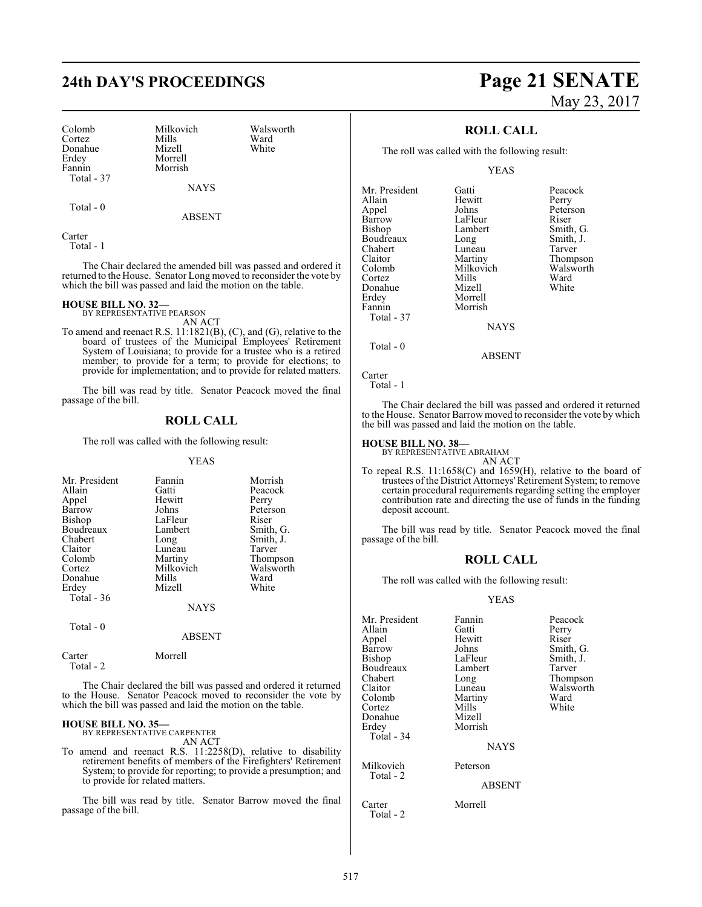| | | |
|---|---|---|
| Colomb | Milkovich | Walsworth |
| Cortez | Mills | Ward |
| Donahue | Mizell | White |
| Erdey | Morrell | |
| Fannin | Morrish | |
| Total - 37 | | |

NAYS

Total - 0

ABSENT

Carter
Total - 1

The Chair declared the amended bill was passed and ordered it returned to the House. Senator Long moved to reconsider the vote by which the bill was passed and laid the motion on the table.

**HOUSE BILL NO. 32—**
BY REPRESENTATIVE PEARSON
AN ACT

To amend and reenact R.S. 11:1821(B), (C), and (G), relative to the board of trustees of the Municipal Employees' Retirement System of Louisiana; to provide for a trustee who is a retired member; to provide for a term; to provide for elections; to provide for implementation; and to provide for related matters.

The bill was read by title. Senator Peacock moved the final passage of the bill.

## ROLL CALL

The roll was called with the following result:

YEAS

| | | |
|---|---|---|
| Mr. President | Fannin | Morrish |
| Allain | Gatti | Peacock |
| Appel | Hewitt | Perry |
| Barrow | Johns | Peterson |
| Bishop | LaFleur | Riser |
| Boudreaux | Lambert | Smith, G. |
| Chabert | Long | Smith, J. |
| Claitor | Luneau | Tarver |
| Colomb | Martiny | Thompson |
| Cortez | Milkovich | Walsworth |
| Donahue | Mills | Ward |
| Erdey | Mizell | White |
| Total - 36 | | |

NAYS

Total - 0

ABSENT

Carter Morrell
Total - 2

The Chair declared the bill was passed and ordered it returned to the House. Senator Peacock moved to reconsider the vote by which the bill was passed and laid the motion on the table.

**HOUSE BILL NO. 35—**
BY REPRESENTATIVE CARPENTER
AN ACT

To amend and reenact R.S. 11:2258(D), relative to disability retirement benefits of members of the Firefighters' Retirement System; to provide for reporting; to provide a presumption; and to provide for related matters.

The bill was read by title. Senator Barrow moved the final passage of the bill.

## ROLL CALL

The roll was called with the following result:

YEAS

| | | |
|---|---|---|
| Mr. President | Gatti | Peacock |
| Allain | Hewitt | Perry |
| Appel | Johns | Peterson |
| Barrow | LaFleur | Riser |
| Bishop | Lambert | Smith, G. |
| Boudreaux | Long | Smith, J. |
| Chabert | Luneau | Tarver |
| Claitor | Martiny | Thompson |
| Colomb | Milkovich | Walsworth |
| Cortez | Mills | Ward |
| Donahue | Mizell | White |
| Erdey | Morrell | |
| Fannin | Morrish | |
| Total - 37 | | |

NAYS

Total - 0

ABSENT

Carter
Total - 1

The Chair declared the bill was passed and ordered it returned to the House. Senator Barrow moved to reconsider the vote by which the bill was passed and laid the motion on the table.

**HOUSE BILL NO. 38—**
BY REPRESENTATIVE ABRAHAM
AN ACT

To repeal R.S. 11:1658(C) and 1659(H), relative to the board of trustees of the District Attorneys' Retirement System; to remove certain procedural requirements regarding setting the employer contribution rate and directing the use of funds in the funding deposit account.

The bill was read by title. Senator Peacock moved the final passage of the bill.

## ROLL CALL

The roll was called with the following result:

YEAS

| | | |
|---|---|---|
| Mr. President | Fannin | Peacock |
| Allain | Gatti | Perry |
| Appel | Hewitt | Riser |
| Barrow | Johns | Smith, G. |
| Bishop | LaFleur | Smith, J. |
| Boudreaux | Lambert | Tarver |
| Chabert | Long | Thompson |
| Claitor | Luneau | Walsworth |
| Colomb | Martiny | Ward |
| Cortez | Mills | White |
| Donahue | Mizell | |
| Erdey | Morrish | |
| Total - 34 | | |

NAYS

Milkovich Peterson
Total - 2

ABSENT

Carter Morrell
Total - 2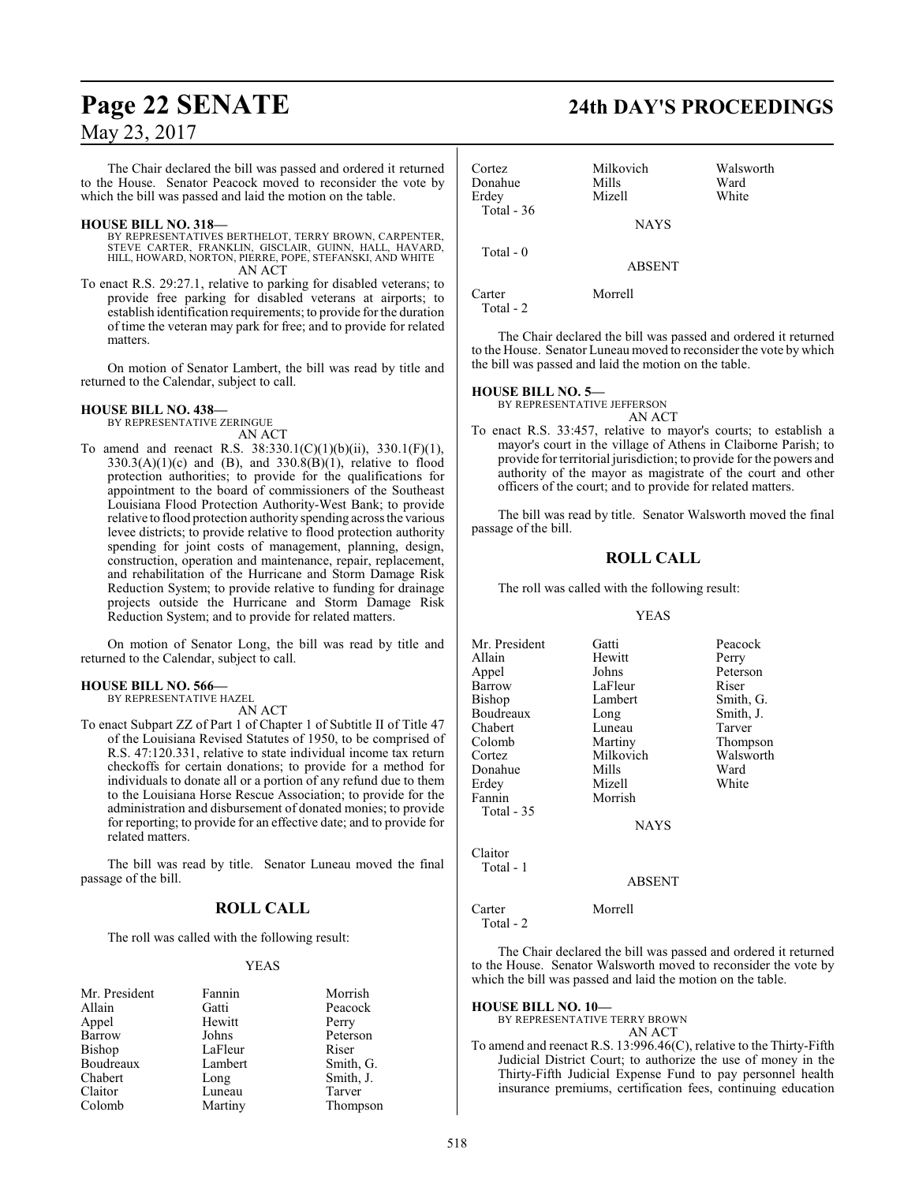The Chair declared the bill was passed and ordered it returned to the House. Senator Peacock moved to reconsider the vote by which the bill was passed and laid the motion on the table.

**HOUSE BILL NO. 318—**
BY REPRESENTATIVES BERTHELOT, TERRY BROWN, CARPENTER, STEVE CARTER, FRANKLIN, GISCLAIR, GUINN, HALL, HAVARD, HILL, HOWARD, NORTON, PIERRE, POPE, STEFANSKI, AND WHITE
AN ACT

To enact R.S. 29:27.1, relative to parking for disabled veterans; to provide free parking for disabled veterans at airports; to establish identification requirements; to provide for the duration of time the veteran may park for free; and to provide for related matters.

On motion of Senator Lambert, the bill was read by title and returned to the Calendar, subject to call.

**HOUSE BILL NO. 438—**
BY REPRESENTATIVE ZERINGUE
AN ACT

To amend and reenact R.S. 38:330.1(C)(1)(b)(ii), 330.1(F)(1), 330.3(A)(1)(c) and (B), and 330.8(B)(1), relative to flood protection authorities; to provide for the qualifications for appointment to the board of commissioners of the Southeast Louisiana Flood Protection Authority-West Bank; to provide relative to flood protection authority spending across the various levee districts; to provide relative to flood protection authority spending for joint costs of management, planning, design, construction, operation and maintenance, repair, replacement, and rehabilitation of the Hurricane and Storm Damage Risk Reduction System; to provide relative to funding for drainage projects outside the Hurricane and Storm Damage Risk Reduction System; and to provide for related matters.

On motion of Senator Long, the bill was read by title and returned to the Calendar, subject to call.

**HOUSE BILL NO. 566—**
BY REPRESENTATIVE HAZEL
AN ACT

To enact Subpart ZZ of Part 1 of Chapter 1 of Subtitle II of Title 47 of the Louisiana Revised Statutes of 1950, to be comprised of R.S. 47:120.331, relative to state individual income tax return checkoffs for certain donations; to provide for a method for individuals to donate all or a portion of any refund due to them to the Louisiana Horse Rescue Association; to provide for the administration and disbursement of donated monies; to provide for reporting; to provide for an effective date; and to provide for related matters.

The bill was read by title. Senator Luneau moved the final passage of the bill.

## ROLL CALL

The roll was called with the following result:

YEAS

| | | |
|---|---|---|
| Mr. President | Fannin | Morrish |
| Allain | Gatti | Peacock |
| Appel | Hewitt | Perry |
| Barrow | Johns | Peterson |
| Bishop | LaFleur | Riser |
| Boudreaux | Lambert | Smith, G. |
| Chabert | Long | Smith, J. |
| Claitor | Luneau | Tarver |
| Colomb | Martiny | Thompson |
| Cortez | Milkovich | Walsworth |
| Donahue | Mills | Ward |
| Erdey | Mizell | White |

Total - 36

NAYS

Total - 0

ABSENT

| | |
|---|---|
| Carter | Morrell |

Total - 2

The Chair declared the bill was passed and ordered it returned to the House. Senator Luneau moved to reconsider the vote by which the bill was passed and laid the motion on the table.

**HOUSE BILL NO. 5—**
BY REPRESENTATIVE JEFFERSON
AN ACT

To enact R.S. 33:457, relative to mayor's courts; to establish a mayor's court in the village of Athens in Claiborne Parish; to provide for territorial jurisdiction; to provide for the powers and authority of the mayor as magistrate of the court and other officers of the court; and to provide for related matters.

The bill was read by title. Senator Walsworth moved the final passage of the bill.

## ROLL CALL

The roll was called with the following result:

YEAS

| | | |
|---|---|---|
| Mr. President | Gatti | Peacock |
| Allain | Hewitt | Perry |
| Appel | Johns | Peterson |
| Barrow | LaFleur | Riser |
| Bishop | Lambert | Smith, G. |
| Boudreaux | Long | Smith, J. |
| Chabert | Luneau | Tarver |
| Colomb | Martiny | Thompson |
| Cortez | Milkovich | Walsworth |
| Donahue | Mills | Ward |
| Erdey | Mizell | White |
| Fannin | Morrish | |

Total - 35

NAYS

Claitor

Total - 1

ABSENT

| | |
|---|---|
| Carter | Morrell |

Total - 2

The Chair declared the bill was passed and ordered it returned to the House. Senator Walsworth moved to reconsider the vote by which the bill was passed and laid the motion on the table.

**HOUSE BILL NO. 10—**
BY REPRESENTATIVE TERRY BROWN
AN ACT

To amend and reenact R.S. 13:996.46(C), relative to the Thirty-Fifth Judicial District Court; to authorize the use of money in the Thirty-Fifth Judicial Expense Fund to pay personnel health insurance premiums, certification fees, continuing education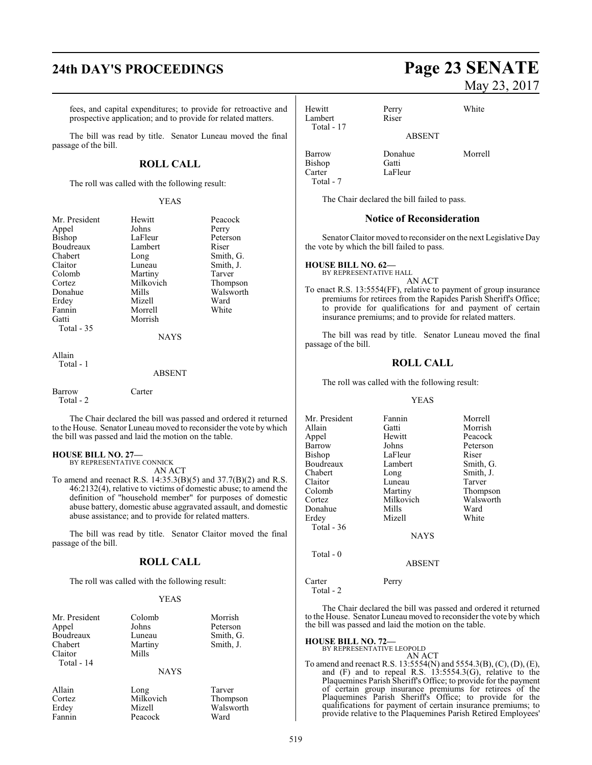fees, and capital expenditures; to provide for retroactive and prospective application; and to provide for related matters.

The bill was read by title. Senator Luneau moved the final passage of the bill.

## ROLL CALL

The roll was called with the following result:

YEAS

| | | |
|---|---|---|
| Mr. President | Hewitt | Peacock |
| Appel | Johns | Perry |
| Bishop | LaFleur | Peterson |
| Boudreaux | Lambert | Riser |
| Chabert | Long | Smith, G. |
| Claitor | Luneau | Smith, J. |
| Colomb | Martiny | Tarver |
| Cortez | Milkovich | Thompson |
| Donahue | Mills | Walsworth |
| Erdey | Mizell | Ward |
| Fannin | Morrell | White |
| Gatti | Morrish | |
| Total - 35 | | |

NAYS

Allain
Total - 1

ABSENT

Barrow Carter
Total - 2

The Chair declared the bill was passed and ordered it returned to the House. Senator Luneau moved to reconsider the vote by which the bill was passed and laid the motion on the table.

**HOUSE BILL NO. 27—**
BY REPRESENTATIVE CONNICK
AN ACT

To amend and reenact R.S. 14:35.3(B)(5) and 37.7(B)(2) and R.S. 46:2132(4), relative to victims of domestic abuse; to amend the definition of "household member" for purposes of domestic abuse battery, domestic abuse aggravated assault, and domestic abuse assistance; and to provide for related matters.

The bill was read by title. Senator Claitor moved the final passage of the bill.

## ROLL CALL

The roll was called with the following result:

YEAS

| | | |
|---|---|---|
| Mr. President | Colomb | Morrish |
| Appel | Johns | Peterson |
| Boudreaux | Luneau | Smith, G. |
| Chabert | Martiny | Smith, J. |
| Claitor | Mills | |
| Total - 14 | | |

NAYS

| | | |
|---|---|---|
| Allain | Long | Tarver |
| Cortez | Milkovich | Thompson |
| Erdey | Mizell | Walsworth |
| Fannin | Peacock | Ward |
| Hewitt | Perry | White |
| Lambert | Riser | |
| Total - 17 | | |

ABSENT

| | | |
|---|---|---|
| Barrow | Donahue | Morrell |
| Bishop | Gatti | |
| Carter | LaFleur | |
| Total - 7 | | |

The Chair declared the bill failed to pass.

### Notice of Reconsideration

Senator Claitor moved to reconsider on the next Legislative Day the vote by which the bill failed to pass.

**HOUSE BILL NO. 62—**
BY REPRESENTATIVE HALL
AN ACT

To enact R.S. 13:5554(FF), relative to payment of group insurance premiums for retirees from the Rapides Parish Sheriff's Office; to provide for qualifications for and payment of certain insurance premiums; and to provide for related matters.

The bill was read by title. Senator Luneau moved the final passage of the bill.

## ROLL CALL

The roll was called with the following result:

YEAS

| | | |
|---|---|---|
| Mr. President | Fannin | Morrell |
| Allain | Gatti | Morrish |
| Appel | Hewitt | Peacock |
| Barrow | Johns | Peterson |
| Bishop | LaFleur | Riser |
| Boudreaux | Lambert | Smith, G. |
| Chabert | Long | Smith, J. |
| Claitor | Luneau | Tarver |
| Colomb | Martiny | Thompson |
| Cortez | Milkovich | Walsworth |
| Donahue | Mills | Ward |
| Erdey | Mizell | White |
| Total - 36 | | |

NAYS

Total - 0

ABSENT

Carter Perry
Total - 2

The Chair declared the bill was passed and ordered it returned to the House. Senator Luneau moved to reconsider the vote by which the bill was passed and laid the motion on the table.

**HOUSE BILL NO. 72—**
BY REPRESENTATIVE LEOPOLD
AN ACT

To amend and reenact R.S. 13:5554(N) and 5554.3(B), (C), (D), (E), and (F) and to repeal R.S. 13:5554.3(G), relative to the Plaquemines Parish Sheriff's Office; to provide for the payment of certain group insurance premiums for retirees of the Plaquemines Parish Sheriff's Office; to provide for the qualifications for payment of certain insurance premiums; to provide relative to the Plaquemines Parish Retired Employees'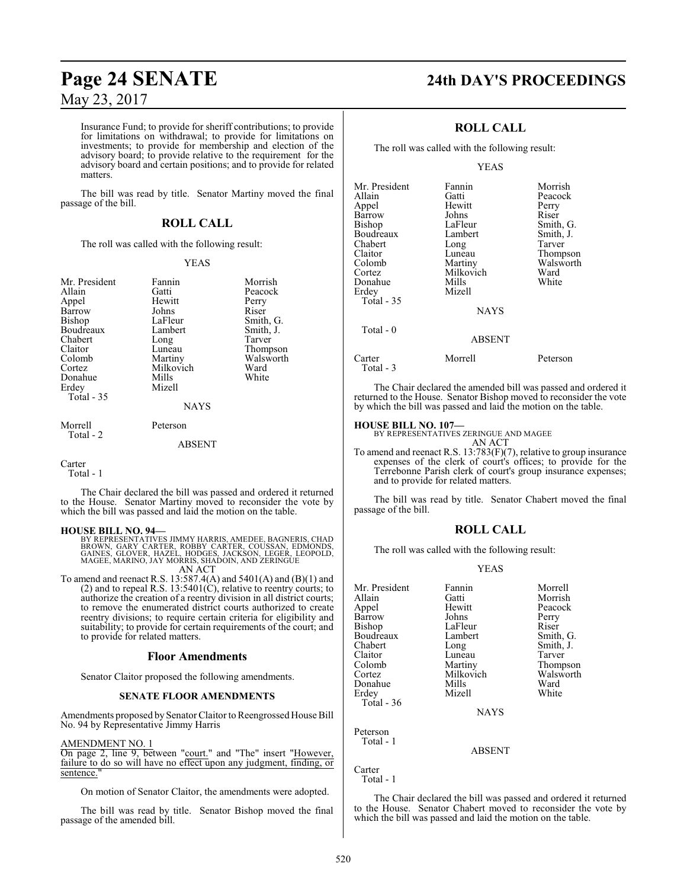Insurance Fund; to provide for sheriff contributions; to provide for limitations on withdrawal; to provide for limitations on investments; to provide for membership and election of the advisory board; to provide relative to the requirement for the advisory board and certain positions; and to provide for related matters.

The bill was read by title. Senator Martiny moved the final passage of the bill.

## ROLL CALL

The roll was called with the following result:

YEAS

| | | |
|---|---|---|
| Mr. President | Fannin | Morrish |
| Allain | Gatti | Peacock |
| Appel | Hewitt | Perry |
| Barrow | Johns | Riser |
| Bishop | LaFleur | Smith, G. |
| Boudreaux | Lambert | Smith, J. |
| Chabert | Long | Tarver |
| Claitor | Luneau | Thompson |
| Colomb | Martiny | Walsworth |
| Cortez | Milkovich | Ward |
| Donahue | Mills | White |
| Erdey | Mizell | |

Total - 35

NAYS

Morrell Peterson
Total - 2

ABSENT

Carter
Total - 1

The Chair declared the bill was passed and ordered it returned to the House. Senator Martiny moved to reconsider the vote by which the bill was passed and laid the motion on the table.

**HOUSE BILL NO. 94—**
BY REPRESENTATIVES JIMMY HARRIS, AMEDEE, BAGNERIS, CHAD BROWN, GARY CARTER, ROBBY CARTER, COUSSAN, EDMONDS, GAINES, GLOVER, HAZEL, HODGES, JACKSON, LEGER, LEOPOLD, MAGEE, MARINO, JAY MORRIS, SHADOIN, AND ZERINGUE
AN ACT
To amend and reenact R.S. 13:587.4(A) and 5401(A) and (B)(1) and (2) and to repeal R.S. 13:5401(C), relative to reentry courts; to authorize the creation of a reentry division in all district courts; to remove the enumerated district courts authorized to create reentry divisions; to require certain criteria for eligibility and suitability; to provide for certain requirements of the court; and to provide for related matters.

### Floor Amendments

Senator Claitor proposed the following amendments.

#### SENATE FLOOR AMENDMENTS

Amendments proposed by Senator Claitor to Reengrossed House Bill No. 94 by Representative Jimmy Harris

AMENDMENT NO. 1
On page 2, line 9, between "court." and "The" insert "However, failure to do so will have no effect upon any judgment, finding, or sentence."

On motion of Senator Claitor, the amendments were adopted.

The bill was read by title. Senator Bishop moved the final passage of the amended bill.

## ROLL CALL

The roll was called with the following result:

YEAS

| | | |
|---|---|---|
| Mr. President | Fannin | Morrish |
| Allain | Gatti | Peacock |
| Appel | Hewitt | Perry |
| Barrow | Johns | Riser |
| Bishop | LaFleur | Smith, G. |
| Boudreaux | Lambert | Smith, J. |
| Chabert | Long | Tarver |
| Claitor | Luneau | Thompson |
| Colomb | Martiny | Walsworth |
| Cortez | Milkovich | Ward |
| Donahue | Mills | White |
| Erdey | Mizell | |

Total - 35

NAYS

Total - 0

ABSENT

Carter Morrell Peterson
Total - 3

The Chair declared the amended bill was passed and ordered it returned to the House. Senator Bishop moved to reconsider the vote by which the bill was passed and laid the motion on the table.

**HOUSE BILL NO. 107—**
BY REPRESENTATIVES ZERINGUE AND MAGEE
AN ACT
To amend and reenact R.S. 13:783(F)(7), relative to group insurance expenses of the clerk of court's offices; to provide for the Terrebonne Parish clerk of court's group insurance expenses; and to provide for related matters.

The bill was read by title. Senator Chabert moved the final passage of the bill.

## ROLL CALL

The roll was called with the following result:

YEAS

| | | |
|---|---|---|
| Mr. President | Fannin | Morrell |
| Allain | Gatti | Morrish |
| Appel | Hewitt | Peacock |
| Barrow | Johns | Perry |
| Bishop | LaFleur | Riser |
| Boudreaux | Lambert | Smith, G. |
| Chabert | Long | Smith, J. |
| Claitor | Luneau | Tarver |
| Colomb | Martiny | Thompson |
| Cortez | Milkovich | Walsworth |
| Donahue | Mills | Ward |
| Erdey | Mizell | White |

Total - 36

NAYS

Peterson
Total - 1

ABSENT

Carter
Total - 1

The Chair declared the bill was passed and ordered it returned to the House. Senator Chabert moved to reconsider the vote by which the bill was passed and laid the motion on the table.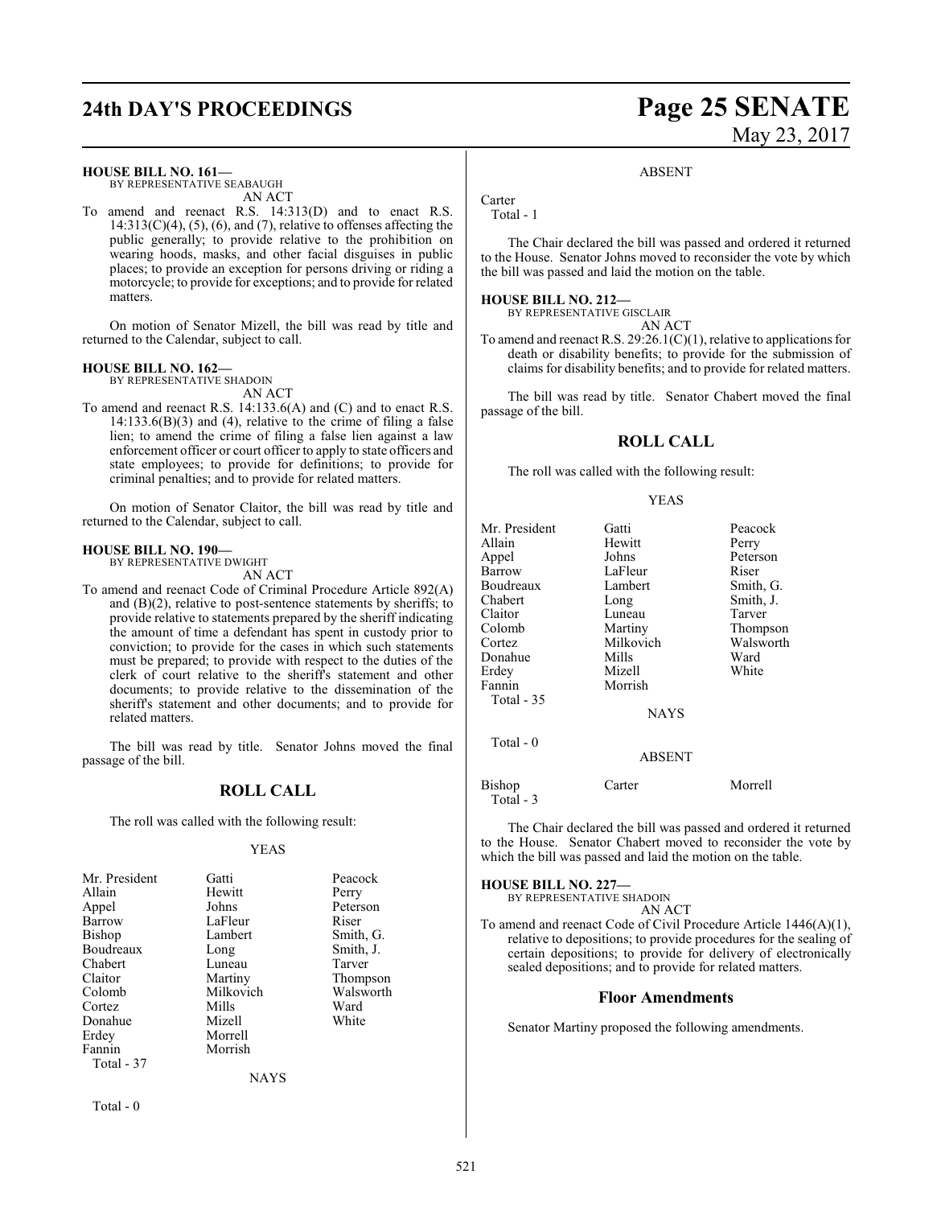**HOUSE BILL NO. 161—**
BY REPRESENTATIVE SEABAUGH
AN ACT

To amend and reenact R.S. 14:313(D) and to enact R.S. 14:313(C)(4), (5), (6), and (7), relative to offenses affecting the public generally; to provide relative to the prohibition on wearing hoods, masks, and other facial disguises in public places; to provide an exception for persons driving or riding a motorcycle; to provide for exceptions; and to provide for related matters.

On motion of Senator Mizell, the bill was read by title and returned to the Calendar, subject to call.

**HOUSE BILL NO. 162—**
BY REPRESENTATIVE SHADOIN
AN ACT

To amend and reenact R.S. 14:133.6(A) and (C) and to enact R.S. 14:133.6(B)(3) and (4), relative to the crime of filing a false lien; to amend the crime of filing a false lien against a law enforcement officer or court officer to apply to state officers and state employees; to provide for definitions; to provide for criminal penalties; and to provide for related matters.

On motion of Senator Claitor, the bill was read by title and returned to the Calendar, subject to call.

**HOUSE BILL NO. 190—**
BY REPRESENTATIVE DWIGHT
AN ACT

To amend and reenact Code of Criminal Procedure Article 892(A) and (B)(2), relative to post-sentence statements by sheriffs; to provide relative to statements prepared by the sheriff indicating the amount of time a defendant has spent in custody prior to conviction; to provide for the cases in which such statements must be prepared; to provide with respect to the duties of the clerk of court relative to the sheriff's statement and other documents; to provide relative to the dissemination of the sheriff's statement and other documents; and to provide for related matters.

The bill was read by title. Senator Johns moved the final passage of the bill.

## ROLL CALL

The roll was called with the following result:

YEAS

| | | |
|---|---|---|
| Mr. President | Gatti | Peacock |
| Allain | Hewitt | Perry |
| Appel | Johns | Peterson |
| Barrow | LaFleur | Riser |
| Bishop | Lambert | Smith, G. |
| Boudreaux | Long | Smith, J. |
| Chabert | Luneau | Tarver |
| Claitor | Martiny | Thompson |
| Colomb | Milkovich | Walsworth |
| Cortez | Mills | Ward |
| Donahue | Mizell | White |
| Erdey | Morrell | |
| Fannin | Morrish | |
| Total - 37 | | |

NAYS

Total - 0

ABSENT

Carter
Total - 1

The Chair declared the bill was passed and ordered it returned to the House. Senator Johns moved to reconsider the vote by which the bill was passed and laid the motion on the table.

**HOUSE BILL NO. 212—**
BY REPRESENTATIVE GISCLAIR
AN ACT

To amend and reenact R.S. 29:26.1(C)(1), relative to applications for death or disability benefits; to provide for the submission of claims for disability benefits; and to provide for related matters.

The bill was read by title. Senator Chabert moved the final passage of the bill.

## ROLL CALL

The roll was called with the following result:

YEAS

| | | |
|---|---|---|
| Mr. President | Gatti | Peacock |
| Allain | Hewitt | Perry |
| Appel | Johns | Peterson |
| Barrow | LaFleur | Riser |
| Boudreaux | Lambert | Smith, G. |
| Chabert | Long | Smith, J. |
| Claitor | Luneau | Tarver |
| Colomb | Martiny | Thompson |
| Cortez | Milkovich | Walsworth |
| Donahue | Mills | Ward |
| Erdey | Mizell | White |
| Fannin | Morrish | |
| Total - 35 | | |

NAYS

Total - 0

ABSENT

| | | |
|---|---|---|
| Bishop | Carter | Morrell |
| Total - 3 | | |

The Chair declared the bill was passed and ordered it returned to the House. Senator Chabert moved to reconsider the vote by which the bill was passed and laid the motion on the table.

**HOUSE BILL NO. 227—**
BY REPRESENTATIVE SHADOIN
AN ACT

To amend and reenact Code of Civil Procedure Article 1446(A)(1), relative to depositions; to provide procedures for the sealing of certain depositions; to provide for delivery of electronically sealed depositions; and to provide for related matters.

### Floor Amendments

Senator Martiny proposed the following amendments.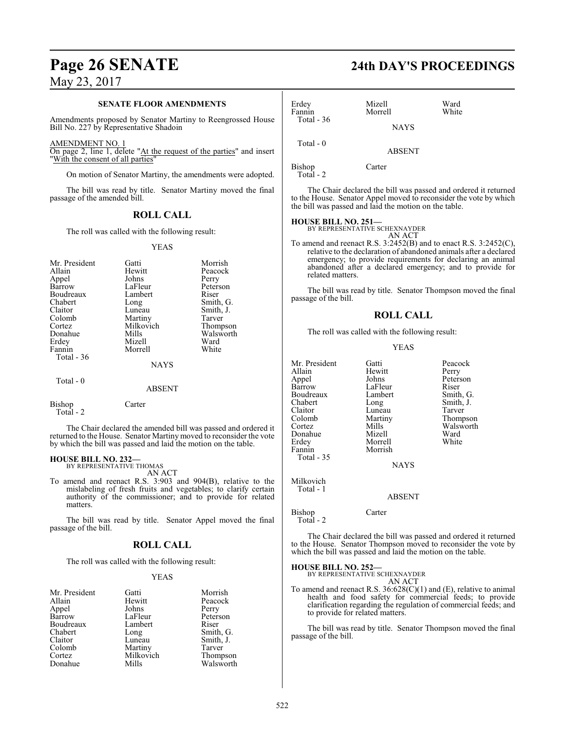### SENATE FLOOR AMENDMENTS

Amendments proposed by Senator Martiny to Reengrossed House Bill No. 227 by Representative Shadoin

AMENDMENT NO. 1

On page 2, line 1, delete "At the request of the parties" and insert "With the consent of all parties"

On motion of Senator Martiny, the amendments were adopted.

The bill was read by title. Senator Martiny moved the final passage of the amended bill.

## ROLL CALL

The roll was called with the following result:

YEAS

| | | |
|---|---|---|
| Mr. President | Gatti | Morrish |
| Allain | Hewitt | Peacock |
| Appel | Johns | Perry |
| Barrow | LaFleur | Peterson |
| Boudreaux | Lambert | Riser |
| Chabert | Long | Smith, G. |
| Claitor | Luneau | Smith, J. |
| Colomb | Martiny | Tarver |
| Cortez | Milkovich | Thompson |
| Donahue | Mills | Walsworth |
| Erdey | Mizell | Ward |
| Fannin | Morrell | White |
| Total - 36 | | |

NAYS

Total - 0

ABSENT

| | |
|---|---|
| Bishop | Carter |
| Total - 2 | |

The Chair declared the amended bill was passed and ordered it returned to the House. Senator Martiny moved to reconsider the vote by which the bill was passed and laid the motion on the table.

**HOUSE BILL NO. 232—**
BY REPRESENTATIVE THOMAS
AN ACT

To amend and reenact R.S. 3:903 and 904(B), relative to the mislabeling of fresh fruits and vegetables; to clarify certain authority of the commissioner; and to provide for related matters.

The bill was read by title. Senator Appel moved the final passage of the bill.

## ROLL CALL

The roll was called with the following result:

YEAS

| | | |
|---|---|---|
| Mr. President | Gatti | Morrish |
| Allain | Hewitt | Peacock |
| Appel | Johns | Perry |
| Barrow | LaFleur | Peterson |
| Boudreaux | Lambert | Riser |
| Chabert | Long | Smith, G. |
| Claitor | Luneau | Smith, J. |
| Colomb | Martiny | Tarver |
| Cortez | Milkovich | Thompson |
| Donahue | Mills | Walsworth |
| Erdey | Mizell | Ward |
| Fannin | Morrell | White |
| Total - 36 | | |

NAYS

Total - 0

ABSENT

| | |
|---|---|
| Bishop | Carter |
| Total - 2 | |

The Chair declared the bill was passed and ordered it returned to the House. Senator Appel moved to reconsider the vote by which the bill was passed and laid the motion on the table.

**HOUSE BILL NO. 251—**
BY REPRESENTATIVE SCHEXNAYDER
AN ACT

To amend and reenact R.S. 3:2452(B) and to enact R.S. 3:2452(C), relative to the declaration of abandoned animals after a declared emergency; to provide requirements for declaring an animal abandoned after a declared emergency; and to provide for related matters.

The bill was read by title. Senator Thompson moved the final passage of the bill.

## ROLL CALL

The roll was called with the following result:

YEAS

| | | |
|---|---|---|
| Mr. President | Gatti | Peacock |
| Allain | Hewitt | Perry |
| Appel | Johns | Peterson |
| Barrow | LaFleur | Riser |
| Boudreaux | Lambert | Smith, G. |
| Chabert | Long | Smith, J. |
| Claitor | Luneau | Tarver |
| Colomb | Martiny | Thompson |
| Cortez | Mills | Walsworth |
| Donahue | Mizell | Ward |
| Erdey | Morrell | White |
| Fannin | Morrish | |
| Total - 35 | | |

NAYS

Milkovich
Total - 1

ABSENT

| | |
|---|---|
| Bishop | Carter |
| Total - 2 | |

The Chair declared the bill was passed and ordered it returned to the House. Senator Thompson moved to reconsider the vote by which the bill was passed and laid the motion on the table.

**HOUSE BILL NO. 252—**
BY REPRESENTATIVE SCHEXNAYDER
AN ACT

To amend and reenact R.S. 36:628(C)(1) and (E), relative to animal health and food safety for commercial feeds; to provide clarification regarding the regulation of commercial feeds; and to provide for related matters.

The bill was read by title. Senator Thompson moved the final passage of the bill.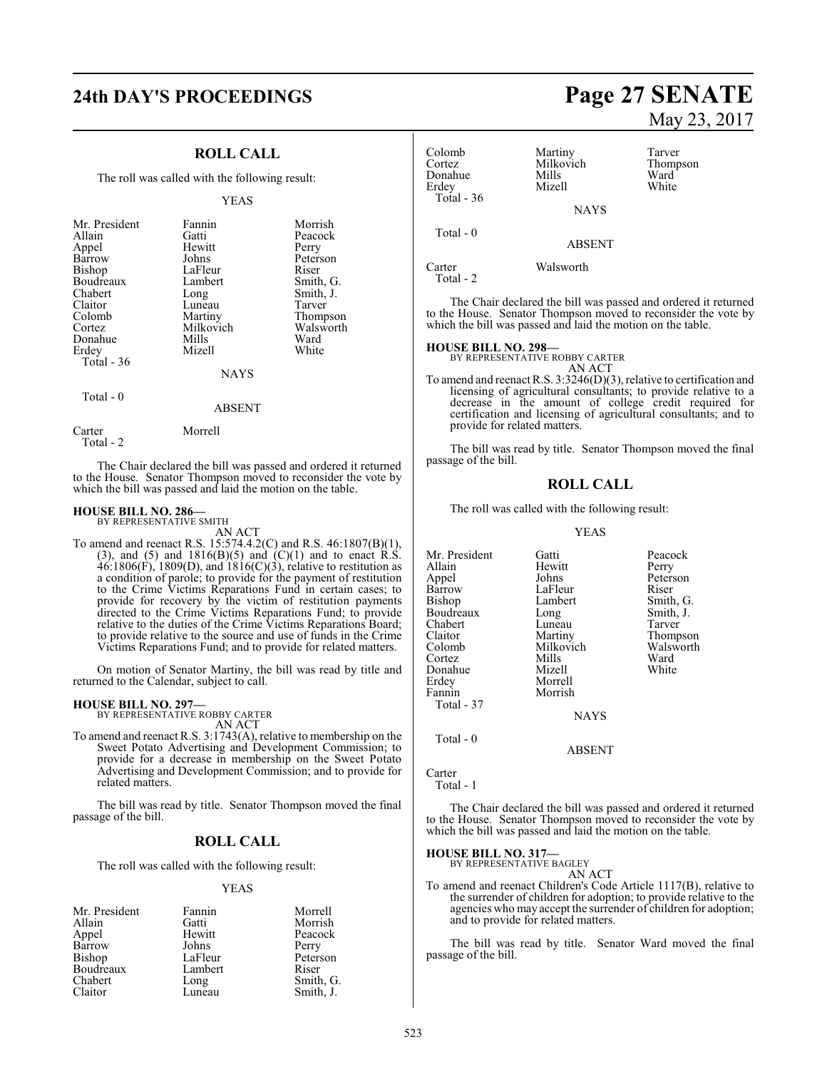## ROLL CALL

The roll was called with the following result:

YEAS

| | | |
|---|---|---|
| Mr. President | Fannin | Morrish |
| Allain | Gatti | Peacock |
| Appel | Hewitt | Perry |
| Barrow | Johns | Peterson |
| Bishop | LaFleur | Riser |
| Boudreaux | Lambert | Smith, G. |
| Chabert | Long | Smith, J. |
| Claitor | Luneau | Tarver |
| Colomb | Martiny | Thompson |
| Cortez | Milkovich | Walsworth |
| Donahue | Mills | Ward |
| Erdey | Mizell | White |

Total - 36

NAYS

Total - 0

ABSENT

| | |
|---|---|
| Carter | Morrell |

Total - 2

The Chair declared the bill was passed and ordered it returned to the House. Senator Thompson moved to reconsider the vote by which the bill was passed and laid the motion on the table.

**HOUSE BILL NO. 286—**
BY REPRESENTATIVE SMITH
AN ACT

To amend and reenact R.S. 15:574.4.2(C) and R.S. 46:1807(B)(1), (3), and (5) and 1816(B)5 and (C)(1) and to enact R.S. 46:1806(F), 1809(D), and 1816(C)(3), relative to restitution as a condition of parole; to provide for the payment of restitution to the Crime Victims Reparations Fund in certain cases; to provide for recovery by the victim of restitution payments directed to the Crime Victims Reparations Fund; to provide relative to the duties of the Crime Victims Reparations Board; to provide relative to the source and use of funds in the Crime Victims Reparations Fund; and to provide for related matters.

On motion of Senator Martiny, the bill was read by title and returned to the Calendar, subject to call.

**HOUSE BILL NO. 297—**
BY REPRESENTATIVE ROBBY CARTER
AN ACT

To amend and reenact R.S. 3:1743(A), relative to membership on the Sweet Potato Advertising and Development Commission; to provide for a decrease in membership on the Sweet Potato Advertising and Development Commission; and to provide for related matters.

The bill was read by title. Senator Thompson moved the final passage of the bill.

## ROLL CALL

The roll was called with the following result:

YEAS

| | | |
|---|---|---|
| Mr. President | Fannin | Morrell |
| Allain | Gatti | Morrish |
| Appel | Hewitt | Peacock |
| Barrow | Johns | Perry |
| Bishop | LaFleur | Peterson |
| Boudreaux | Lambert | Riser |
| Chabert | Long | Smith, G. |
| Claitor | Luneau | Smith, J. |
| Colomb | Martiny | Tarver |
| Cortez | Milkovich | Thompson |
| Donahue | Mills | Ward |
| Erdey | Mizell | White |

Total - 36

NAYS

Total - 0

ABSENT

| | |
|---|---|
| Carter | Walsworth |

Total - 2

The Chair declared the bill was passed and ordered it returned to the House. Senator Thompson moved to reconsider the vote by which the bill was passed and laid the motion on the table.

**HOUSE BILL NO. 298—**
BY REPRESENTATIVE ROBBY CARTER
AN ACT

To amend and reenact R.S. 3:3246(D)(3), relative to certification and licensing of agricultural consultants; to provide relative to a decrease in the amount of college credit required for certification and licensing of agricultural consultants; and to provide for related matters.

The bill was read by title. Senator Thompson moved the final passage of the bill.

## ROLL CALL

The roll was called with the following result:

YEAS

| | | |
|---|---|---|
| Mr. President | Gatti | Peacock |
| Allain | Hewitt | Perry |
| Appel | Johns | Peterson |
| Barrow | LaFleur | Riser |
| Bishop | Lambert | Smith, G. |
| Boudreaux | Long | Smith, J. |
| Chabert | Luneau | Tarver |
| Claitor | Martiny | Thompson |
| Colomb | Milkovich | Walsworth |
| Cortez | Mills | Ward |
| Donahue | Mizell | White |
| Erdey | Morrell | |
| Fannin | Morrish | |

Total - 37

NAYS

Total - 0

ABSENT

Carter

Total - 1

The Chair declared the bill was passed and ordered it returned to the House. Senator Thompson moved to reconsider the vote by which the bill was passed and laid the motion on the table.

**HOUSE BILL NO. 317—**
BY REPRESENTATIVE BAGLEY
AN ACT

To amend and reenact Children's Code Article 1117(B), relative to the surrender of children for adoption; to provide relative to the agencies who may accept the surrender of children for adoption; and to provide for related matters.

The bill was read by title. Senator Ward moved the final passage of the bill.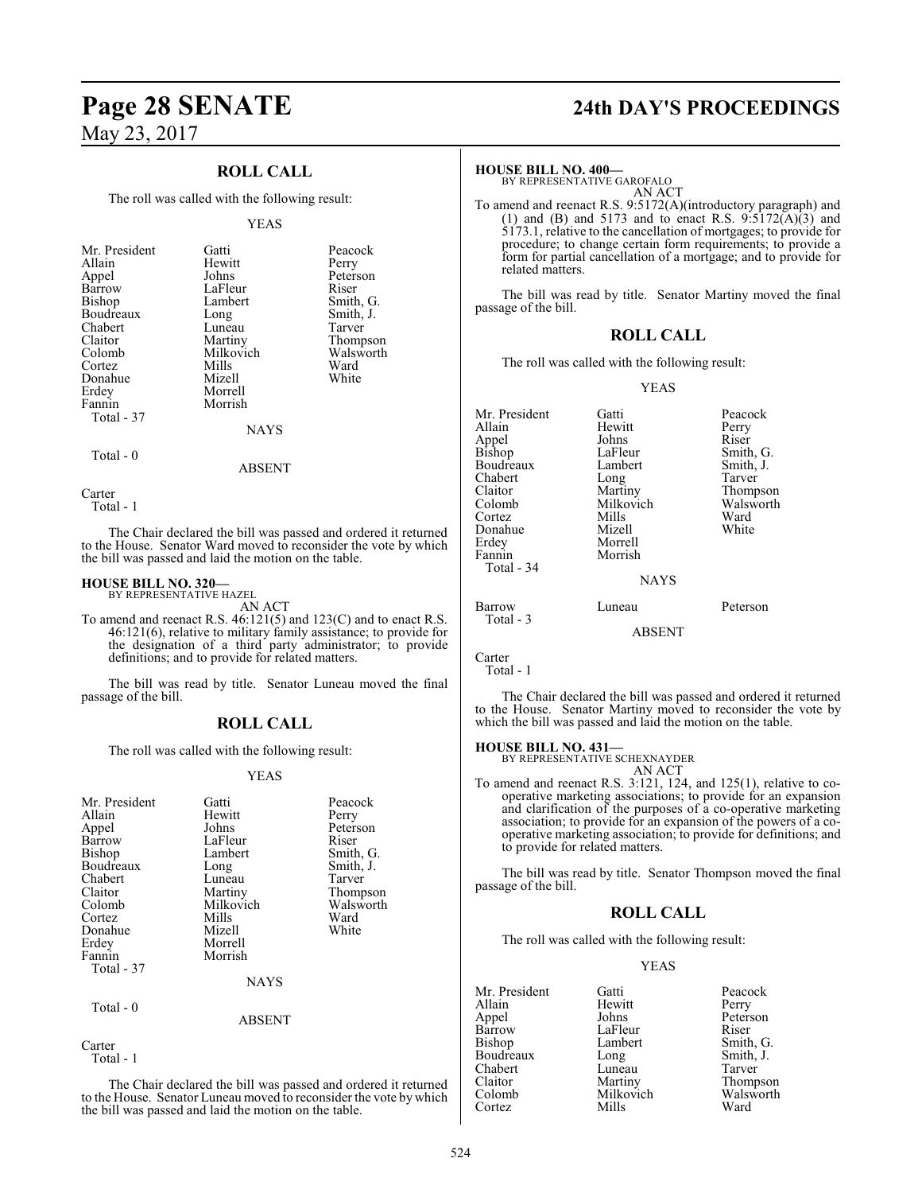## ROLL CALL

The roll was called with the following result:

YEAS

| | | |
|---|---|---|
| Mr. President | Gatti | Peacock |
| Allain | Hewitt | Perry |
| Appel | Johns | Peterson |
| Barrow | LaFleur | Riser |
| Bishop | Lambert | Smith, G. |
| Boudreaux | Long | Smith, J. |
| Chabert | Luneau | Tarver |
| Claitor | Martiny | Thompson |
| Colomb | Milkovich | Walsworth |
| Cortez | Mills | Ward |
| Donahue | Mizell | White |
| Erdey | Morrell | |
| Fannin | Morrish | |

Total - 37

NAYS

Total - 0

ABSENT

Carter

Total - 1

The Chair declared the bill was passed and ordered it returned to the House. Senator Ward moved to reconsider the vote by which the bill was passed and laid the motion on the table.

**HOUSE BILL NO. 320—**
BY REPRESENTATIVE HAZEL
AN ACT

To amend and reenact R.S. 46:121(5) and 123(C) and to enact R.S. 46:121(6), relative to military family assistance; to provide for the designation of a third party administrator; to provide definitions; and to provide for related matters.

The bill was read by title. Senator Luneau moved the final passage of the bill.

## ROLL CALL

The roll was called with the following result:

YEAS

| | | |
|---|---|---|
| Mr. President | Gatti | Peacock |
| Allain | Hewitt | Perry |
| Appel | Johns | Peterson |
| Barrow | LaFleur | Riser |
| Bishop | Lambert | Smith, G. |
| Boudreaux | Long | Smith, J. |
| Chabert | Luneau | Tarver |
| Claitor | Martiny | Thompson |
| Colomb | Milkovich | Walsworth |
| Cortez | Mills | Ward |
| Donahue | Mizell | White |
| Erdey | Morrell | |
| Fannin | Morrish | |

Total - 37

NAYS

Total - 0

ABSENT

Carter

Total - 1

The Chair declared the bill was passed and ordered it returned to the House. Senator Luneau moved to reconsider the vote by which the bill was passed and laid the motion on the table.

**HOUSE BILL NO. 400—**
BY REPRESENTATIVE GAROFALO
AN ACT

To amend and reenact R.S. 9:5172(A)(introductory paragraph) and (1) and (B) and 5173 and to enact R.S. 9:5172(A)(3) and 5173.1, relative to the cancellation of mortgages; to provide for procedure; to change certain form requirements; to provide a form for partial cancellation of a mortgage; and to provide for related matters.

The bill was read by title. Senator Martiny moved the final passage of the bill.

## ROLL CALL

The roll was called with the following result:

YEAS

| | | |
|---|---|---|
| Mr. President | Gatti | Peacock |
| Allain | Hewitt | Perry |
| Appel | Johns | Riser |
| Bishop | LaFleur | Smith, G. |
| Boudreaux | Lambert | Smith, J. |
| Chabert | Long | Tarver |
| Claitor | Martiny | Thompson |
| Colomb | Milkovich | Walsworth |
| Cortez | Mills | Ward |
| Donahue | Mizell | White |
| Erdey | Morrell | |
| Fannin | Morrish | |

Total - 34

NAYS

| | | |
|---|---|---|
| Barrow | Luneau | Peterson |

Total - 3

ABSENT

Carter

Total - 1

The Chair declared the bill was passed and ordered it returned to the House. Senator Martiny moved to reconsider the vote by which the bill was passed and laid the motion on the table.

**HOUSE BILL NO. 431—**
BY REPRESENTATIVE SCHEXNAYDER
AN ACT

To amend and reenact R.S. 3:121, 124, and 125(1), relative to co-operative marketing associations; to provide for an expansion and clarification of the purposes of a co-operative marketing association; to provide for an expansion of the powers of a co-operative marketing association; to provide for definitions; and to provide for related matters.

The bill was read by title. Senator Thompson moved the final passage of the bill.

## ROLL CALL

The roll was called with the following result:

YEAS

| | | |
|---|---|---|
| Mr. President | Gatti | Peacock |
| Allain | Hewitt | Perry |
| Appel | Johns | Peterson |
| Barrow | LaFleur | Riser |
| Bishop | Lambert | Smith, G. |
| Boudreaux | Long | Smith, J. |
| Chabert | Luneau | Tarver |
| Claitor | Martiny | Thompson |
| Colomb | Milkovich | Walsworth |
| Cortez | Mills | Ward |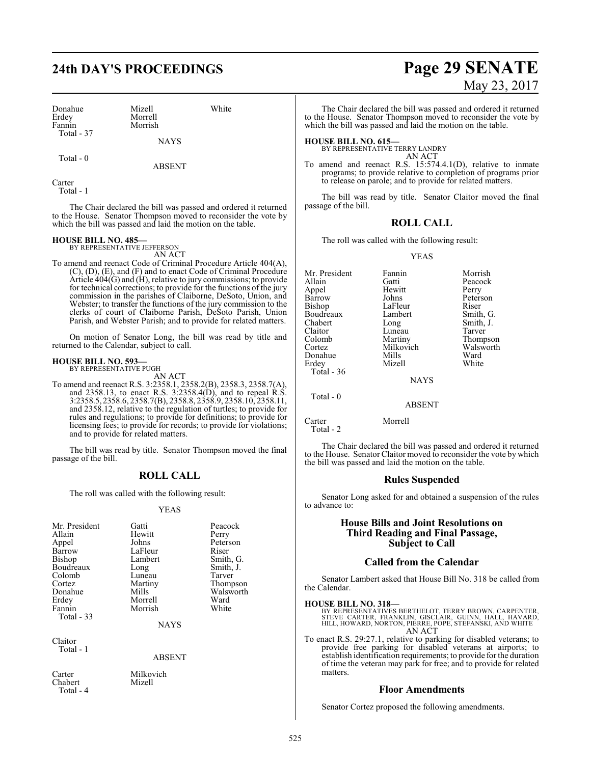| Donahue | Mizell | White |
|---|---|---|
| Erdey | Morrell | |
| Fannin | Morrish | |
| Total - 37 | | |

NAYS

Total - 0

ABSENT

Carter
Total - 1

The Chair declared the bill was passed and ordered it returned to the House. Senator Thompson moved to reconsider the vote by which the bill was passed and laid the motion on the table.

**HOUSE BILL NO. 485—**
BY REPRESENTATIVE JEFFERSON
AN ACT

To amend and reenact Code of Criminal Procedure Article 404(A), (C), (D), (E), and (F) and to enact Code of Criminal Procedure Article 404(G) and (H), relative to jury commissions; to provide for technical corrections; to provide for the functions of the jury commission in the parishes of Claiborne, DeSoto, Union, and Webster; to transfer the functions of the jury commission to the clerks of court of Claiborne Parish, DeSoto Parish, Union Parish, and Webster Parish; and to provide for related matters.

On motion of Senator Long, the bill was read by title and returned to the Calendar, subject to call.

**HOUSE BILL NO. 593—**
BY REPRESENTATIVE PUGH
AN ACT

To amend and reenact R.S. 3:2358.1, 2358.2(B), 2358.3, 2358.7(A), and 2358.13, to enact R.S. 3:2358.4(D), and to repeal R.S. 3:2358.5, 2358.6, 2358.7(B), 2358.8, 2358.9, 2358.10, 2358.11, and 2358.12, relative to the regulation of turtles; to provide for rules and regulations; to provide for definitions; to provide for licensing fees; to provide for records; to provide for violations; and to provide for related matters.

The bill was read by title. Senator Thompson moved the final passage of the bill.

## ROLL CALL

The roll was called with the following result:

YEAS

| Mr. President | Gatti | Peacock |
|---|---|---|
| Allain | Hewitt | Perry |
| Appel | Johns | Peterson |
| Barrow | LaFleur | Riser |
| Bishop | Lambert | Smith, G. |
| Boudreaux | Long | Smith, J. |
| Colomb | Luneau | Tarver |
| Cortez | Martiny | Thompson |
| Donahue | Mills | Walsworth |
| Erdey | Morrell | Ward |
| Fannin | Morrish | White |
| Total - 33 | | |

NAYS

Claitor
Total - 1

ABSENT

| Carter | Milkovich |
|---|---|
| Chabert | Mizell |
| Total - 4 | |

The Chair declared the bill was passed and ordered it returned to the House. Senator Thompson moved to reconsider the vote by which the bill was passed and laid the motion on the table.

**HOUSE BILL NO. 615—**
BY REPRESENTATIVE TERRY LANDRY
AN ACT

To amend and reenact R.S. 15:574.4.1(D), relative to inmate programs; to provide relative to completion of programs prior to release on parole; and to provide for related matters.

The bill was read by title. Senator Claitor moved the final passage of the bill.

## ROLL CALL

The roll was called with the following result:

YEAS

| Mr. President | Fannin | Morrish |
|---|---|---|
| Allain | Gatti | Peacock |
| Appel | Hewitt | Perry |
| Barrow | Johns | Peterson |
| Bishop | LaFleur | Riser |
| Boudreaux | Lambert | Smith, G. |
| Chabert | Long | Smith, J. |
| Claitor | Luneau | Tarver |
| Colomb | Martiny | Thompson |
| Cortez | Milkovich | Walsworth |
| Donahue | Mills | Ward |
| Erdey | Mizell | White |
| Total - 36 | | |

NAYS

Total - 0

ABSENT

| Carter | Morrell |
|---|---|
| Total - 2 | |

The Chair declared the bill was passed and ordered it returned to the House. Senator Claitor moved to reconsider the vote by which the bill was passed and laid the motion on the table.

## Rules Suspended

Senator Long asked for and obtained a suspension of the rules to advance to:

### House Bills and Joint Resolutions on Third Reading and Final Passage, Subject to Call

## Called from the Calendar

Senator Lambert asked that House Bill No. 318 be called from the Calendar.

**HOUSE BILL NO. 318—**
BY REPRESENTATIVES BERTHELOT, TERRY BROWN, CARPENTER, STEVE CARTER, FRANKLIN, GISCLAIR, GUINN, HALL, HAVARD, HILL, HOWARD, NORTON, PIERRE, POPE, STEFANSKI, AND WHITE
AN ACT

To enact R.S. 29:27.1, relative to parking for disabled veterans; to provide free parking for disabled veterans at airports; to establish identification requirements; to provide for the duration of time the veteran may park for free; and to provide for related matters.

## Floor Amendments

Senator Cortez proposed the following amendments.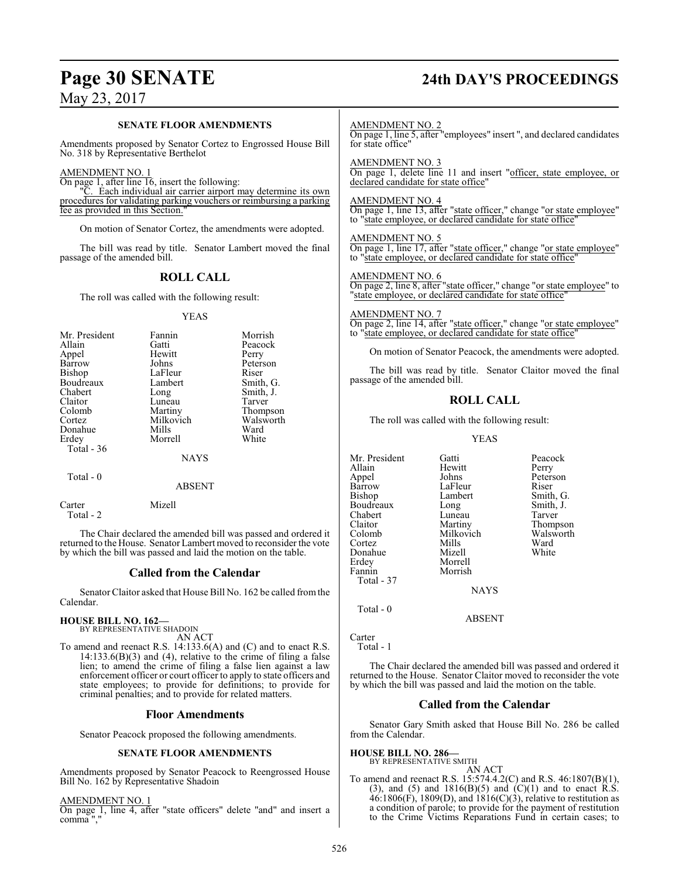**SENATE FLOOR AMENDMENTS**

Amendments proposed by Senator Cortez to Engrossed House Bill No. 318 by Representative Berthelot

AMENDMENT NO. 1

On page 1, after line 16, insert the following:

"C. Each individual air carrier airport may determine its own procedures for validating parking vouchers or reimbursing a parking fee as provided in this Section."

On motion of Senator Cortez, the amendments were adopted.

The bill was read by title. Senator Lambert moved the final passage of the amended bill.

## ROLL CALL

The roll was called with the following result:

YEAS

| | | |
|---|---|---|
| Mr. President | Fannin | Morrish |
| Allain | Gatti | Peacock |
| Appel | Hewitt | Perry |
| Barrow | Johns | Peterson |
| Bishop | LaFleur | Riser |
| Boudreaux | Lambert | Smith, G. |
| Chabert | Long | Smith, J. |
| Claitor | Luneau | Tarver |
| Colomb | Martiny | Thompson |
| Cortez | Milkovich | Walsworth |
| Donahue | Mills | Ward |
| Erdey | Morrell | White |

Total - 36

NAYS

Total - 0

ABSENT

Carter Mizell

Total - 2

The Chair declared the amended bill was passed and ordered it returned to the House. Senator Lambert moved to reconsider the vote by which the bill was passed and laid the motion on the table.

## Called from the Calendar

Senator Claitor asked that House Bill No. 162 be called from the Calendar.

**HOUSE BILL NO. 162—**
BY REPRESENTATIVE SHADOIN

AN ACT

To amend and reenact R.S. 14:133.6(A) and (C) and to enact R.S. 14:133.6(B)(3) and (4), relative to the crime of filing a false lien; to amend the crime of filing a false lien against a law enforcement officer or court officer to apply to state officers and state employees; to provide for definitions; to provide for criminal penalties; and to provide for related matters.

## Floor Amendments

Senator Peacock proposed the following amendments.

**SENATE FLOOR AMENDMENTS**

Amendments proposed by Senator Peacock to Reengrossed House Bill No. 162 by Representative Shadoin

AMENDMENT NO. 1

On page 1, line 4, after "state officers" delete "and" and insert a comma ","

AMENDMENT NO. 2

On page 1, line 5, after "employees" insert ", and declared candidates for state office"

AMENDMENT NO. 3

On page 1, delete line 11 and insert "officer, state employee, or declared candidate for state office"

AMENDMENT NO. 4

On page 1, line 13, after "state officer," change "or state employee" to "state employee, or declared candidate for state office"

AMENDMENT NO. 5

On page 1, line 17, after "state officer," change "or state employee" to "state employee, or declared candidate for state office"

AMENDMENT NO. 6

On page 2, line 8, after "state officer," change "or state employee" to "state employee, or declared candidate for state office"

AMENDMENT NO. 7

On page 2, line 14, after "state officer," change "or state employee" to "state employee, or declared candidate for state office"

On motion of Senator Peacock, the amendments were adopted.

The bill was read by title. Senator Claitor moved the final passage of the amended bill.

## ROLL CALL

The roll was called with the following result:

YEAS

| | | |
|---|---|---|
| Mr. President | Gatti | Peacock |
| Allain | Hewitt | Perry |
| Appel | Johns | Peterson |
| Barrow | LaFleur | Riser |
| Bishop | Lambert | Smith, G. |
| Boudreaux | Long | Smith, J. |
| Chabert | Luneau | Tarver |
| Claitor | Martiny | Thompson |
| Colomb | Milkovich | Walsworth |
| Cortez | Mills | Ward |
| Donahue | Mizell | White |
| Erdey | Morrell | |
| Fannin | Morrish | |

Total - 37

NAYS

Total - 0

ABSENT

Carter

Total - 1

The Chair declared the amended bill was passed and ordered it returned to the House. Senator Claitor moved to reconsider the vote by which the bill was passed and laid the motion on the table.

## Called from the Calendar

Senator Gary Smith asked that House Bill No. 286 be called from the Calendar.

**HOUSE BILL NO. 286—**
BY REPRESENTATIVE SMITH

AN ACT

To amend and reenact R.S. 15:574.4.2(C) and R.S. 46:1807(B)(1), (3), and (5) and 1816(B)(5) and (C)(1) and to enact R.S. 46:1806(F), 1809(D), and 1816(C)(3), relative to restitution as a condition of parole; to provide for the payment of restitution to the Crime Victims Reparations Fund in certain cases; to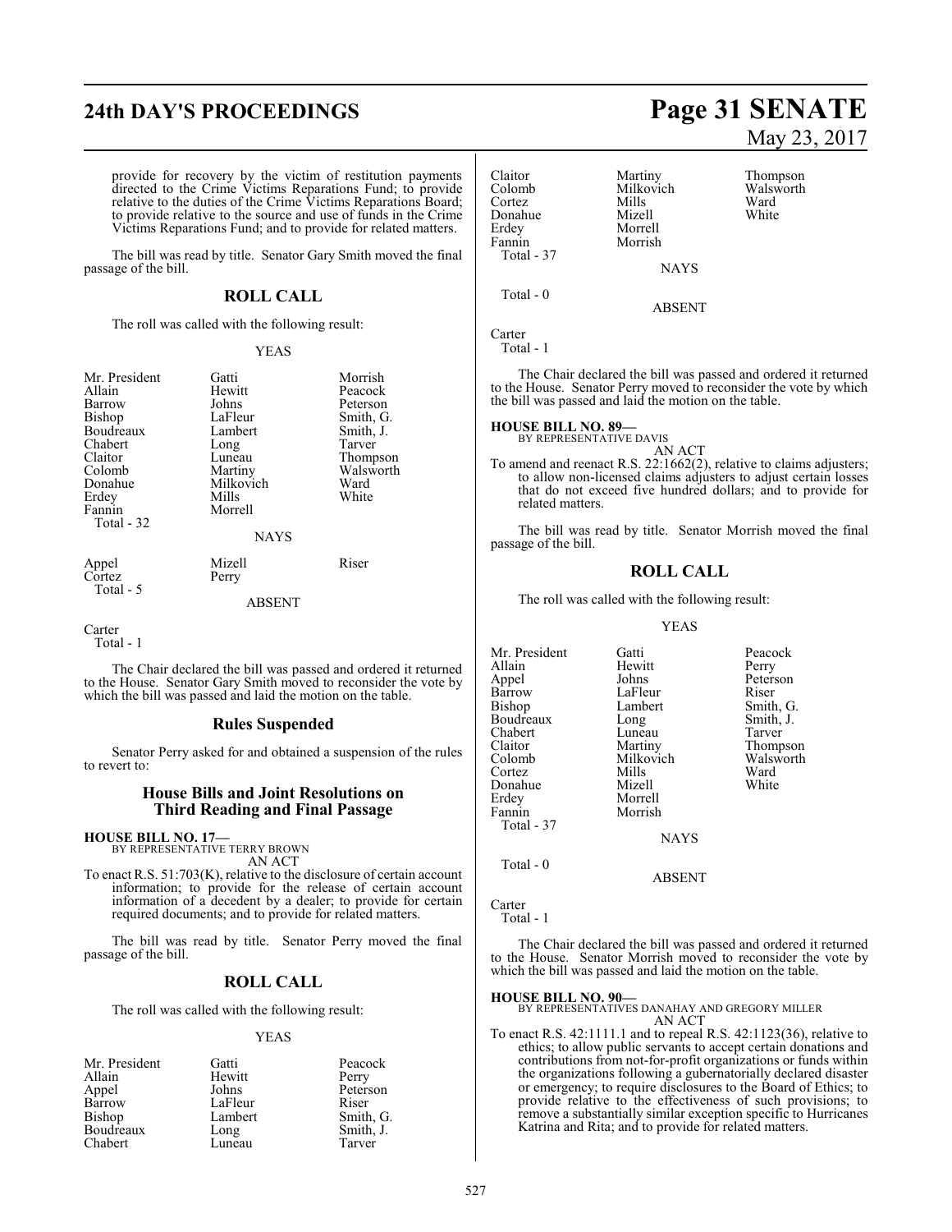provide for recovery by the victim of restitution payments directed to the Crime Victims Reparations Fund; to provide relative to the duties of the Crime Victims Reparations Board; to provide relative to the source and use of funds in the Crime Victims Reparations Fund; and to provide for related matters.

The bill was read by title. Senator Gary Smith moved the final passage of the bill.

## ROLL CALL

The roll was called with the following result:

YEAS

| | | |
|---|---|---|
| Mr. President | Gatti | Morrish |
| Allain | Hewitt | Peacock |
| Barrow | Johns | Peterson |
| Bishop | LaFleur | Smith, G. |
| Boudreaux | Lambert | Smith, J. |
| Chabert | Long | Tarver |
| Claitor | Luneau | Thompson |
| Colomb | Martiny | Walsworth |
| Donahue | Milkovich | Ward |
| Erdey | Mills | White |
| Fannin | Morrell | |

Total - 32

NAYS

| | | |
|---|---|---|
| Appel | Mizell | Riser |
| Cortez | Perry | |

Total - 5

ABSENT

Carter

Total - 1

The Chair declared the bill was passed and ordered it returned to the House. Senator Gary Smith moved to reconsider the vote by which the bill was passed and laid the motion on the table.

## Rules Suspended

Senator Perry asked for and obtained a suspension of the rules to revert to:

## House Bills and Joint Resolutions on Third Reading and Final Passage

**HOUSE BILL NO. 17—**
BY REPRESENTATIVE TERRY BROWN
AN ACT

To enact R.S. 51:703(K), relative to the disclosure of certain account information; to provide for the release of certain account information of a decedent by a dealer; to provide for certain required documents; and to provide for related matters.

The bill was read by title. Senator Perry moved the final passage of the bill.

## ROLL CALL

The roll was called with the following result:

YEAS

| | | |
|---|---|---|
| Mr. President | Gatti | Peacock |
| Allain | Hewitt | Perry |
| Appel | Johns | Peterson |
| Barrow | LaFleur | Riser |
| Bishop | Lambert | Smith, G. |
| Boudreaux | Long | Smith, J. |
| Chabert | Luneau | Tarver |
| Claitor | Martiny | Thompson |
| Colomb | Milkovich | Walsworth |
| Cortez | Mills | Ward |
| Donahue | Mizell | White |
| Erdey | Morrell | |
| Fannin | Morrish | |

Total - 37

NAYS

Total - 0

ABSENT

Carter

Total - 1

The Chair declared the bill was passed and ordered it returned to the House. Senator Perry moved to reconsider the vote by which the bill was passed and laid the motion on the table.

**HOUSE BILL NO. 89—**
BY REPRESENTATIVE DAVIS
AN ACT

To amend and reenact R.S. 22:1662(2), relative to claims adjusters; to allow non-licensed claims adjusters to adjust certain losses that do not exceed five hundred dollars; and to provide for related matters.

The bill was read by title. Senator Morrish moved the final passage of the bill.

## ROLL CALL

The roll was called with the following result:

YEAS

| | | |
|---|---|---|
| Mr. President | Gatti | Peacock |
| Allain | Hewitt | Perry |
| Appel | Johns | Peterson |
| Barrow | LaFleur | Riser |
| Bishop | Lambert | Smith, G. |
| Boudreaux | Long | Smith, J. |
| Chabert | Luneau | Tarver |
| Claitor | Martiny | Thompson |
| Colomb | Milkovich | Walsworth |
| Cortez | Mills | Ward |
| Donahue | Mizell | White |
| Erdey | Morrell | |
| Fannin | Morrish | |

Total - 37

NAYS

Total - 0

ABSENT

Carter

Total - 1

The Chair declared the bill was passed and ordered it returned to the House. Senator Morrish moved to reconsider the vote by which the bill was passed and laid the motion on the table.

**HOUSE BILL NO. 90—**
BY REPRESENTATIVES DANAHAY AND GREGORY MILLER
AN ACT

To enact R.S. 42:1111.1 and to repeal R.S. 42:1123(36), relative to ethics; to allow public servants to accept certain donations and contributions from not-for-profit organizations or funds within the organizations following a gubernatorially declared disaster or emergency; to require disclosures to the Board of Ethics; to provide relative to the effectiveness of such provisions; to remove a substantially similar exception specific to Hurricanes Katrina and Rita; and to provide for related matters.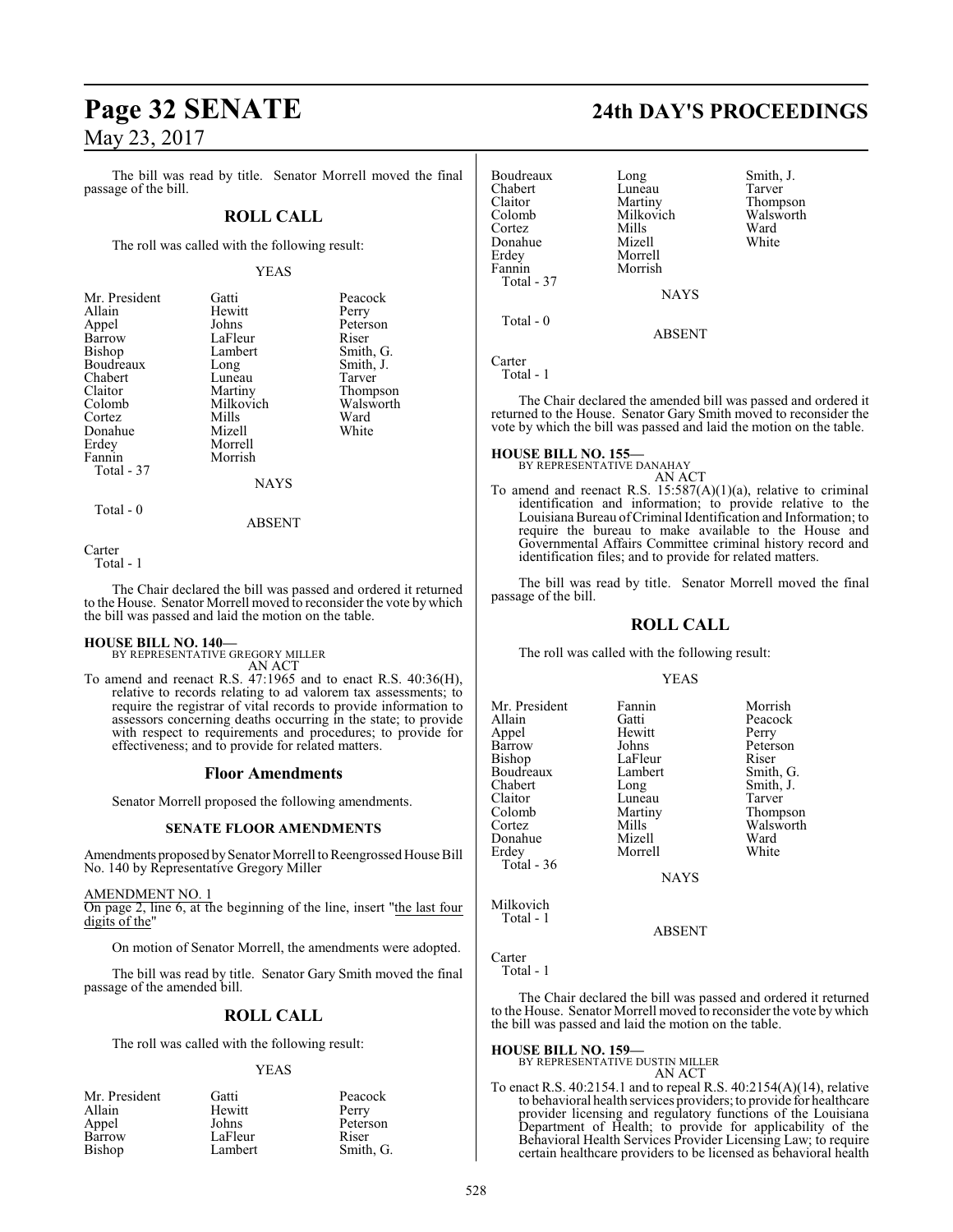The bill was read by title. Senator Morrell moved the final passage of the bill.

## ROLL CALL

The roll was called with the following result:

YEAS

| | | |
|---|---|---|
| Mr. President | Gatti | Peacock |
| Allain | Hewitt | Perry |
| Appel | Johns | Peterson |
| Barrow | LaFleur | Riser |
| Bishop | Lambert | Smith, G. |
| Boudreaux | Long | Smith, J. |
| Chabert | Luneau | Tarver |
| Claitor | Martiny | Thompson |
| Colomb | Milkovich | Walsworth |
| Cortez | Mills | Ward |
| Donahue | Mizell | White |
| Erdey | Morrell | |
| Fannin | Morrish | |
| Total - 37 | | |

NAYS

Total - 0

ABSENT

Carter
Total - 1

The Chair declared the bill was passed and ordered it returned to the House. Senator Morrell moved to reconsider the vote by which the bill was passed and laid the motion on the table.

**HOUSE BILL NO. 140—**
BY REPRESENTATIVE GREGORY MILLER
AN ACT

To amend and reenact R.S. 47:1965 and to enact R.S. 40:36(H), relative to records relating to ad valorem tax assessments; to require the registrar of vital records to provide information to assessors concerning deaths occurring in the state; to provide with respect to requirements and procedures; to provide for effectiveness; and to provide for related matters.

## Floor Amendments

Senator Morrell proposed the following amendments.

### SENATE FLOOR AMENDMENTS

Amendments proposed by Senator Morrell to Reengrossed House Bill No. 140 by Representative Gregory Miller

AMENDMENT NO. 1
On page 2, line 6, at the beginning of the line, insert "the last four digits of the"

On motion of Senator Morrell, the amendments were adopted.

The bill was read by title. Senator Gary Smith moved the final passage of the amended bill.

## ROLL CALL

The roll was called with the following result:

YEAS

| | | |
|---|---|---|
| Mr. President | Gatti | Peacock |
| Allain | Hewitt | Perry |
| Appel | Johns | Peterson |
| Barrow | LaFleur | Riser |
| Bishop | Lambert | Smith, G. |
| Boudreaux | Long | Smith, J. |
| Chabert | Luneau | Tarver |
| Claitor | Martiny | Thompson |
| Colomb | Milkovich | Walsworth |
| Cortez | Mills | Ward |
| Donahue | Mizell | White |
| Erdey | Morrell | |
| Fannin | Morrish | |
| Total - 37 | | |

NAYS

Total - 0

ABSENT

Carter
Total - 1

The Chair declared the amended bill was passed and ordered it returned to the House. Senator Gary Smith moved to reconsider the vote by which the bill was passed and laid the motion on the table.

**HOUSE BILL NO. 155—**
BY REPRESENTATIVE DANAHAY
AN ACT

To amend and reenact R.S. 15:587(A)(1)(a), relative to criminal identification and information; to provide relative to the Louisiana Bureau of Criminal Identification and Information; to require the bureau to make available to the House and Governmental Affairs Committee criminal history record and identification files; and to provide for related matters.

The bill was read by title. Senator Morrell moved the final passage of the bill.

## ROLL CALL

The roll was called with the following result:

YEAS

| | | |
|---|---|---|
| Mr. President | Fannin | Morrish |
| Allain | Gatti | Peacock |
| Appel | Hewitt | Perry |
| Barrow | Johns | Peterson |
| Bishop | LaFleur | Riser |
| Boudreaux | Lambert | Smith, G. |
| Chabert | Long | Smith, J. |
| Claitor | Luneau | Tarver |
| Colomb | Martiny | Thompson |
| Cortez | Mills | Walsworth |
| Donahue | Mizell | Ward |
| Erdey | Morrell | White |
| Total - 36 | | |

NAYS

Milkovich
Total - 1

ABSENT

Carter
Total - 1

The Chair declared the bill was passed and ordered it returned to the House. Senator Morrell moved to reconsider the vote by which the bill was passed and laid the motion on the table.

**HOUSE BILL NO. 159—**
BY REPRESENTATIVE DUSTIN MILLER
AN ACT

To enact R.S. 40:2154.1 and to repeal R.S. 40:2154(A)(14), relative to behavioral health services providers; to provide for healthcare provider licensing and regulatory functions of the Louisiana Department of Health; to provide for applicability of the Behavioral Health Services Provider Licensing Law; to require certain healthcare providers to be licensed as behavioral health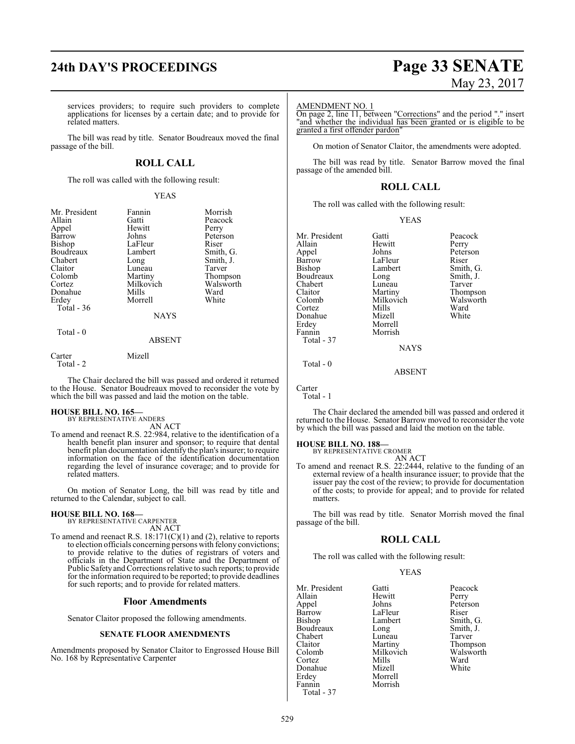services providers; to require such providers to complete applications for licenses by a certain date; and to provide for related matters.

The bill was read by title. Senator Boudreaux moved the final passage of the bill.

## ROLL CALL

The roll was called with the following result:

YEAS

| | | |
|---|---|---|
| Mr. President | Fannin | Morrish |
| Allain | Gatti | Peacock |
| Appel | Hewitt | Perry |
| Barrow | Johns | Peterson |
| Bishop | LaFleur | Riser |
| Boudreaux | Lambert | Smith, G. |
| Chabert | Long | Smith, J. |
| Claitor | Luneau | Tarver |
| Colomb | Martiny | Thompson |
| Cortez | Milkovich | Walsworth |
| Donahue | Mills | Ward |
| Erdey | Morrell | White |
| Total - 36 | | |

NAYS

Total - 0

ABSENT

| | |
|---|---|
| Carter | Mizell |
| Total - 2 | |

The Chair declared the bill was passed and ordered it returned to the House. Senator Boudreaux moved to reconsider the vote by which the bill was passed and laid the motion on the table.

**HOUSE BILL NO. 165—**
BY REPRESENTATIVE ANDERS
AN ACT

To amend and reenact R.S. 22:984, relative to the identification of a health benefit plan insurer and sponsor; to require that dental benefit plan documentation identify the plan's insurer; to require information on the face of the identification documentation regarding the level of insurance coverage; and to provide for related matters.

On motion of Senator Long, the bill was read by title and returned to the Calendar, subject to call.

**HOUSE BILL NO. 168—**
BY REPRESENTATIVE CARPENTER
AN ACT

To amend and reenact R.S. 18:171(C)(1) and (2), relative to reports to election officials concerning persons with felony convictions; to provide relative to the duties of registrars of voters and officials in the Department of State and the Department of Public Safety and Corrections relative to such reports; to provide for the information required to be reported; to provide deadlines for such reports; and to provide for related matters.

## Floor Amendments

Senator Claitor proposed the following amendments.

### SENATE FLOOR AMENDMENTS

Amendments proposed by Senator Claitor to Engrossed House Bill No. 168 by Representative Carpenter

AMENDMENT NO. 1
On page 2, line 11, between "Corrections" and the period "." insert "and whether the individual has been granted or is eligible to be granted a first offender pardon"

On motion of Senator Claitor, the amendments were adopted.

The bill was read by title. Senator Barrow moved the final passage of the amended bill.

## ROLL CALL

The roll was called with the following result:

YEAS

| | | |
|---|---|---|
| Mr. President | Gatti | Peacock |
| Allain | Hewitt | Perry |
| Appel | Johns | Peterson |
| Barrow | LaFleur | Riser |
| Bishop | Lambert | Smith, G. |
| Boudreaux | Long | Smith, J. |
| Chabert | Luneau | Tarver |
| Claitor | Martiny | Thompson |
| Colomb | Milkovich | Walsworth |
| Cortez | Mills | Ward |
| Donahue | Mizell | White |
| Erdey | Morrell | |
| Fannin | Morrish | |
| Total - 37 | | |

NAYS

Total - 0

ABSENT

Carter
Total - 1

The Chair declared the amended bill was passed and ordered it returned to the House. Senator Barrow moved to reconsider the vote by which the bill was passed and laid the motion on the table.

**HOUSE BILL NO. 188—**
BY REPRESENTATIVE CROMER
AN ACT

To amend and reenact R.S. 22:2444, relative to the funding of an external review of a health insurance issuer; to provide that the issuer pay the cost of the review; to provide for documentation of the costs; to provide for appeal; and to provide for related matters.

The bill was read by title. Senator Morrish moved the final passage of the bill.

## ROLL CALL

The roll was called with the following result:

YEAS

| | | |
|---|---|---|
| Mr. President | Gatti | Peacock |
| Allain | Hewitt | Perry |
| Appel | Johns | Peterson |
| Barrow | LaFleur | Riser |
| Bishop | Lambert | Smith, G. |
| Boudreaux | Long | Smith, J. |
| Chabert | Luneau | Tarver |
| Claitor | Martiny | Thompson |
| Colomb | Milkovich | Walsworth |
| Cortez | Mills | Ward |
| Donahue | Mizell | White |
| Erdey | Morrell | |
| Fannin | Morrish | |
| Total - 37 | | |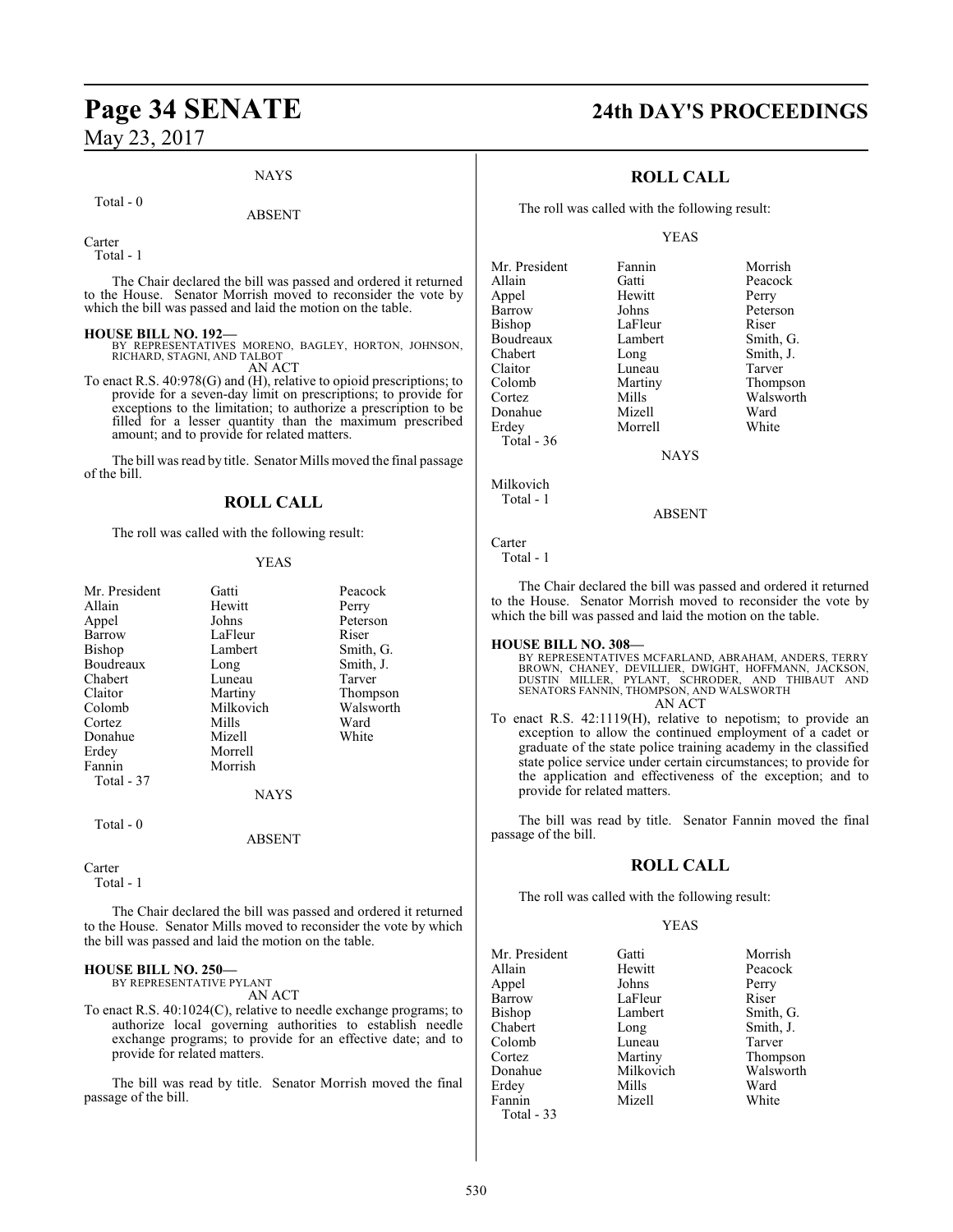NAYS

Total - 0

ABSENT

Carter
Total - 1

The Chair declared the bill was passed and ordered it returned to the House. Senator Morrish moved to reconsider the vote by which the bill was passed and laid the motion on the table.

**HOUSE BILL NO. 192—**
BY REPRESENTATIVES MORENO, BAGLEY, HORTON, JOHNSON, RICHARD, STAGNI, AND TALBOT
AN ACT

To enact R.S. 40:978(G) and (H), relative to opioid prescriptions; to provide for a seven-day limit on prescriptions; to provide for exceptions to the limitation; to authorize a prescription to be filled for a lesser quantity than the maximum prescribed amount; and to provide for related matters.

The bill was read by title. Senator Mills moved the final passage of the bill.

## ROLL CALL

The roll was called with the following result:

YEAS

| | | |
|---|---|---|
| Mr. President | Gatti | Peacock |
| Allain | Hewitt | Perry |
| Appel | Johns | Peterson |
| Barrow | LaFleur | Riser |
| Bishop | Lambert | Smith, G. |
| Boudreaux | Long | Smith, J. |
| Chabert | Luneau | Tarver |
| Claitor | Martiny | Thompson |
| Colomb | Milkovich | Walsworth |
| Cortez | Mills | Ward |
| Donahue | Mizell | White |
| Erdey | Morrell | |
| Fannin | Morrish | |

Total - 37

NAYS

Total - 0

ABSENT

Carter
Total - 1

The Chair declared the bill was passed and ordered it returned to the House. Senator Mills moved to reconsider the vote by which the bill was passed and laid the motion on the table.

**HOUSE BILL NO. 250—**
BY REPRESENTATIVE PYLANT
AN ACT

To enact R.S. 40:1024(C), relative to needle exchange programs; to authorize local governing authorities to establish needle exchange programs; to provide for an effective date; and to provide for related matters.

The bill was read by title. Senator Morrish moved the final passage of the bill.

## ROLL CALL

The roll was called with the following result:

YEAS

| | | |
|---|---|---|
| Mr. President | Fannin | Morrish |
| Allain | Gatti | Peacock |
| Appel | Hewitt | Perry |
| Barrow | Johns | Peterson |
| Bishop | LaFleur | Riser |
| Boudreaux | Lambert | Smith, G. |
| Chabert | Long | Smith, J. |
| Claitor | Luneau | Tarver |
| Colomb | Martiny | Thompson |
| Cortez | Mills | Walsworth |
| Donahue | Mizell | Ward |
| Erdey | Morrell | White |

Total - 36

NAYS

Milkovich
Total - 1

ABSENT

Carter
Total - 1

The Chair declared the bill was passed and ordered it returned to the House. Senator Morrish moved to reconsider the vote by which the bill was passed and laid the motion on the table.

**HOUSE BILL NO. 308—**
BY REPRESENTATIVES MCFARLAND, ABRAHAM, ANDERS, TERRY BROWN, CHANEY, DEVILLIER, DWIGHT, HOFFMANN, JACKSON, DUSTIN MILLER, PYLANT, SCHRODER, AND THIBAUT AND SENATORS FANNIN, THOMPSON, AND WALSWORTH
AN ACT

To enact R.S. 42:1119(H), relative to nepotism; to provide an exception to allow the continued employment of a cadet or graduate of the state police training academy in the classified state police service under certain circumstances; to provide for the application and effectiveness of the exception; and to provide for related matters.

The bill was read by title. Senator Fannin moved the final passage of the bill.

## ROLL CALL

The roll was called with the following result:

YEAS

| | | |
|---|---|---|
| Mr. President | Gatti | Morrish |
| Allain | Hewitt | Peacock |
| Appel | Johns | Perry |
| Barrow | LaFleur | Riser |
| Bishop | Lambert | Smith, G. |
| Chabert | Long | Smith, J. |
| Colomb | Luneau | Tarver |
| Cortez | Martiny | Thompson |
| Donahue | Milkovich | Walsworth |
| Erdey | Mills | Ward |
| Fannin | Mizell | White |

Total - 33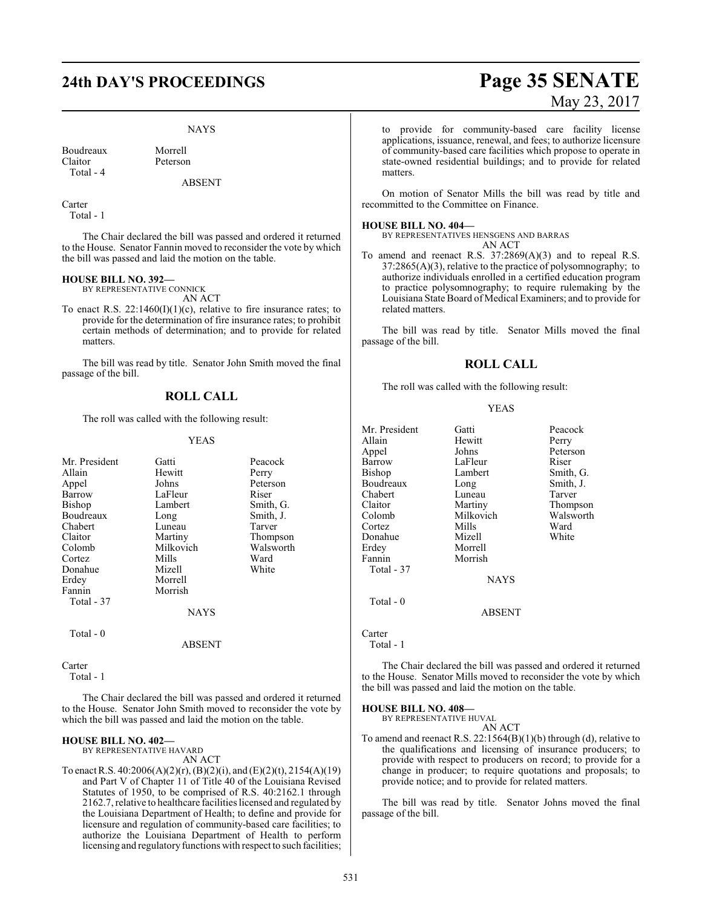NAYS

| | |
|---|---|
| Boudreaux | Morrell |
| Claitor | Peterson |
| Total - 4 | |

ABSENT

Carter
Total - 1

The Chair declared the bill was passed and ordered it returned to the House. Senator Fannin moved to reconsider the vote by which the bill was passed and laid the motion on the table.

**HOUSE BILL NO. 392—**
BY REPRESENTATIVE CONNICK
AN ACT

To enact R.S. 22:1460(I)(1)(c), relative to fire insurance rates; to provide for the determination of fire insurance rates; to prohibit certain methods of determination; and to provide for related matters.

The bill was read by title. Senator John Smith moved the final passage of the bill.

## ROLL CALL

The roll was called with the following result:

YEAS

| | | |
|---|---|---|
| Mr. President | Gatti | Peacock |
| Allain | Hewitt | Perry |
| Appel | Johns | Peterson |
| Barrow | LaFleur | Riser |
| Bishop | Lambert | Smith, G. |
| Boudreaux | Long | Smith, J. |
| Chabert | Luneau | Tarver |
| Claitor | Martiny | Thompson |
| Colomb | Milkovich | Walsworth |
| Cortez | Mills | Ward |
| Donahue | Mizell | White |
| Erdey | Morrell | |
| Fannin | Morrish | |
| Total - 37 | | |

NAYS

Total - 0

ABSENT

Carter
Total - 1

The Chair declared the bill was passed and ordered it returned to the House. Senator John Smith moved to reconsider the vote by which the bill was passed and laid the motion on the table.

**HOUSE BILL NO. 402—**
BY REPRESENTATIVE HAVARD
AN ACT

To enact R.S. 40:2006(A)(2)(r), (B)(2)(i), and (E)(2)(t), 2154(A)(19) and Part V of Chapter 11 of Title 40 of the Louisiana Revised Statutes of 1950, to be comprised of R.S. 40:2162.1 through 2162.7, relative to healthcare facilities licensed and regulated by the Louisiana Department of Health; to define and provide for licensure and regulation of community-based care facilities; to authorize the Louisiana Department of Health to perform licensing and regulatory functions with respect to such facilities; to provide for community-based care facility license applications, issuance, renewal, and fees; to authorize licensure of community-based care facilities which propose to operate in state-owned residential buildings; and to provide for related matters.

On motion of Senator Mills the bill was read by title and recommitted to the Committee on Finance.

**HOUSE BILL NO. 404—**
BY REPRESENTATIVES HENSGENS AND BARRAS
AN ACT

To amend and reenact R.S. 37:2869(A)(3) and to repeal R.S. 37:2865(A)(3), relative to the practice of polysomnography; to authorize individuals enrolled in a certified education program to practice polysomnography; to require rulemaking by the Louisiana State Board of Medical Examiners; and to provide for related matters.

The bill was read by title. Senator Mills moved the final passage of the bill.

## ROLL CALL

The roll was called with the following result:

YEAS

| | | |
|---|---|---|
| Mr. President | Gatti | Peacock |
| Allain | Hewitt | Perry |
| Appel | Johns | Peterson |
| Barrow | LaFleur | Riser |
| Bishop | Lambert | Smith, G. |
| Boudreaux | Long | Smith, J. |
| Chabert | Luneau | Tarver |
| Claitor | Martiny | Thompson |
| Colomb | Milkovich | Walsworth |
| Cortez | Mills | Ward |
| Donahue | Mizell | White |
| Erdey | Morrell | |
| Fannin | Morrish | |
| Total - 37 | | |

NAYS

Total - 0

ABSENT

Carter
Total - 1

The Chair declared the bill was passed and ordered it returned to the House. Senator Mills moved to reconsider the vote by which the bill was passed and laid the motion on the table.

**HOUSE BILL NO. 408—**
BY REPRESENTATIVE HUVAL
AN ACT

To amend and reenact R.S. 22:1564(B)(1)(b) through (d), relative to the qualifications and licensing of insurance producers; to provide with respect to producers on record; to provide for a change in producer; to require quotations and proposals; to provide notice; and to provide for related matters.

The bill was read by title. Senator Johns moved the final passage of the bill.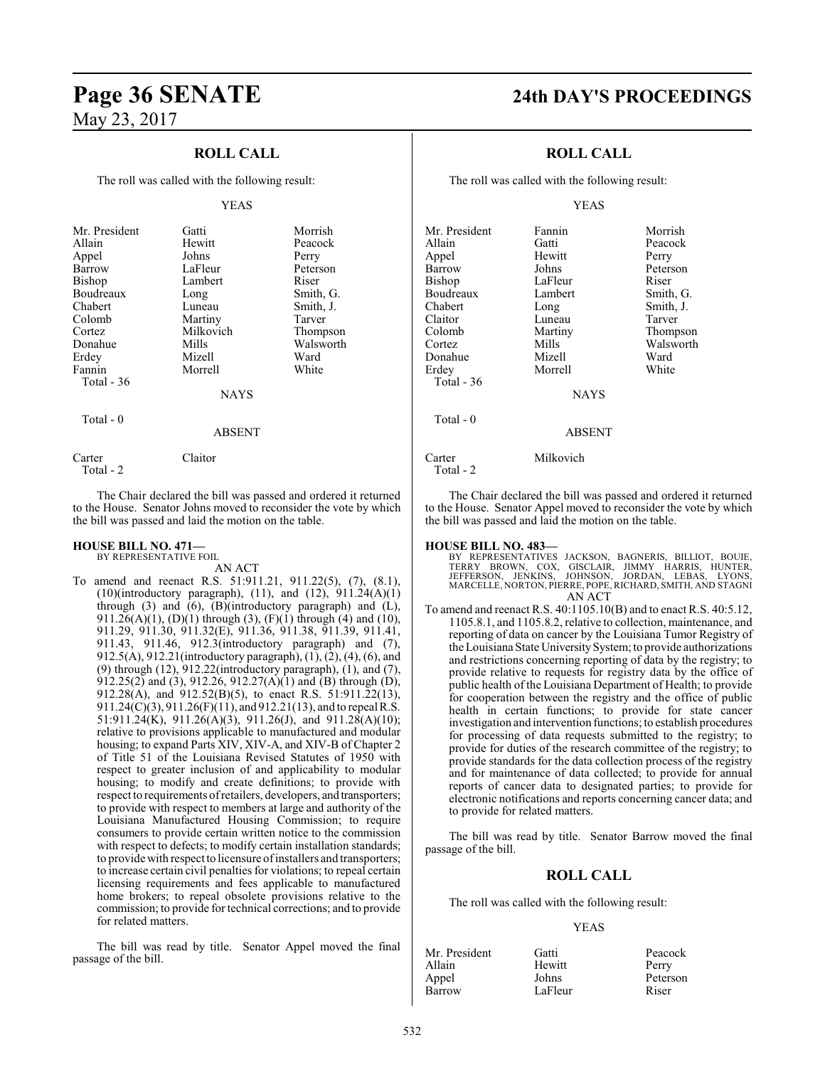## ROLL CALL

The roll was called with the following result:

YEAS

| | | |
|---|---|---|
| Mr. President | Gatti | Morrish |
| Allain | Hewitt | Peacock |
| Appel | Johns | Perry |
| Barrow | LaFleur | Peterson |
| Bishop | Lambert | Riser |
| Boudreaux | Long | Smith, G. |
| Chabert | Luneau | Smith, J. |
| Colomb | Martiny | Tarver |
| Cortez | Milkovich | Thompson |
| Donahue | Mills | Walsworth |
| Erdey | Mizell | Ward |
| Fannin | Morrell | White |

Total - 36

NAYS

Total - 0

ABSENT

| | |
|---|---|
| Carter | Claitor |

Total - 2

The Chair declared the bill was passed and ordered it returned to the House. Senator Johns moved to reconsider the vote by which the bill was passed and laid the motion on the table.

**HOUSE BILL NO. 471—**
BY REPRESENTATIVE FOIL
AN ACT

To amend and reenact R.S. 51:911.21, 911.22(5), (7), (8.1), (10)(introductory paragraph), (11), and (12), 911.24(A)(1) through (3) and (6), (B)(introductory paragraph) and (L), 911.26(A)(1), (D)(1) through (3), (F)(1) through (4) and (10), 911.29, 911.30, 911.32(E), 911.36, 911.38, 911.39, 911.41, 911.43, 911.46, 912.3(introductory paragraph) and (7), 912.5(A), 912.21(introductory paragraph), (1), (2), (4), (6), and (9) through (12), 912.22(introductory paragraph), (1), and (7), 912.25(2) and (3), 912.26, 912.27(A)(1) and (B) through (D), 912.28(A), and 912.52(B)(5), to enact R.S. 51:911.22(13), 911.24(C)(3), 911.26(F)(11), and 912.21(13), and to repeal R.S. 51:911.24(K), 911.26(A)(3), 911.26(J), and 911.28(A)(10); relative to provisions applicable to manufactured and modular housing; to expand Parts XIV, XIV-A, and XIV-B of Chapter 2 of Title 51 of the Louisiana Revised Statutes of 1950 with respect to greater inclusion of and applicability to modular housing; to modify and create definitions; to provide with respect to requirements of retailers, developers, and transporters; to provide with respect to members at large and authority of the Louisiana Manufactured Housing Commission; to require consumers to provide certain written notice to the commission with respect to defects; to modify certain installation standards; to provide with respect to licensure of installers and transporters; to increase certain civil penalties for violations; to repeal certain licensing requirements and fees applicable to manufactured home brokers; to repeal obsolete provisions relative to the commission; to provide for technical corrections; and to provide for related matters.

The bill was read by title. Senator Appel moved the final passage of the bill.

## ROLL CALL

The roll was called with the following result:

YEAS

| | | |
|---|---|---|
| Mr. President | Fannin | Morrish |
| Allain | Gatti | Peacock |
| Appel | Hewitt | Perry |
| Barrow | Johns | Peterson |
| Bishop | LaFleur | Riser |
| Boudreaux | Lambert | Smith, G. |
| Chabert | Long | Smith, J. |
| Claitor | Luneau | Tarver |
| Colomb | Martiny | Thompson |
| Cortez | Mills | Walsworth |
| Donahue | Mizell | Ward |
| Erdey | Morrell | White |

Total - 36

NAYS

Total - 0

ABSENT

| | |
|---|---|
| Carter | Milkovich |

Total - 2

The Chair declared the bill was passed and ordered it returned to the House. Senator Appel moved to reconsider the vote by which the bill was passed and laid the motion on the table.

**HOUSE BILL NO. 483—**
BY REPRESENTATIVES JACKSON, BAGNERIS, BILLIOT, BOUIE, TERRY BROWN, COX, GISCLAIR, JIMMY HARRIS, HUNTER, JEFFERSON, JENKINS, JOHNSON, JORDAN, LEBAS, LYONS, MARCELLE, NORTON, PIERRE, POPE, RICHARD, SMITH, AND STAGNI
AN ACT

To amend and reenact R.S. 40:1105.10(B) and to enact R.S. 40:5.12, 1105.8.1, and 1105.8.2, relative to collection, maintenance, and reporting of data on cancer by the Louisiana Tumor Registry of the Louisiana State University System; to provide authorizations and restrictions concerning reporting of data by the registry; to provide relative to requests for registry data by the office of public health of the Louisiana Department of Health; to provide for cooperation between the registry and the office of public health in certain functions; to provide for state cancer investigation and intervention functions; to establish procedures for processing of data requests submitted to the registry; to provide for duties of the research committee of the registry; to provide standards for the data collection process of the registry and for maintenance of data collected; to provide for annual reports of cancer data to designated parties; to provide for electronic notifications and reports concerning cancer data; and to provide for related matters.

The bill was read by title. Senator Barrow moved the final passage of the bill.

## ROLL CALL

The roll was called with the following result:

YEAS

| | | |
|---|---|---|
| Mr. President | Gatti | Peacock |
| Allain | Hewitt | Perry |
| Appel | Johns | Peterson |
| Barrow | LaFleur | Riser |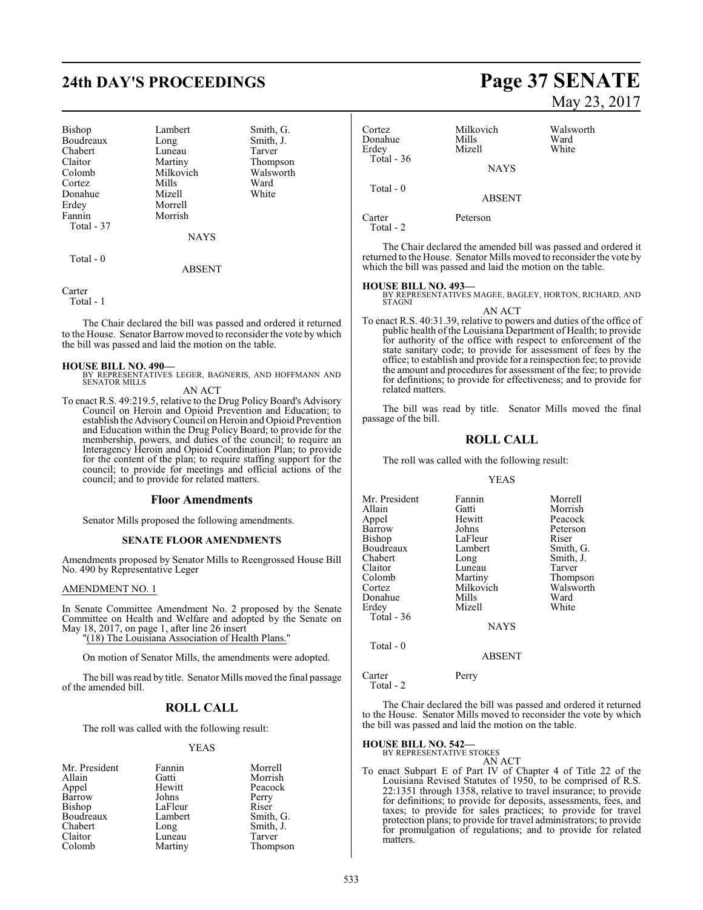| | | |
|---|---|---|
| Bishop | Lambert | Smith, G. |
| Boudreaux | Long | Smith, J. |
| Chabert | Luneau | Tarver |
| Claitor | Martiny | Thompson |
| Colomb | Milkovich | Walsworth |
| Cortez | Mills | Ward |
| Donahue | Mizell | White |
| Erdey | Morrell | |
| Fannin | Morrish | |
| Total - 37 | | |

NAYS

Total - 0

ABSENT

Carter
Total - 1

The Chair declared the bill was passed and ordered it returned to the House. Senator Barrow moved to reconsider the vote by which the bill was passed and laid the motion on the table.

**HOUSE BILL NO. 490—**
BY REPRESENTATIVES LEGER, BAGNERIS, AND HOFFMANN AND SENATOR MILLS
AN ACT

To enact R.S. 49:219.5, relative to the Drug Policy Board's Advisory Council on Heroin and Opioid Prevention and Education; to establish the Advisory Council on Heroin and Opioid Prevention and Education within the Drug Policy Board; to provide for the membership, powers, and duties of the council; to require an Interagency Heroin and Opioid Coordination Plan; to provide for the content of the plan; to require staffing support for the council; to provide for meetings and official actions of the council; and to provide for related matters.

## Floor Amendments

Senator Mills proposed the following amendments.

### SENATE FLOOR AMENDMENTS

Amendments proposed by Senator Mills to Reengrossed House Bill No. 490 by Representative Leger

AMENDMENT NO. 1

In Senate Committee Amendment No. 2 proposed by the Senate Committee on Health and Welfare and adopted by the Senate on May 18, 2017, on page 1, after line 26 insert
"(18) The Louisiana Association of Health Plans."

On motion of Senator Mills, the amendments were adopted.

The bill was read by title. Senator Mills moved the final passage of the amended bill.

## ROLL CALL

The roll was called with the following result:

YEAS

| | | |
|---|---|---|
| Mr. President | Fannin | Morrell |
| Allain | Gatti | Morrish |
| Appel | Hewitt | Peacock |
| Barrow | Johns | Perry |
| Bishop | LaFleur | Riser |
| Boudreaux | Lambert | Smith, G. |
| Chabert | Long | Smith, J. |
| Claitor | Luneau | Tarver |
| Colomb | Martiny | Thompson |
| Cortez | Milkovich | Walsworth |
| Donahue | Mills | Ward |
| Erdey | Mizell | White |
| Total - 36 | | |

NAYS

Total - 0

ABSENT

Carter Peterson
Total - 2

The Chair declared the amended bill was passed and ordered it returned to the House. Senator Mills moved to reconsider the vote by which the bill was passed and laid the motion on the table.

**HOUSE BILL NO. 493—**
BY REPRESENTATIVES MAGEE, BAGLEY, HORTON, RICHARD, AND STAGNI
AN ACT

To enact R.S. 40:31.39, relative to powers and duties of the office of public health of the Louisiana Department of Health; to provide for authority of the office with respect to enforcement of the state sanitary code; to provide for assessment of fees by the office; to establish and provide for a reinspection fee; to provide the amount and procedures for assessment of the fee; to provide for definitions; to provide for effectiveness; and to provide for related matters.

The bill was read by title. Senator Mills moved the final passage of the bill.

## ROLL CALL

The roll was called with the following result:

YEAS

| | | |
|---|---|---|
| Mr. President | Fannin | Morrell |
| Allain | Gatti | Morrish |
| Appel | Hewitt | Peacock |
| Barrow | Johns | Peterson |
| Bishop | LaFleur | Riser |
| Boudreaux | Lambert | Smith, G. |
| Chabert | Long | Smith, J. |
| Claitor | Luneau | Tarver |
| Colomb | Martiny | Thompson |
| Cortez | Milkovich | Walsworth |
| Donahue | Mills | Ward |
| Erdey | Mizell | White |
| Total - 36 | | |

NAYS

Total - 0

ABSENT

Carter Perry
Total - 2

The Chair declared the bill was passed and ordered it returned to the House. Senator Mills moved to reconsider the vote by which the bill was passed and laid the motion on the table.

**HOUSE BILL NO. 542—**
BY REPRESENTATIVE STOKES
AN ACT

To enact Subpart E of Part IV of Chapter 4 of Title 22 of the Louisiana Revised Statutes of 1950, to be comprised of R.S. 22:1351 through 1358, relative to travel insurance; to provide for definitions; to provide for deposits, assessments, fees, and taxes; to provide for sales practices; to provide for travel protection plans; to provide for travel administrators; to provide for promulgation of regulations; and to provide for related matters.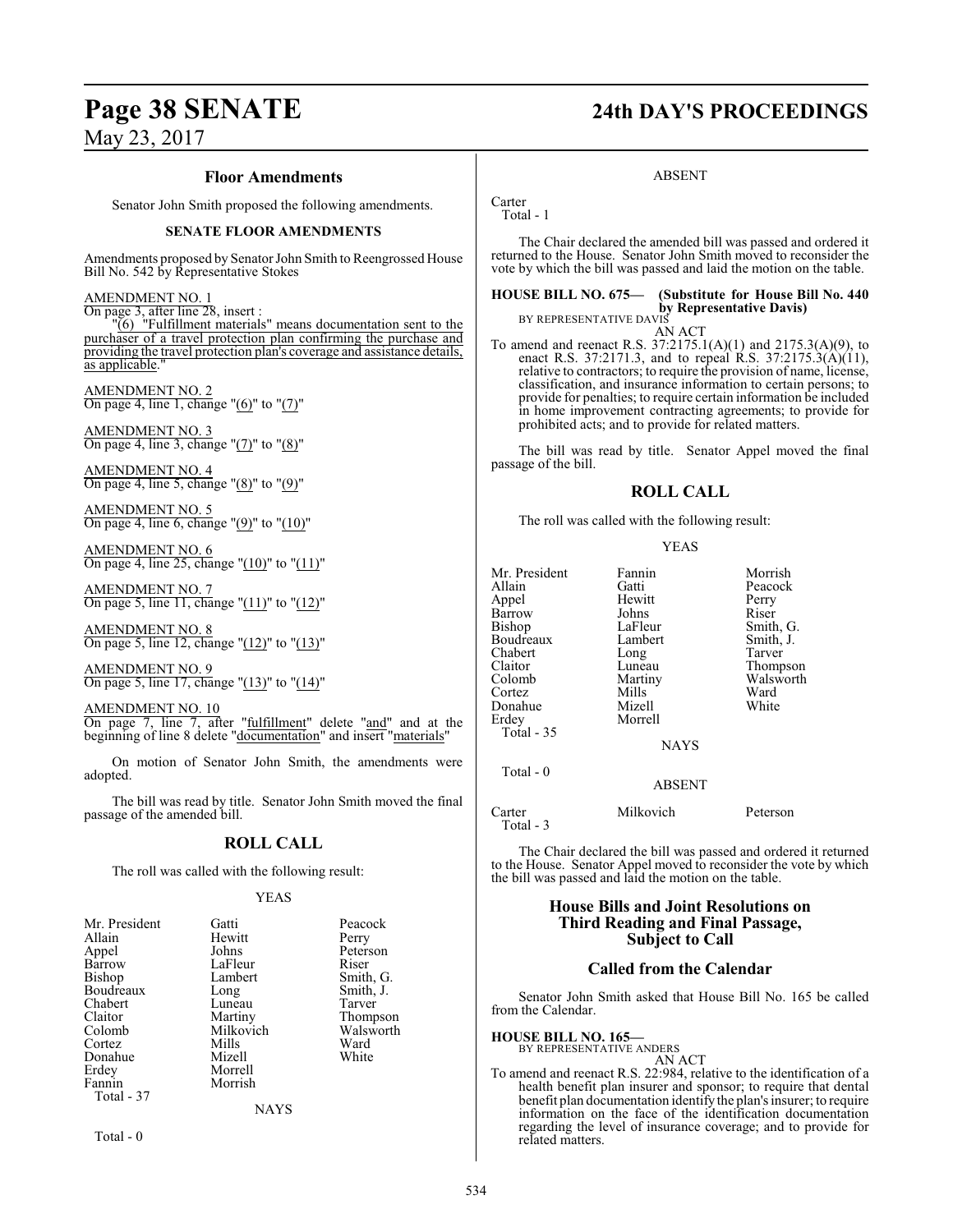### Floor Amendments

Senator John Smith proposed the following amendments.

#### SENATE FLOOR AMENDMENTS

Amendments proposed by Senator John Smith to Reengrossed House Bill No. 542 by Representative Stokes

AMENDMENT NO. 1
On page 3, after line 28, insert :
"(6) "Fulfillment materials" means documentation sent to the purchaser of a travel protection plan confirming the purchase and providing the travel protection plan's coverage and assistance details, as applicable."

AMENDMENT NO. 2
On page 4, line 1, change "(6)" to "(7)"

AMENDMENT NO. 3
On page 4, line 3, change "(7)" to "(8)"

AMENDMENT NO. 4
On page 4, line 5, change "(8)" to "(9)"

AMENDMENT NO. 5
On page 4, line 6, change "(9)" to "(10)"

AMENDMENT NO. 6
On page 4, line 25, change "(10)" to "(11)"

AMENDMENT NO. 7
On page 5, line 11, change "(11)" to "(12)"

AMENDMENT NO. 8
On page 5, line 12, change "(12)" to "(13)"

AMENDMENT NO. 9
On page 5, line 17, change "(13)" to "(14)"

AMENDMENT NO. 10
On page 7, line 7, after "fulfillment" delete "and" and at the beginning of line 8 delete "documentation" and insert "materials"

On motion of Senator John Smith, the amendments were adopted.

The bill was read by title. Senator John Smith moved the final passage of the amended bill.

### ROLL CALL

The roll was called with the following result:

YEAS

| | | |
|---|---|---|
| Mr. President | Gatti | Peacock |
| Allain | Hewitt | Perry |
| Appel | Johns | Peterson |
| Barrow | LaFleur | Riser |
| Bishop | Lambert | Smith, G. |
| Boudreaux | Long | Smith, J. |
| Chabert | Luneau | Tarver |
| Claitor | Martiny | Thompson |
| Colomb | Milkovich | Walsworth |
| Cortez | Mills | Ward |
| Donahue | Mizell | White |
| Erdey | Morrell | |
| Fannin | Morrish | |

Total - 37

NAYS

Total - 0

ABSENT

Carter

Total - 1

The Chair declared the amended bill was passed and ordered it returned to the House. Senator John Smith moved to reconsider the vote by which the bill was passed and laid the motion on the table.

**HOUSE BILL NO. 675— (Substitute for House Bill No. 440 by Representative Davis)**
BY REPRESENTATIVE DAVIS
AN ACT

To amend and reenact R.S. 37:2175.1(A)(1) and 2175.3(A)(9), to enact R.S. 37:2171.3, and to repeal R.S. 37:2175.3(A)(11), relative to contractors; to require the provision of name, license, classification, and insurance information to certain persons; to provide for penalties; to require certain information be included in home improvement contracting agreements; to provide for prohibited acts; and to provide for related matters.

The bill was read by title. Senator Appel moved the final passage of the bill.

### ROLL CALL

The roll was called with the following result:

YEAS

| | | |
|---|---|---|
| Mr. President | Fannin | Morrish |
| Allain | Gatti | Peacock |
| Appel | Hewitt | Perry |
| Barrow | Johns | Riser |
| Bishop | LaFleur | Smith, G. |
| Boudreaux | Lambert | Smith, J. |
| Chabert | Long | Tarver |
| Claitor | Luneau | Thompson |
| Colomb | Martiny | Walsworth |
| Cortez | Mills | Ward |
| Donahue | Mizell | White |
| Erdey | Morrell | |

Total - 35

NAYS

Total - 0

ABSENT

| | | |
|---|---|---|
| Carter | Milkovich | Peterson |

Total - 3

The Chair declared the bill was passed and ordered it returned to the House. Senator Appel moved to reconsider the vote by which the bill was passed and laid the motion on the table.

### House Bills and Joint Resolutions on Third Reading and Final Passage, Subject to Call

### Called from the Calendar

Senator John Smith asked that House Bill No. 165 be called from the Calendar.

**HOUSE BILL NO. 165—**
BY REPRESENTATIVE ANDERS
AN ACT

To amend and reenact R.S. 22:984, relative to the identification of a health benefit plan insurer and sponsor; to require that dental benefit plan documentation identify the plan's insurer; to require information on the face of the identification documentation regarding the level of insurance coverage; and to provide for related matters.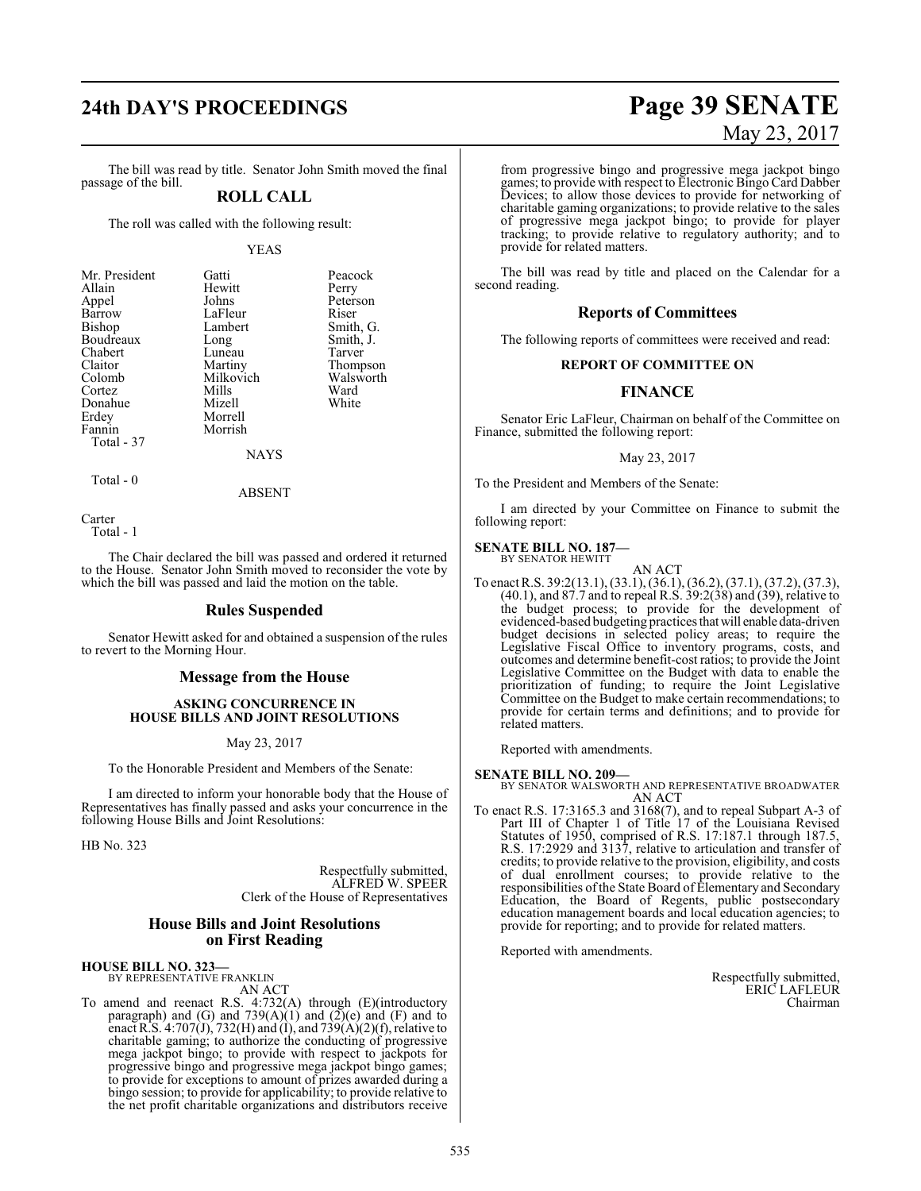The bill was read by title. Senator John Smith moved the final passage of the bill.

## ROLL CALL

The roll was called with the following result:

YEAS

| | | |
|---|---|---|
| Mr. President | Gatti | Peacock |
| Allain | Hewitt | Perry |
| Appel | Johns | Peterson |
| Barrow | LaFleur | Riser |
| Bishop | Lambert | Smith, G. |
| Boudreaux | Long | Smith, J. |
| Chabert | Luneau | Tarver |
| Claitor | Martiny | Thompson |
| Colomb | Milkovich | Walsworth |
| Cortez | Mills | Ward |
| Donahue | Mizell | White |
| Erdey | Morrell | |
| Fannin | Morrish | |
| Total - 37 | | |

NAYS

Total - 0

ABSENT

Carter
Total - 1

The Chair declared the bill was passed and ordered it returned to the House. Senator John Smith moved to reconsider the vote by which the bill was passed and laid the motion on the table.

## Rules Suspended

Senator Hewitt asked for and obtained a suspension of the rules to revert to the Morning Hour.

## Message from the House

### ASKING CONCURRENCE IN HOUSE BILLS AND JOINT RESOLUTIONS

May 23, 2017

To the Honorable President and Members of the Senate:

I am directed to inform your honorable body that the House of Representatives has finally passed and asks your concurrence in the following House Bills and Joint Resolutions:

HB No. 323

Respectfully submitted,
ALFRED W. SPEER
Clerk of the House of Representatives

## House Bills and Joint Resolutions on First Reading

**HOUSE BILL NO. 323—**
BY REPRESENTATIVE FRANKLIN
AN ACT

To amend and reenact R.S. 4:732(A) through (E)(introductory paragraph) and (G) and 739(A)(1) and (2)(e) and (F) and to enact R.S. 4:707(J), 732(H) and (I), and 739(A)(2)(f), relative to charitable gaming; to authorize the conducting of progressive mega jackpot bingo; to provide with respect to jackpots for progressive bingo and progressive mega jackpot bingo games; to provide for exceptions to amount of prizes awarded during a bingo session; to provide for applicability; to provide relative to the net profit charitable organizations and distributors receive from progressive bingo and progressive mega jackpot bingo games; to provide with respect to Electronic Bingo Card Dabber Devices; to allow those devices to provide for networking of charitable gaming organizations; to provide relative to the sales of progressive mega jackpot bingo; to provide for player tracking; to provide relative to regulatory authority; and to provide for related matters.

The bill was read by title and placed on the Calendar for a second reading.

## Reports of Committees

The following reports of committees were received and read:

### REPORT OF COMMITTEE ON

## FINANCE

Senator Eric LaFleur, Chairman on behalf of the Committee on Finance, submitted the following report:

May 23, 2017

To the President and Members of the Senate:

I am directed by your Committee on Finance to submit the following report:

**SENATE BILL NO. 187—**
BY SENATOR HEWITT
AN ACT

To enact R.S. 39:2(13.1), (33.1), (36.1), (36.2), (37.1), (37.2), (37.3), (40.1), and 87.7 and to repeal R.S. 39:2(38) and (39), relative to the budget process; to provide for the development of evidenced-based budgeting practices that will enable data-driven budget decisions in selected policy areas; to require the Legislative Fiscal Office to inventory programs, costs, and outcomes and determine benefit-cost ratios; to provide the Joint Legislative Committee on the Budget with data to enable the prioritization of funding; to require the Joint Legislative Committee on the Budget to make certain recommendations; to provide for certain terms and definitions; and to provide for related matters.

Reported with amendments.

**SENATE BILL NO. 209—**
BY SENATOR WALSWORTH AND REPRESENTATIVE BROADWATER
AN ACT

To enact R.S. 17:3165.3 and 3168(7), and to repeal Subpart A-3 of Part III of Chapter 1 of Title 17 of the Louisiana Revised Statutes of 1950, comprised of R.S. 17:187.1 through 187.5, R.S. 17:2929 and 3137, relative to articulation and transfer of credits; to provide relative to the provision, eligibility, and costs of dual enrollment courses; to provide relative to the responsibilities of the State Board of Elementary and Secondary Education, the Board of Regents, public postsecondary education management boards and local education agencies; to provide for reporting; and to provide for related matters.

Reported with amendments.

Respectfully submitted,
ERIC LAFLEUR
Chairman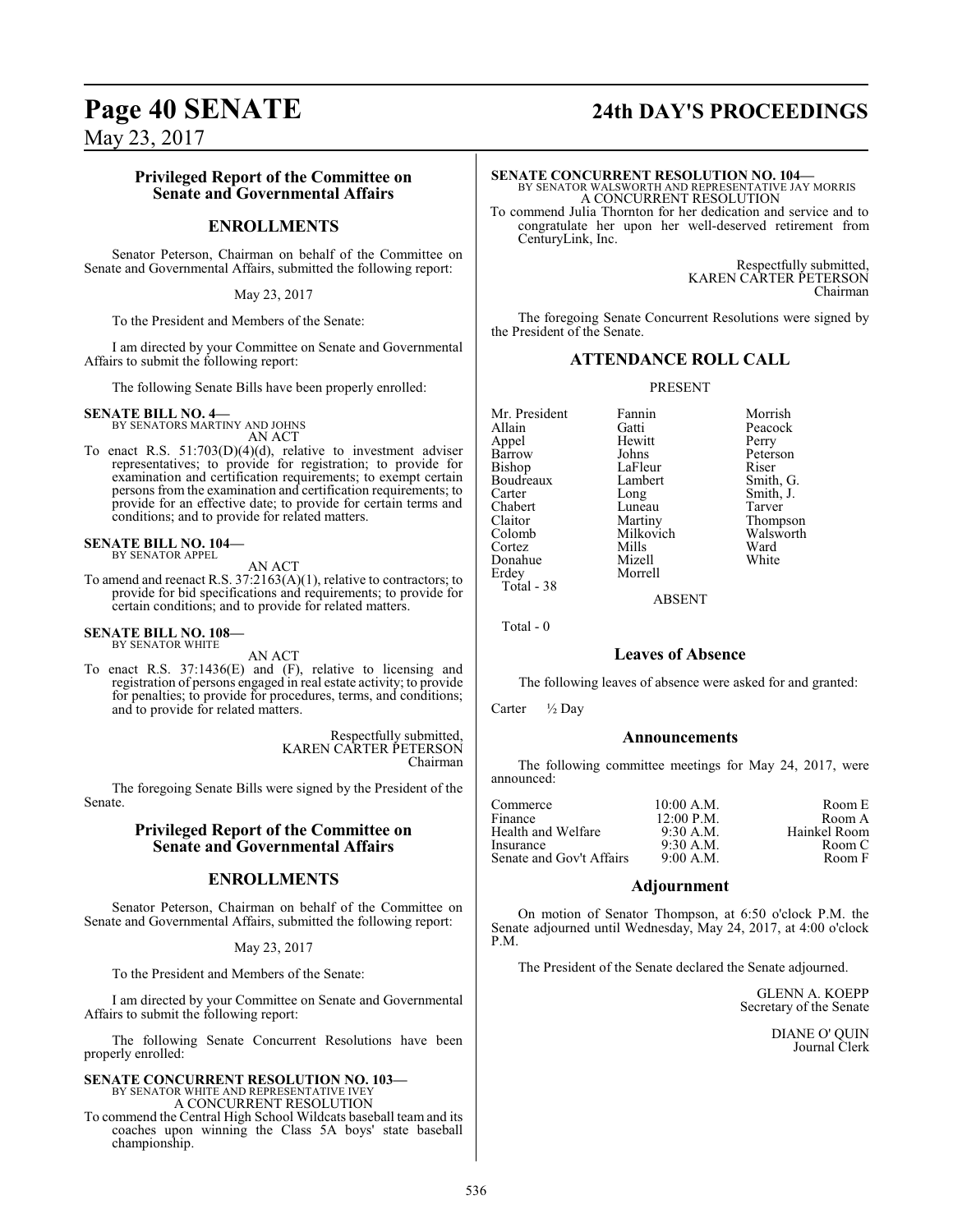### Privileged Report of the Committee on Senate and Governmental Affairs

## ENROLLMENTS

Senator Peterson, Chairman on behalf of the Committee on Senate and Governmental Affairs, submitted the following report:

May 23, 2017

To the President and Members of the Senate:

I am directed by your Committee on Senate and Governmental Affairs to submit the following report:

The following Senate Bills have been properly enrolled:

**SENATE BILL NO. 4—**
BY SENATORS MARTINY AND JOHNS
AN ACT

To enact R.S. 51:703(D)(4)(d), relative to investment adviser representatives; to provide for registration; to provide for examination and certification requirements; to exempt certain persons from the examination and certification requirements; to provide for an effective date; to provide for certain terms and conditions; and to provide for related matters.

**SENATE BILL NO. 104—**
BY SENATOR APPEL
AN ACT

To amend and reenact R.S. 37:2163(A)(1), relative to contractors; to provide for bid specifications and requirements; to provide for certain conditions; and to provide for related matters.

**SENATE BILL NO. 108—**
BY SENATOR WHITE
AN ACT

To enact R.S. 37:1436(E) and (F), relative to licensing and registration of persons engaged in real estate activity; to provide for penalties; to provide for procedures, terms, and conditions; and to provide for related matters.

Respectfully submitted,
KAREN CARTER PETERSON
Chairman

The foregoing Senate Bills were signed by the President of the Senate.

### Privileged Report of the Committee on Senate and Governmental Affairs

## ENROLLMENTS

Senator Peterson, Chairman on behalf of the Committee on Senate and Governmental Affairs, submitted the following report:

May 23, 2017

To the President and Members of the Senate:

I am directed by your Committee on Senate and Governmental Affairs to submit the following report:

The following Senate Concurrent Resolutions have been properly enrolled:

**SENATE CONCURRENT RESOLUTION NO. 103—**
BY SENATOR WHITE AND REPRESENTATIVE IVEY
A CONCURRENT RESOLUTION

To commend the Central High School Wildcats baseball team and its coaches upon winning the Class 5A boys' state baseball championship.

**SENATE CONCURRENT RESOLUTION NO. 104—**
BY SENATOR WALSWORTH AND REPRESENTATIVE JAY MORRIS
A CONCURRENT RESOLUTION

To commend Julia Thornton for her dedication and service and to congratulate her upon her well-deserved retirement from CenturyLink, Inc.

Respectfully submitted,
KAREN CARTER PETERSON
Chairman

The foregoing Senate Concurrent Resolutions were signed by the President of the Senate.

## ATTENDANCE ROLL CALL

PRESENT

| | | |
|---|---|---|
| Mr. President | Fannin | Morrish |
| Allain | Gatti | Peacock |
| Appel | Hewitt | Perry |
| Barrow | Johns | Peterson |
| Bishop | LaFleur | Riser |
| Boudreaux | Lambert | Smith, G. |
| Carter | Long | Smith, J. |
| Chabert | Luneau | Tarver |
| Claitor | Martiny | Thompson |
| Colomb | Milkovich | Walsworth |
| Cortez | Mills | Ward |
| Donahue | Mizell | White |
| Erdey | Morrell | |

Total - 38

ABSENT

Total - 0

## Leaves of Absence

The following leaves of absence were asked for and granted:

Carter ½ Day

## Announcements

The following committee meetings for May 24, 2017, were announced:

| | | |
|---|---|---|
| Commerce | 10:00 A.M. | Room E |
| Finance | 12:00 P.M. | Room A |
| Health and Welfare | 9:30 A.M. | Hainkel Room |
| Insurance | 9:30 A.M. | Room C |
| Senate and Gov't Affairs | 9:00 A.M. | Room F |

## Adjournment

On motion of Senator Thompson, at 6:50 o'clock P.M. the Senate adjourned until Wednesday, May 24, 2017, at 4:00 o'clock P.M.

The President of the Senate declared the Senate adjourned.

GLENN A. KOEPP
Secretary of the Senate

DIANE O' QUIN
Journal Clerk